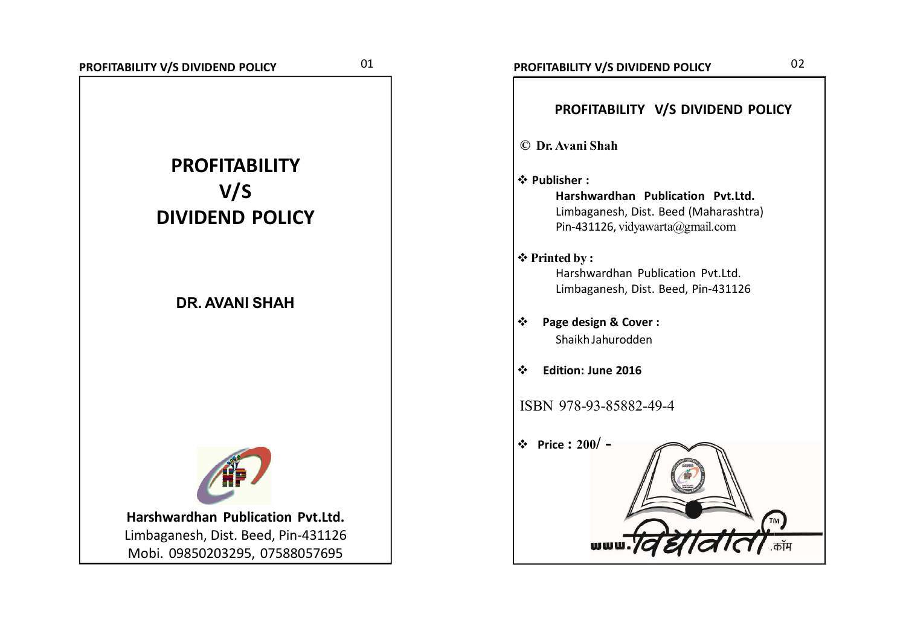# PROFITABILITY
# V/S
# DIVIDEND POLICY

**DR. AVANI SHAH**

**Harshwardhan Publication Pvt.Ltd.**
Limbaganesh, Dist. Beed, Pin-431126
Mobi. 09850203295, 07588057695

## PROFITABILITY V/S DIVIDEND POLICY

© **Dr. Avani Shah**

- **Publisher :**
  **Harshwardhan Publication Pvt.Ltd.**
  Limbaganesh, Dist. Beed (Maharashtra)
  Pin-431126, vidyawarta@gmail.com

- **Printed by :**
  Harshwardhan Publication Pvt.Ltd.
  Limbaganesh, Dist. Beed, Pin-431126

- **Page design & Cover :**
  Shaikh Jahurodden

- **Edition: June 2016**

ISBN 978-93-85882-49-4

- **Price : 200/ -**

www.विद्यावार्ता.कॉम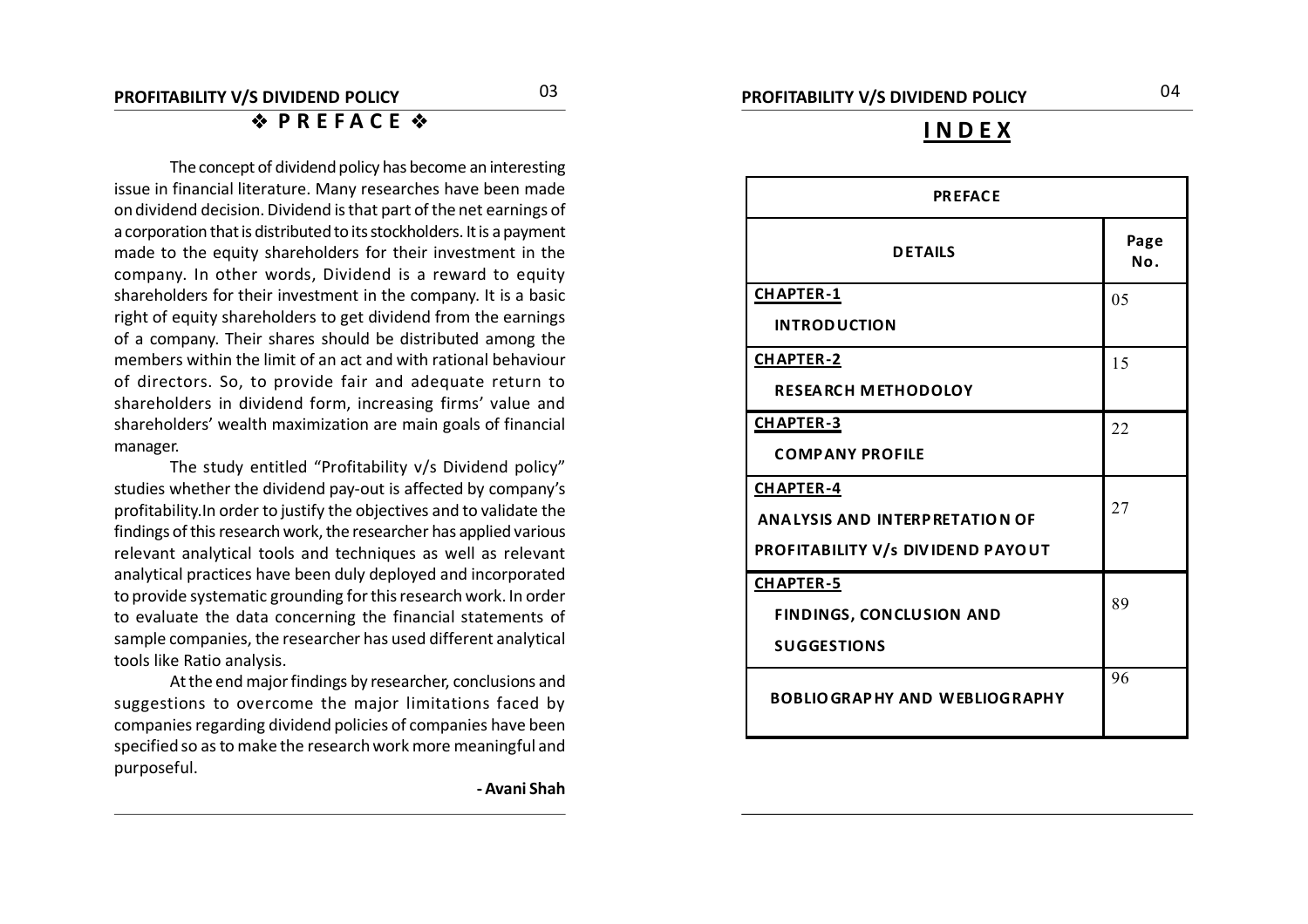# ❖ PREFACE ❖

The concept of dividend policy has become an interesting issue in financial literature. Many researches have been made on dividend decision. Dividend is that part of the net earnings of a corporation that is distributed to its stockholders. It is a payment made to the equity shareholders for their investment in the company. In other words, Dividend is a reward to equity shareholders for their investment in the company. It is a basic right of equity shareholders to get dividend from the earnings of a company. Their shares should be distributed among the members within the limit of an act and with rational behaviour of directors. So, to provide fair and adequate return to shareholders in dividend form, increasing firms' value and shareholders' wealth maximization are main goals of financial manager.

The study entitled "Profitability v/s Dividend policy" studies whether the dividend pay-out is affected by company's profitability.In order to justify the objectives and to validate the findings of this research work, the researcher has applied various relevant analytical tools and techniques as well as relevant analytical practices have been duly deployed and incorporated to provide systematic grounding for this research work. In order to evaluate the data concerning the financial statements of sample companies, the researcher has used different analytical tools like Ratio analysis.

At the end major findings by researcher, conclusions and suggestions to overcome the major limitations faced by companies regarding dividend policies of companies have been specified so as to make the research work more meaningful and purposeful.

**- Avani Shah**

# INDEX

| PREFACE | |
|---|---|
| **DETAILS** | **Page No.** |
| **CHAPTER-1** INTRODUCTION | 05 |
| **CHAPTER-2** RESEARCH METHODOLOY | 15 |
| **CHAPTER-3** COMPANY PROFILE | 22 |
| **CHAPTER-4** ANALYSIS AND INTERPRETATION OF PROFITABILITY V/s DIVIDEND PAYOUT | 27 |
| **CHAPTER-5** FINDINGS, CONCLUSION AND SUGGESTIONS | 89 |
| BOBLIOGRAPHY AND WEBLIOGRAPHY | 96 |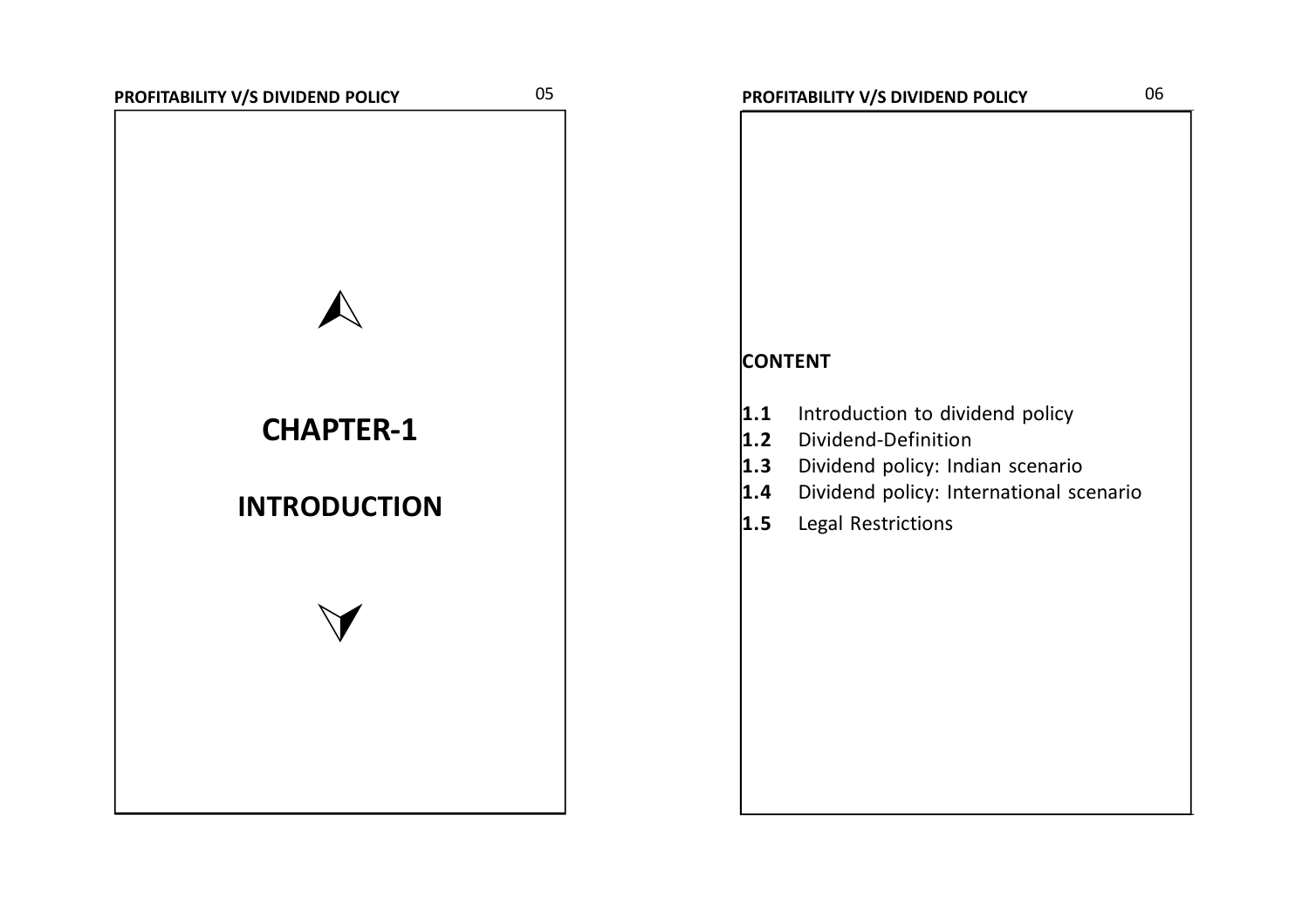# CHAPTER-1

# INTRODUCTION

**CONTENT**

**1.1** Introduction to dividend policy
**1.2** Dividend-Definition
**1.3** Dividend policy: Indian scenario
**1.4** Dividend policy: International scenario
**1.5** Legal Restrictions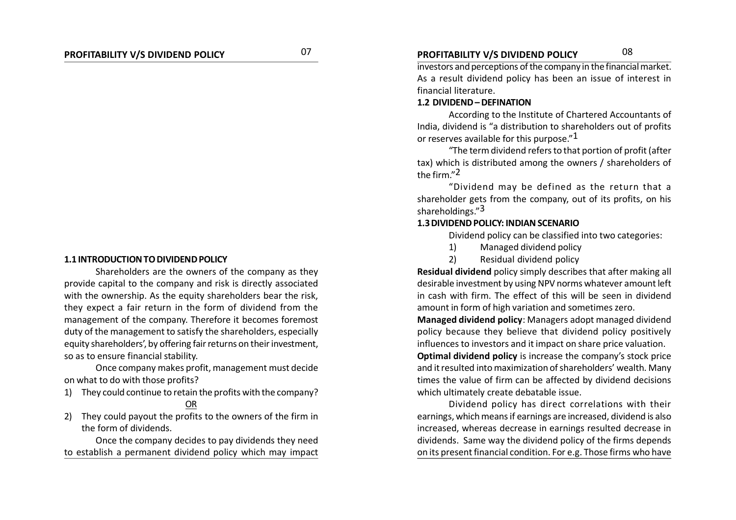## 1.1 INTRODUCTION TO DIVIDEND POLICY

Shareholders are the owners of the company as they provide capital to the company and risk is directly associated with the ownership. As the equity shareholders bear the risk, they expect a fair return in the form of dividend from the management of the company. Therefore it becomes foremost duty of the management to satisfy the shareholders, especially equity shareholders', by offering fair returns on their investment, so as to ensure financial stability.

Once company makes profit, management must decide on what to do with those profits?

1) They could continue to retain the profits with the company?

OR

2) They could payout the profits to the owners of the firm in the form of dividends.

Once the company decides to pay dividends they need to establish a permanent dividend policy which may impact investors and perceptions of the company in the financial market. As a result dividend policy has been an issue of interest in financial literature.

## 1.2 DIVIDEND – DEFINATION

According to the Institute of Chartered Accountants of India, dividend is "a distribution to shareholders out of profits or reserves available for this purpose."[1]

"The term dividend refers to that portion of profit (after tax) which is distributed among the owners / shareholders of the firm."[2]

"Dividend may be defined as the return that a shareholder gets from the company, out of its profits, on his shareholdings."[3]

## 1.3 DIVIDEND POLICY: INDIAN SCENARIO

Dividend policy can be classified into two categories:

1) Managed dividend policy
2) Residual dividend policy

**Residual dividend** policy simply describes that after making all desirable investment by using NPV norms whatever amount left in cash with firm. The effect of this will be seen in dividend amount in form of high variation and sometimes zero.

**Managed dividend policy**: Managers adopt managed dividend policy because they believe that dividend policy positively influences to investors and it impact on share price valuation.

**Optimal dividend policy** is increase the company's stock price and it resulted into maximization of shareholders' wealth. Many times the value of firm can be affected by dividend decisions which ultimately create debatable issue.

Dividend policy has direct correlations with their earnings, which means if earnings are increased, dividend is also increased, whereas decrease in earnings resulted decrease in dividends. Same way the dividend policy of the firms depends on its present financial condition. For e.g. Those firms who have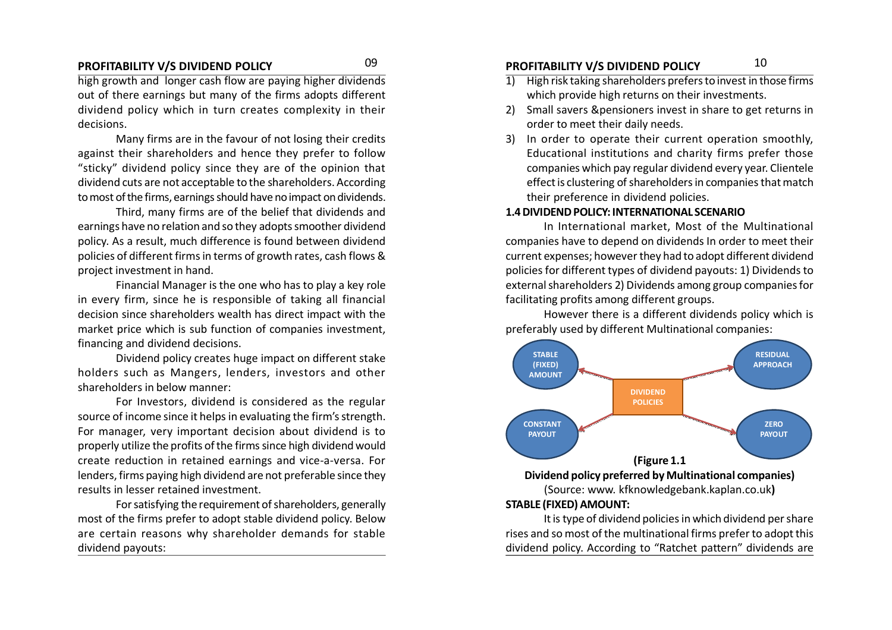high growth and longer cash flow are paying higher dividends out of there earnings but many of the firms adopts different dividend policy which in turn creates complexity in their decisions.

Many firms are in the favour of not losing their credits against their shareholders and hence they prefer to follow "sticky" dividend policy since they are of the opinion that dividend cuts are not acceptable to the shareholders. According to most of the firms, earnings should have no impact on dividends.

Third, many firms are of the belief that dividends and earnings have no relation and so they adopts smoother dividend policy. As a result, much difference is found between dividend policies of different firms in terms of growth rates, cash flows & project investment in hand.

Financial Manager is the one who has to play a key role in every firm, since he is responsible of taking all financial decision since shareholders wealth has direct impact with the market price which is sub function of companies investment, financing and dividend decisions.

Dividend policy creates huge impact on different stake holders such as Mangers, lenders, investors and other shareholders in below manner:

For Investors, dividend is considered as the regular source of income since it helps in evaluating the firm's strength. For manager, very important decision about dividend is to properly utilize the profits of the firms since high dividend would create reduction in retained earnings and vice-a-versa. For lenders, firms paying high dividend are not preferable since they results in lesser retained investment.

For satisfying the requirement of shareholders, generally most of the firms prefer to adopt stable dividend policy. Below are certain reasons why shareholder demands for stable dividend payouts:

1) High risk taking shareholders prefers to invest in those firms which provide high returns on their investments.
2) Small savers &pensioners invest in share to get returns in order to meet their daily needs.
3) In order to operate their current operation smoothly, Educational institutions and charity firms prefer those companies which pay regular dividend every year. Clientele effect is clustering of shareholders in companies that match their preference in dividend policies.

### 1.4 DIVIDEND POLICY: INTERNATIONAL SCENARIO

In International market, Most of the Multinational companies have to depend on dividends In order to meet their current expenses; however they had to adopt different dividend policies for different types of dividend payouts: 1) Dividends to external shareholders 2) Dividends among group companies for facilitating profits among different groups.

However there is a different dividends policy which is preferably used by different Multinational companies:

DIVIDEND POLICIES → STABLE (FIXED) AMOUNT; RESIDUAL APPROACH; CONSTANT PAYOUT; ZERO PAYOUT

**(Figure 1.1**
**Dividend policy preferred by Multinational companies)**
(Source: www. kfknowledgebank.kaplan.co.uk**)**

**STABLE (FIXED) AMOUNT:**

It is type of dividend policies in which dividend per share rises and so most of the multinational firms prefer to adopt this dividend policy. According to "Ratchet pattern" dividends are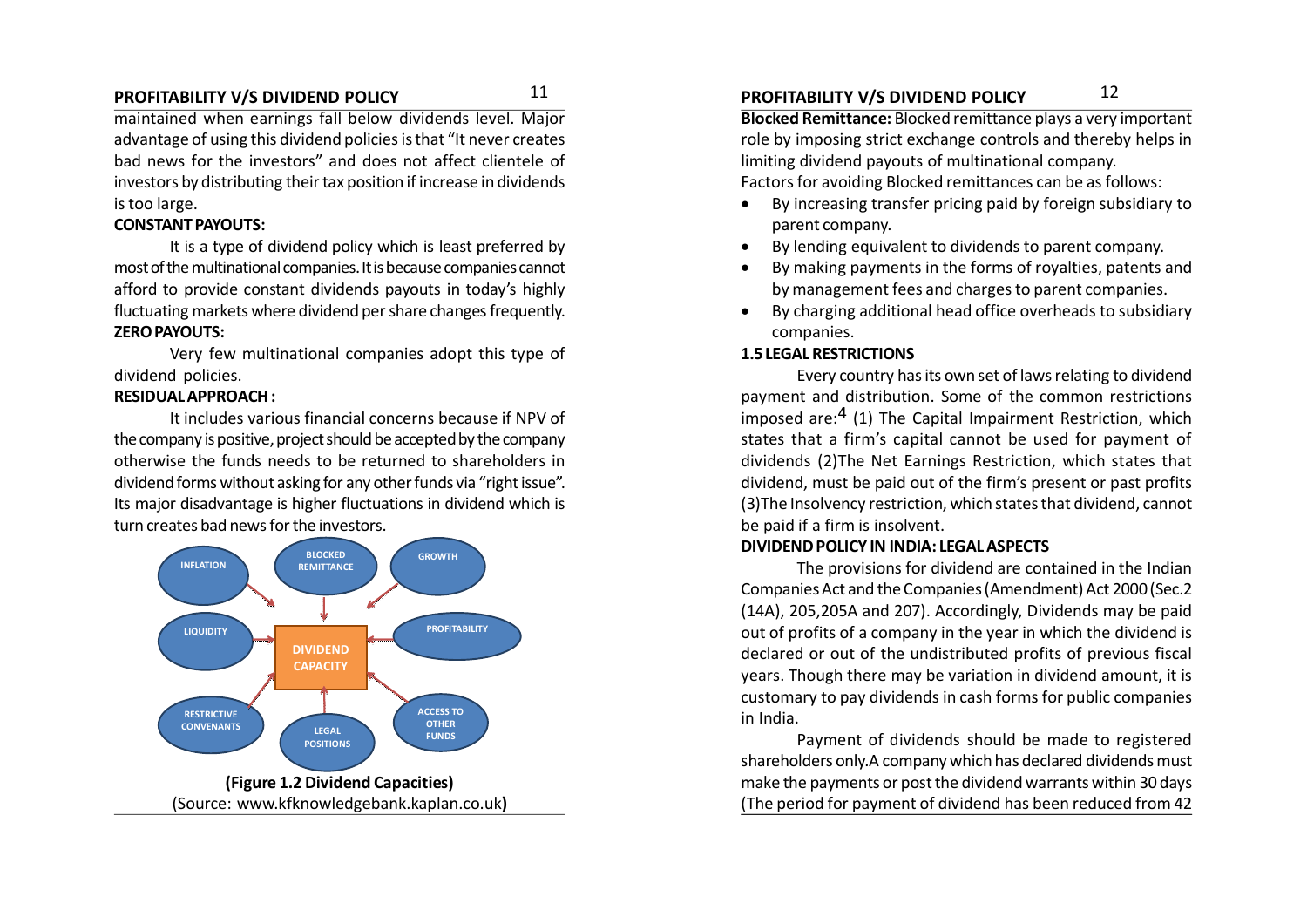maintained when earnings fall below dividends level. Major advantage of using this dividend policies is that "It never creates bad news for the investors" and does not affect clientele of investors by distributing their tax position if increase in dividends is too large.

**CONSTANT PAYOUTS:**

It is a type of dividend policy which is least preferred by most of the multinational companies. It is because companies cannot afford to provide constant dividends payouts in today's highly fluctuating markets where dividend per share changes frequently.

**ZERO PAYOUTS:**

Very few multinational companies adopt this type of dividend policies.

**RESIDUAL APPROACH :**

It includes various financial concerns because if NPV of the company is positive, project should be accepted by the company otherwise the funds needs to be returned to shareholders in dividend forms without asking for any other funds via "right issue". Its major disadvantage is higher fluctuations in dividend which is turn creates bad news for the investors.

INFLATION, BLOCKED REMITTANCE, GROWTH, LIQUIDITY, PROFITABILITY, RESTRICTIVE CONVENANTS, LEGAL POSITIONS, ACCESS TO OTHER FUNDS → DIVIDEND CAPACITY

**(Figure 1.2 Dividend Capacities)**
(Source: www.kfknowledgebank.kaplan.co.uk**)**

**Blocked Remittance:** Blocked remittance plays a very important role by imposing strict exchange controls and thereby helps in limiting dividend payouts of multinational company.

Factors for avoiding Blocked remittances can be as follows:

- By increasing transfer pricing paid by foreign subsidiary to parent company.
- By lending equivalent to dividends to parent company.
- By making payments in the forms of royalties, patents and by management fees and charges to parent companies.
- By charging additional head office overheads to subsidiary companies.

**1.5 LEGAL RESTRICTIONS**

Every country has its own set of laws relating to dividend payment and distribution. Some of the common restrictions imposed are:[4] (1) The Capital Impairment Restriction, which states that a firm's capital cannot be used for payment of dividends (2)The Net Earnings Restriction, which states that dividend, must be paid out of the firm's present or past profits (3)The Insolvency restriction, which states that dividend, cannot be paid if a firm is insolvent.

**DIVIDEND POLICY IN INDIA: LEGAL ASPECTS**

The provisions for dividend are contained in the Indian Companies Act and the Companies (Amendment) Act 2000 (Sec.2 (14A), 205,205A and 207). Accordingly, Dividends may be paid out of profits of a company in the year in which the dividend is declared or out of the undistributed profits of previous fiscal years. Though there may be variation in dividend amount, it is customary to pay dividends in cash forms for public companies in India.

Payment of dividends should be made to registered shareholders only.A company which has declared dividends must make the payments or post the dividend warrants within 30 days (The period for payment of dividend has been reduced from 42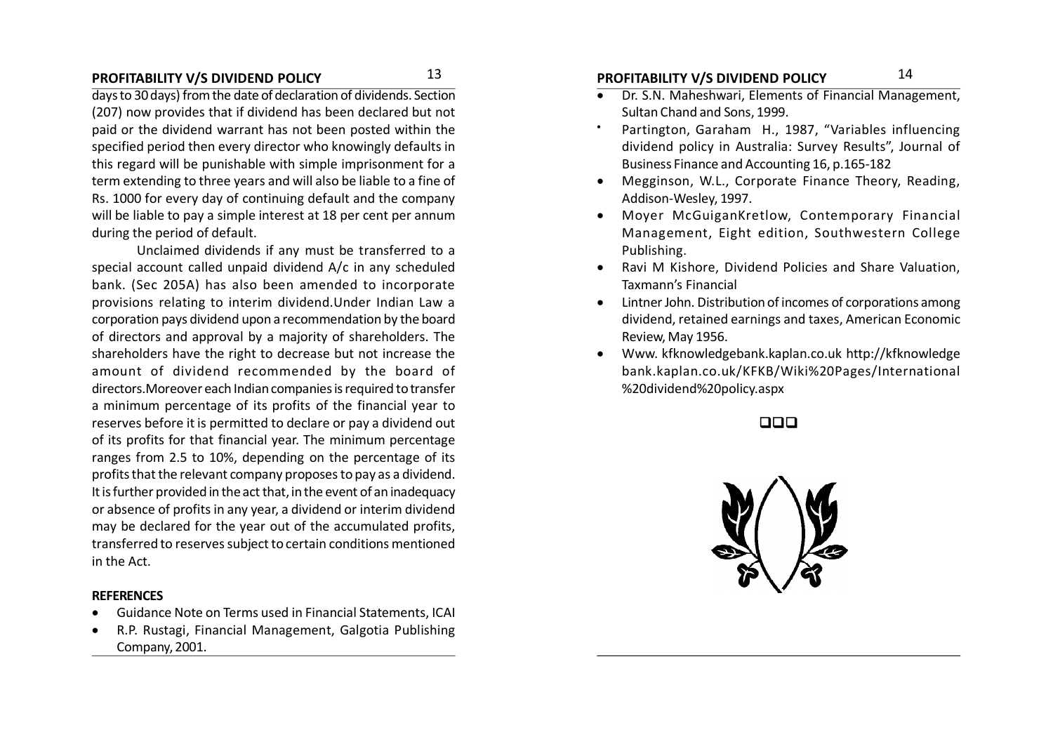days to 30 days) from the date of declaration of dividends. Section (207) now provides that if dividend has been declared but not paid or the dividend warrant has not been posted within the specified period then every director who knowingly defaults in this regard will be punishable with simple imprisonment for a term extending to three years and will also be liable to a fine of Rs. 1000 for every day of continuing default and the company will be liable to pay a simple interest at 18 per cent per annum during the period of default.

Unclaimed dividends if any must be transferred to a special account called unpaid dividend A/c in any scheduled bank. (Sec 205A) has also been amended to incorporate provisions relating to interim dividend.Under Indian Law a corporation pays dividend upon a recommendation by the board of directors and approval by a majority of shareholders. The shareholders have the right to decrease but not increase the amount of dividend recommended by the board of directors.Moreover each Indian companies is required to transfer a minimum percentage of its profits of the financial year to reserves before it is permitted to declare or pay a dividend out of its profits for that financial year. The minimum percentage ranges from 2.5 to 10%, depending on the percentage of its profits that the relevant company proposes to pay as a dividend. It is further provided in the act that, in the event of an inadequacy or absence of profits in any year, a dividend or interim dividend may be declared for the year out of the accumulated profits, transferred to reserves subject to certain conditions mentioned in the Act.

**REFERENCES**

- Guidance Note on Terms used in Financial Statements, ICAI
- R.P. Rustagi, Financial Management, Galgotia Publishing Company, 2001.
- Dr. S.N. Maheshwari, Elements of Financial Management, Sultan Chand and Sons, 1999.
- Partington, Garaham H., 1987, "Variables influencing dividend policy in Australia: Survey Results", Journal of Business Finance and Accounting 16, p.165-182
- Megginson, W.L., Corporate Finance Theory, Reading, Addison-Wesley, 1997.
- Moyer McGuiganKretlow, Contemporary Financial Management, Eight edition, Southwestern College Publishing.
- Ravi M Kishore, Dividend Policies and Share Valuation, Taxmann's Financial
- Lintner John. Distribution of incomes of corporations among dividend, retained earnings and taxes, American Economic Review, May 1956.
- Www. kfknowledgebank.kaplan.co.uk http://kfknowledge bank.kaplan.co.uk/KFKB/Wiki%20Pages/International %20dividend%20policy.aspx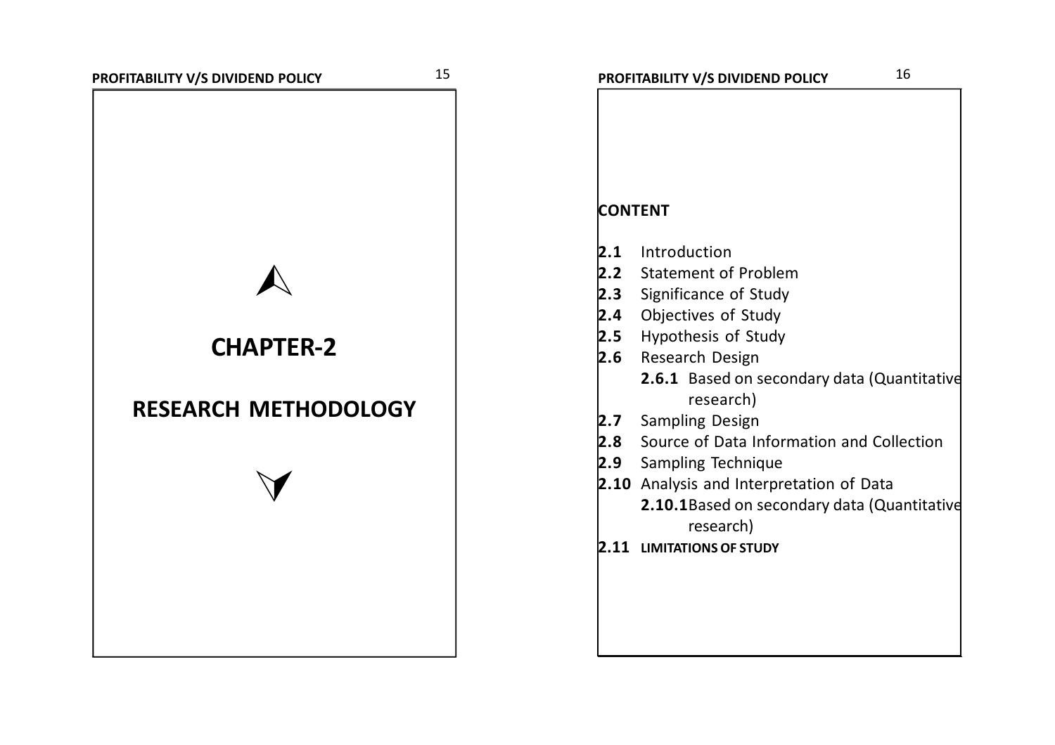# CHAPTER-2

# RESEARCH METHODOLOGY

## CONTENT

**2.1** Introduction
**2.2** Statement of Problem
**2.3** Significance of Study
**2.4** Objectives of Study
**2.5** Hypothesis of Study
**2.6** Research Design
  **2.6.1** Based on secondary data (Quantitative research)
**2.7** Sampling Design
**2.8** Source of Data Information and Collection
**2.9** Sampling Technique
**2.10** Analysis and Interpretation of Data
  **2.10.1** Based on secondary data (Quantitative research)
**2.11** **LIMITATIONS OF STUDY**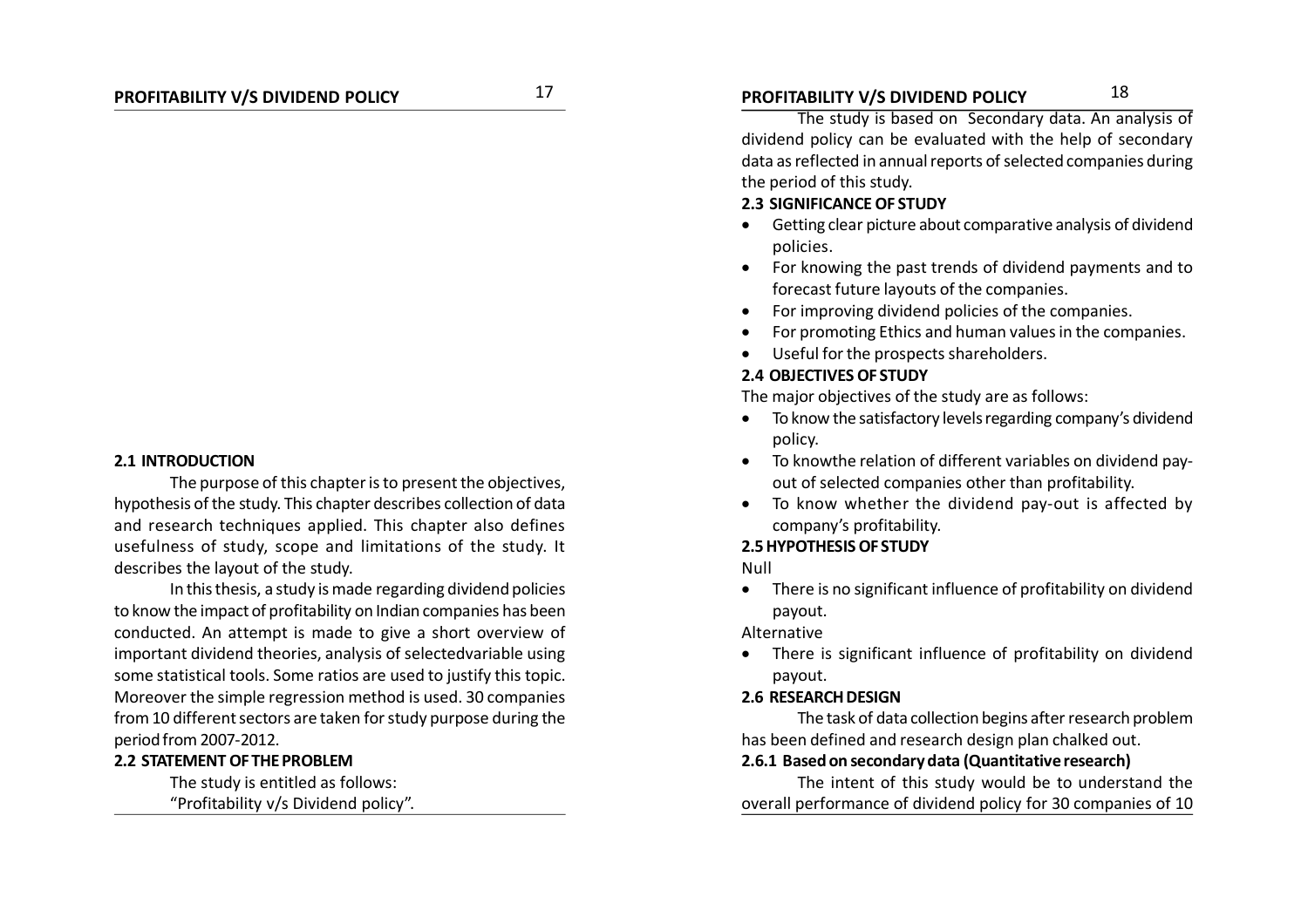## 2.1 INTRODUCTION

The purpose of this chapter is to present the objectives, hypothesis of the study. This chapter describes collection of data and research techniques applied. This chapter also defines usefulness of study, scope and limitations of the study. It describes the layout of the study.

In this thesis, a study is made regarding dividend policies to know the impact of profitability on Indian companies has been conducted. An attempt is made to give a short overview of important dividend theories, analysis of selectedvariable using some statistical tools. Some ratios are used to justify this topic. Moreover the simple regression method is used. 30 companies from 10 different sectors are taken for study purpose during the period from 2007-2012.

## 2.2 STATEMENT OF THE PROBLEM

The study is entitled as follows:

"Profitability v/s Dividend policy".

The study is based on Secondary data. An analysis of dividend policy can be evaluated with the help of secondary data as reflected in annual reports of selected companies during the period of this study.

## 2.3 SIGNIFICANCE OF STUDY

- Getting clear picture about comparative analysis of dividend policies.
- For knowing the past trends of dividend payments and to forecast future layouts of the companies.
- For improving dividend policies of the companies.
- For promoting Ethics and human values in the companies.
- Useful for the prospects shareholders.

## 2.4 OBJECTIVES OF STUDY

The major objectives of the study are as follows:

- To know the satisfactory levels regarding company's dividend policy.
- To knowthe relation of different variables on dividend pay-out of selected companies other than profitability.
- To know whether the dividend pay-out is affected by company's profitability.

## 2.5 HYPOTHESIS OF STUDY

Null

- There is no significant influence of profitability on dividend payout.

Alternative

- There is significant influence of profitability on dividend payout.

## 2.6 RESEARCH DESIGN

The task of data collection begins after research problem has been defined and research design plan chalked out.

### 2.6.1 Based on secondary data (Quantitative research)

The intent of this study would be to understand the overall performance of dividend policy for 30 companies of 10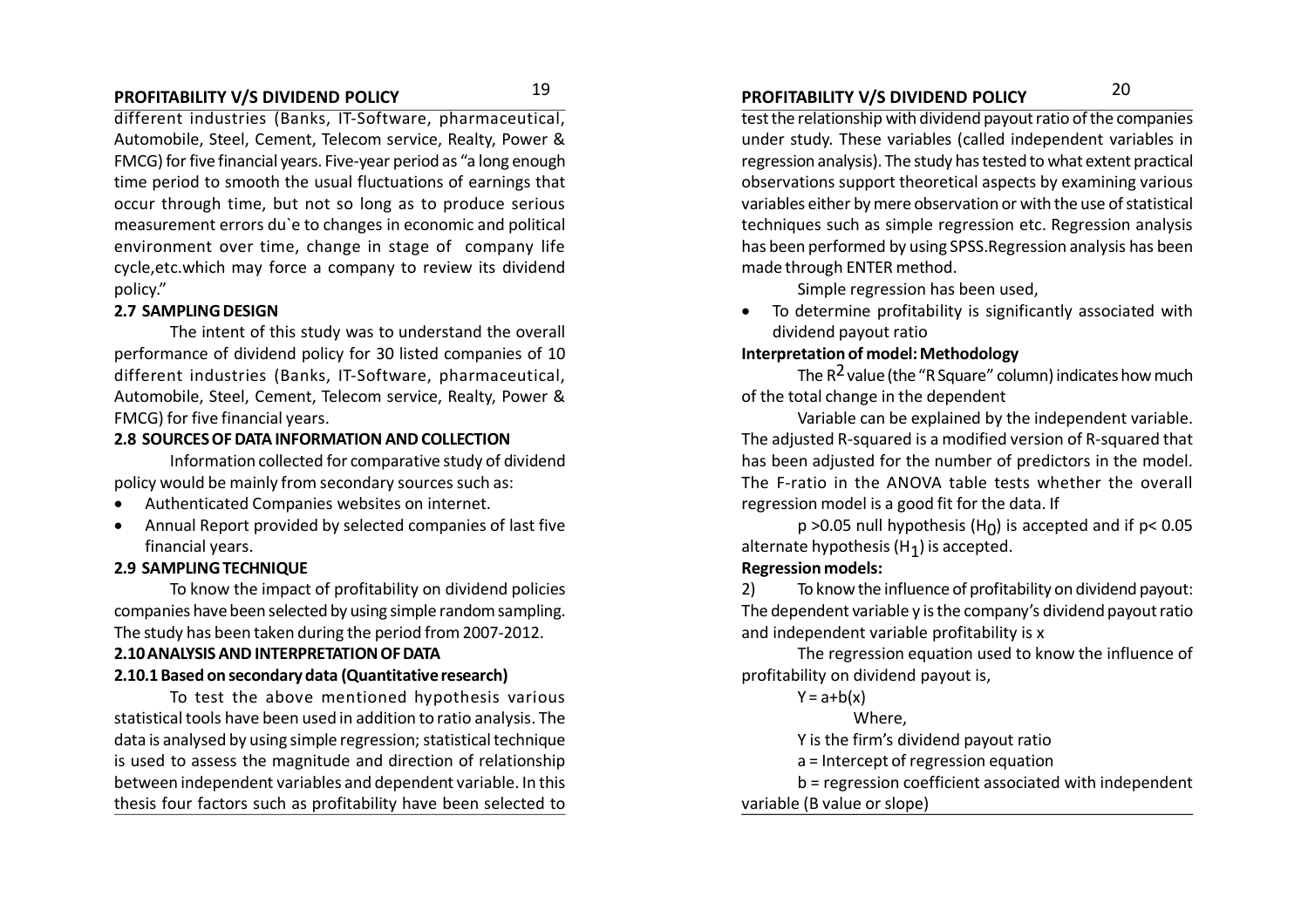different industries (Banks, IT-Software, pharmaceutical, Automobile, Steel, Cement, Telecom service, Realty, Power & FMCG) for five financial years. Five-year period as "a long enough time period to smooth the usual fluctuations of earnings that occur through time, but not so long as to produce serious measurement errors du`e to changes in economic and political environment over time, change in stage of company life cycle,etc.which may force a company to review its dividend policy."

### 2.7 SAMPLING DESIGN

The intent of this study was to understand the overall performance of dividend policy for 30 listed companies of 10 different industries (Banks, IT-Software, pharmaceutical, Automobile, Steel, Cement, Telecom service, Realty, Power & FMCG) for five financial years.

### 2.8 SOURCES OF DATA INFORMATION AND COLLECTION

Information collected for comparative study of dividend policy would be mainly from secondary sources such as:

- Authenticated Companies websites on internet.
- Annual Report provided by selected companies of last five financial years.

### 2.9 SAMPLING TECHNIQUE

To know the impact of profitability on dividend policies companies have been selected by using simple random sampling. The study has been taken during the period from 2007-2012.

### 2.10 ANALYSIS AND INTERPRETATION OF DATA

#### 2.10.1 Based on secondary data (Quantitative research)

To test the above mentioned hypothesis various statistical tools have been used in addition to ratio analysis. The data is analysed by using simple regression; statistical technique is used to assess the magnitude and direction of relationship between independent variables and dependent variable. In this thesis four factors such as profitability have been selected to test the relationship with dividend payout ratio of the companies under study. These variables (called independent variables in regression analysis). The study has tested to what extent practical observations support theoretical aspects by examining various variables either by mere observation or with the use of statistical techniques such as simple regression etc. Regression analysis has been performed by using SPSS.Regression analysis has been made through ENTER method.

Simple regression has been used,

- To determine profitability is significantly associated with dividend payout ratio

**Interpretation of model: Methodology**

The $R^2$ value (the "R Square" column) indicates how much of the total change in the dependent

Variable can be explained by the independent variable. The adjusted R-squared is a modified version of R-squared that has been adjusted for the number of predictors in the model. The F-ratio in the ANOVA table tests whether the overall regression model is a good fit for the data. If

$p > 0.05$ null hypothesis ($H_0$) is accepted and if $p < 0.05$ alternate hypothesis ($H_1$) is accepted.

**Regression models:**

2) To know the influence of profitability on dividend payout: The dependent variable y is the company's dividend payout ratio and independent variable profitability is x

The regression equation used to know the influence of profitability on dividend payout is,

$$Y = a + b(x)$$

Where,

Y is the firm's dividend payout ratio

a = Intercept of regression equation

b = regression coefficient associated with independent variable (B value or slope)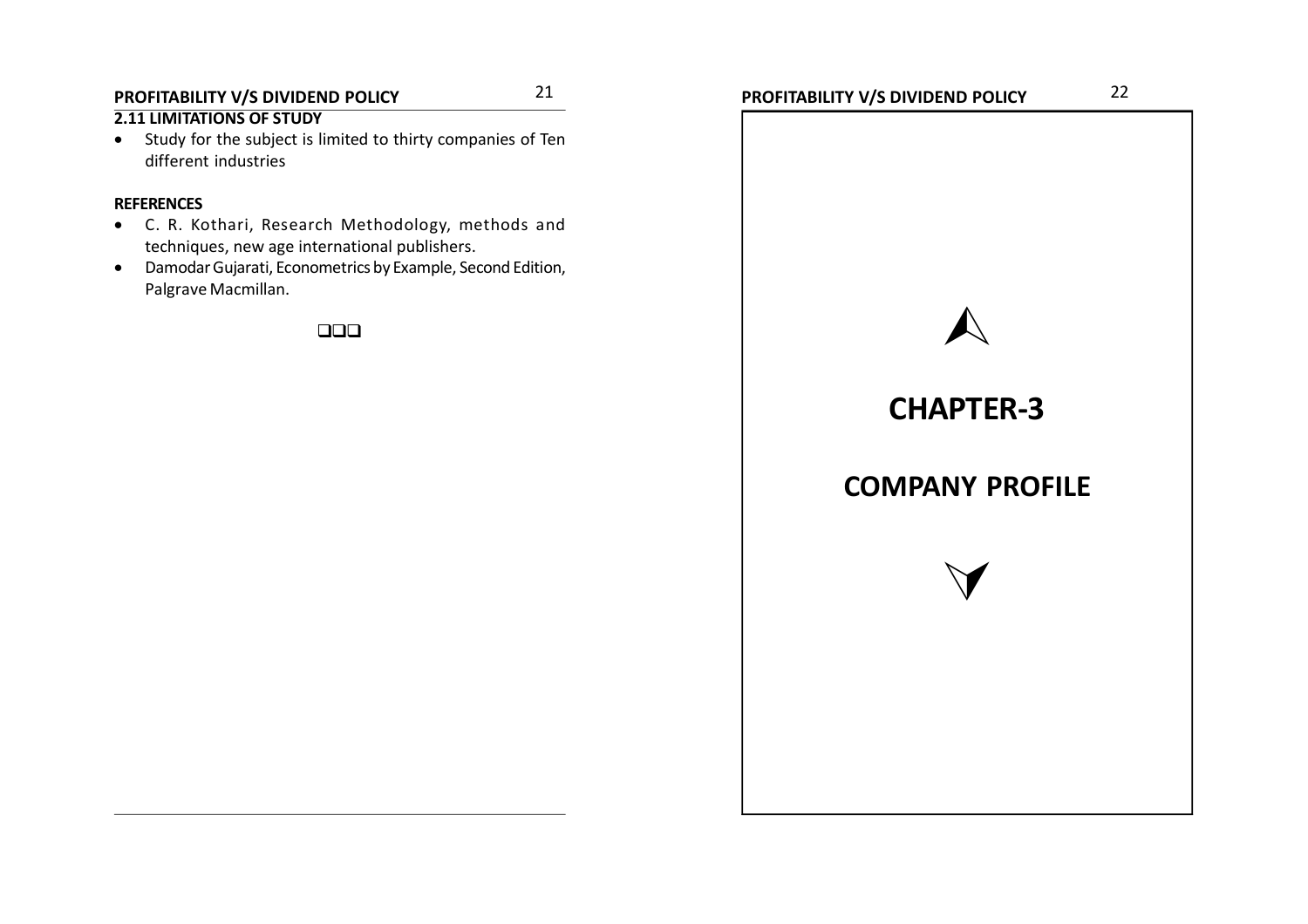### 2.11 LIMITATIONS OF STUDY

- Study for the subject is limited to thirty companies of Ten different industries

**REFERENCES**

- C. R. Kothari, Research Methodology, methods and techniques, new age international publishers.
- Damodar Gujarati, Econometrics by Example, Second Edition, Palgrave Macmillan.

❑❑❑

# CHAPTER-3

# COMPANY PROFILE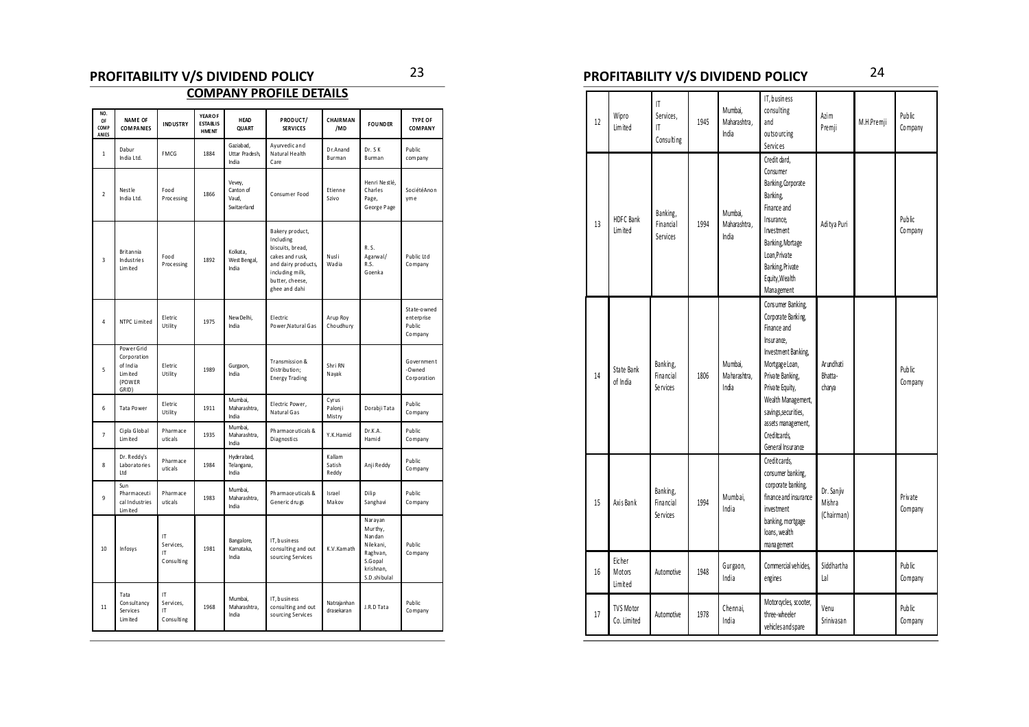## COMPANY PROFILE DETAILS

| NO. OF COMP ANIES | NAME OF COMPANIES | INDUSTRY | YEAR OF ESTABLIS HMENT | HEAD QUART | PRODUCT/ SERVICES | CHAIRMAN /MD | FOUNDER | TYPE OF COMPANY |
|---|---|---|---|---|---|---|---|---|
| 1 | Dabur India Ltd. | FMCG | 1884 | Gaziabad, Uttar Pradesh, India | Ayurvedic and Natural Health Care | Dr.Anand Burman | Dr. S K Burman | Public company |
| 2 | Nestle India Ltd. | Food Processing | 1866 | Vevey, Canton of Vaud, Switzerland | Consumer Food | Etienne Szivo | Henri Nestlé, Charles Page, George Page | SociétéAnonyme |
| 3 | Britannia Industries Limited | Food Processing | 1892 | Kolkata, West Bengal, India | Bakery product, Including biscuits, bread, cakes and rusk, and dairy products, including milk, butter, cheese, ghee and dahi | Nusli Wadia | R. S. Agarwal/ R.S. Goenka | Public Ltd Company |
| 4 | NTPC Limited | Eletric Utility | 1975 | New Delhi, India | Electric Power,Natural Gas | Arup Roy Choudhury | | State-owned enterprise Public Company |
| 5 | Power Grid Corporation of India Limited (POWER GRID) | Eletric Utility | 1989 | Gurgaon, India | Transmission & Distribution; Energy Trading | Shri RN Nayak | | Government -Owned Corporation |
| 6 | Tata Power | Eletric Utility | 1911 | Mumbai, Maharashtra, India | Electric Power, Natural Gas | Cyrus Palonji Mistry | Dorabji Tata | Public Company |
| 7 | Cipla Global Limited | Pharmaceuticals | 1935 | Mumbai, Maharashtra, India | Pharmaceuticals & Diagnostics | Y.K.Hamid | Dr.K.A. Hamid | Public Company |
| 8 | Dr. Reddy's Laboratories Ltd | Pharmaceuticals | 1984 | Hyderabad, Telangana, India | | Kallam Satish Reddy | Anji Reddy | Public Company |
| 9 | Sun Pharmaceutical Industries Limited | Pharmaceuticals | 1983 | Mumbai, Maharashtra, India | Pharmaceuticals & Generic drugs | Israel Makov | Dilip Sanghavi | Public Company |
| 10 | Infosys | IT Services, IT Consulting | 1981 | Bangalore, Karnataka, India | IT, business consulting and out sourcing Services | K.V.Kamath | Narayan Murthy, Nandan Nilekani, Raghvan, S.Gopal krishnan, S.D.shibulal | Public Company |
| 11 | Tata Consultancy Services Limited | IT Services, IT Consulting | 1968 | Mumbai, Maharashtra, India | IT, business consulting and out sourcing Services | Natrajanhandrasekaran | J.R.D Tata | Public Company |
| 12 | Wipro Limited | IT Services, IT Consulting | 1945 | Mumbai, Maharashtra, India | IT, business consulting and outsourcing Services | Azim Premji | M.H.Premji | Public Company |
| 13 | HDFC Bank Limited | Banking, Financial Services | 1994 | Mumbai, Maharashtra, India | Credit card, Consumer Banking,Corporate Banking, Finance and Insurance, Investment Banking,Mortage Loan,Private Banking,Private Equity,Wealth Management | Aditya Puri | | Public Company |
| 14 | State Bank of India | Banking, Financial Services | 1806 | Mumbai, Maharashtra, India | Consumer Banking, Corporate Banking, Finance and Insurance, Investment Banking, Mortgage Loan, Private Banking, Private Equity, Wealth Management, savings,securities, assets management, Creditcards, General Insurance | Arundhati Bhatta-charya | | Public Company |
| 15 | Axis Bank | Banking, Financial Services | 1994 | Mumbai, India | Creditcards, consumer banking, corporate banking, finance and insurance investment banking, mortgage loans, wealth management | Dr. Sanjiv Mishra (Chairman) | | Private Company |
| 16 | Eicher Motors Limited | Automotive | 1948 | Gurgaon, India | Commercial vehicles, engines | Siddhartha Lal | | Public Company |
| 17 | TVS Motor Co. Limited | Automotive | 1978 | Chennai, India | Motorcycles, scooter, three-wheeler vehicles and spare | Venu Srinivasan | | Public Company |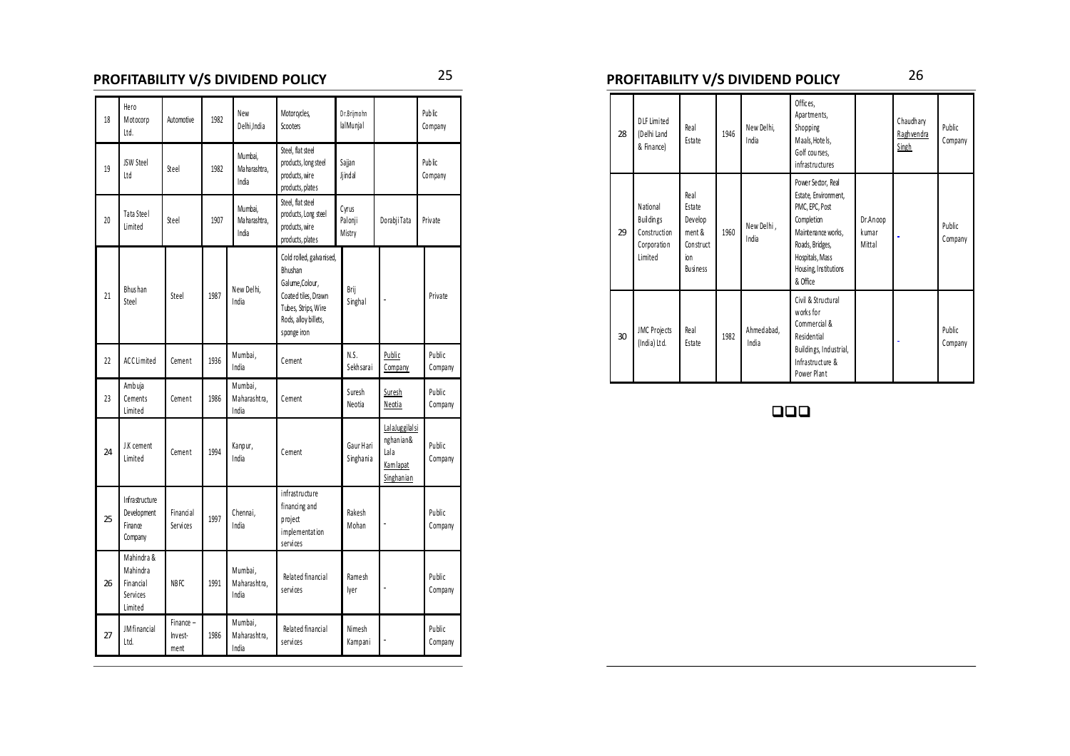## PROFITABILITY V/S DIVIDEND POLICY

| | | | | | | | | |
|---|---|---|---|---|---|---|---|---|
| 18 | Hero Motocorp Ltd. | Automotive | 1982 | New Delhi,India | Motorcycles, Scooters | Dr.Brijmohn lalMunjal | | Public Company |
| 19 | JSW Steel Ltd | Steel | 1982 | Mumbai, Maharashtra, India | Steel, flat steel products, long steel products, wire products, plates | Sajjan Jjindal | | Public Company |
| 20 | Tata Steel Limited | Steel | 1907 | Mumbai, Maharashtra, India | Steel, flat steel products, Long steel products, wire products, plates | Cyrus Palonji Mistry | Dorabji Tata | Private |
| 21 | Bhushan Steel | Steel | 1987 | New Delhi, India | Cold rolled, galvanised, Bhushan Galume,Colour, Coated tiles, Drawn Tubes, Strips, Wire Rods, alloy billets, sponge iron | Brij Singhal | - | Private |
| 22 | ACC Limited | Cement | 1936 | Mumbai, India | Cement | N.S. Sekhsarai | Public Company | Public Company |
| 23 | Ambuja Cements Limited | Cement | 1986 | Mumbai, Maharashtra, India | Cement | Suresh Neotia | Suresh Neotia | Public Company |
| 24 | J.K cement Limited | Cement | 1994 | Kanpur, India | Cement | Gaur Hari Singhania | LalaJuggilalsinghanian& Lala Kamlapat Singhanian | Public Company |
| 25 | Infrastructure Development Finance Company | Financial Services | 1997 | Chennai, India | infrastructure financing and project implementation services | Rakesh Mohan | - | Public Company |
| 26 | Mahindra & Mahindra Financial Services Limited | NBFC | 1991 | Mumbai, Maharashtra, India | Related financial services | Ramesh Iyer | - | Public Company |
| 27 | JM financial Ltd. | Finance – Invest-ment | 1986 | Mumbai, Maharashtra, India | Related financial services | Nimesh Kampani | - | Public Company |

## PROFITABILITY V/S DIVIDEND POLICY

| | | | | | | | | |
|---|---|---|---|---|---|---|---|---|
| 28 | DLF Limited (Delhi Land & Finance) | Real Estate | 1946 | New Delhi, India | Offices, Apartments, Shopping Maals, Hotels, Golf courses, infrastructures | | Chaudhary Raghvendra Singh | Public Company |
| 29 | National Buildings Construction Corporation Limited | Real Estate Development & Construction Business | 1960 | New Delhi, India | Power Sector, Real Estate, Environment, PMC, EPC, Post Completion Maintenance works, Roads, Bridges, Hospitals, Mass Housing, Institutions & Office | Dr.Anoop kumar Mittal | - | Public Company |
| 30 | JMC Projects (India) Ltd. | Real Estate | 1982 | Ahmedabad, India | Civil & Structural works for Commercial & Residential Buildings, Industrial, Infrastructure & Power Plant | | - | Public Company |

❑❑❑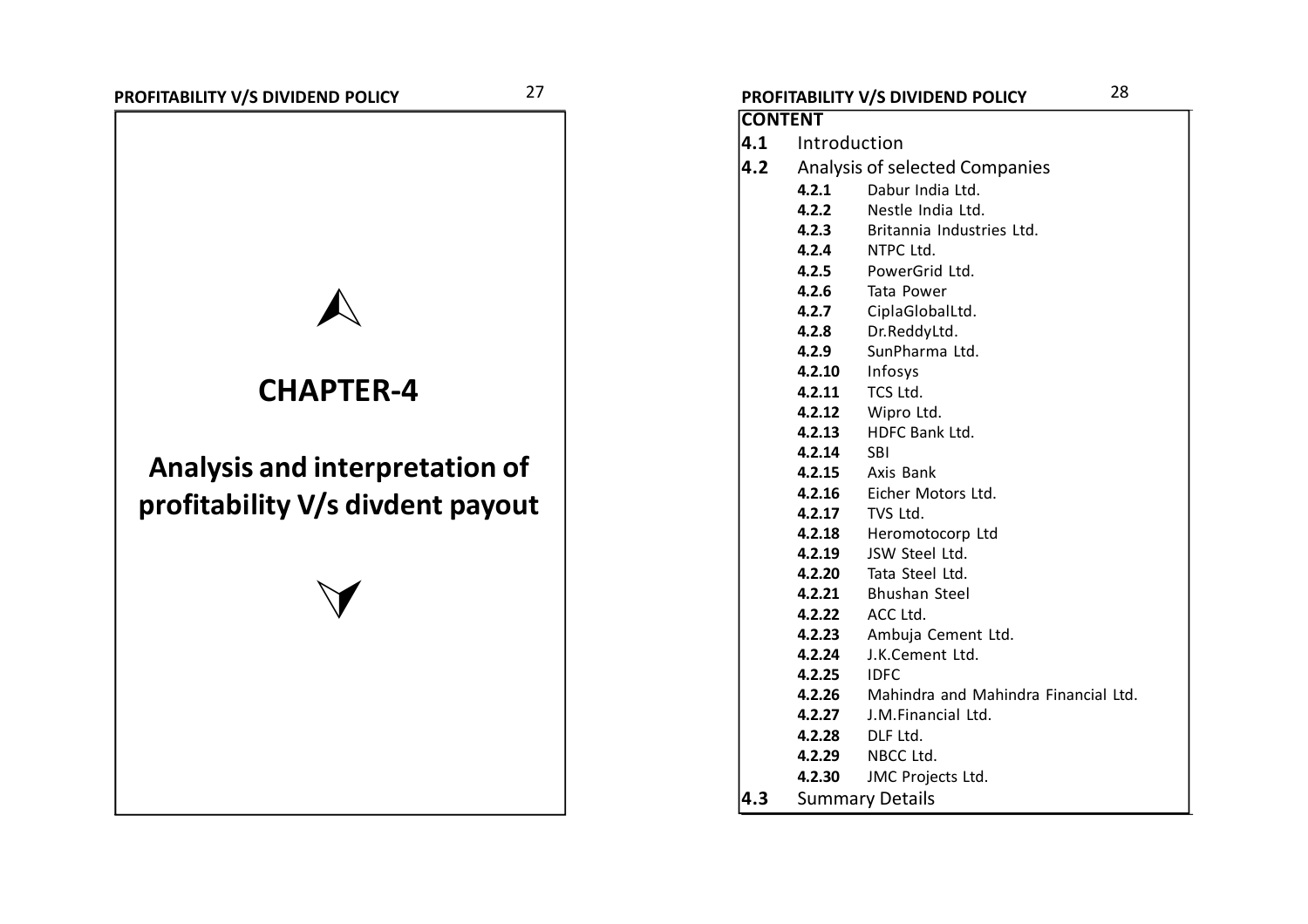# CHAPTER-4

## Analysis and interpretation of profitability V/s divdent payout

**CONTENT**

**4.1** Introduction

**4.2** Analysis of selected Companies

- **4.2.1** Dabur India Ltd.
- **4.2.2** Nestle India Ltd.
- **4.2.3** Britannia Industries Ltd.
- **4.2.4** NTPC Ltd.
- **4.2.5** PowerGrid Ltd.
- **4.2.6** Tata Power
- **4.2.7** CiplaGlobalLtd.
- **4.2.8** Dr.ReddyLtd.
- **4.2.9** SunPharma Ltd.
- **4.2.10** Infosys
- **4.2.11** TCS Ltd.
- **4.2.12** Wipro Ltd.
- **4.2.13** HDFC Bank Ltd.
- **4.2.14** SBI
- **4.2.15** Axis Bank
- **4.2.16** Eicher Motors Ltd.
- **4.2.17** TVS Ltd.
- **4.2.18** Heromotocorp Ltd
- **4.2.19** JSW Steel Ltd.
- **4.2.20** Tata Steel Ltd.
- **4.2.21** Bhushan Steel
- **4.2.22** ACC Ltd.
- **4.2.23** Ambuja Cement Ltd.
- **4.2.24** J.K.Cement Ltd.
- **4.2.25** IDFC
- **4.2.26** Mahindra and Mahindra Financial Ltd.
- **4.2.27** J.M.Financial Ltd.
- **4.2.28** DLF Ltd.
- **4.2.29** NBCC Ltd.
- **4.2.30** JMC Projects Ltd.

**4.3** Summary Details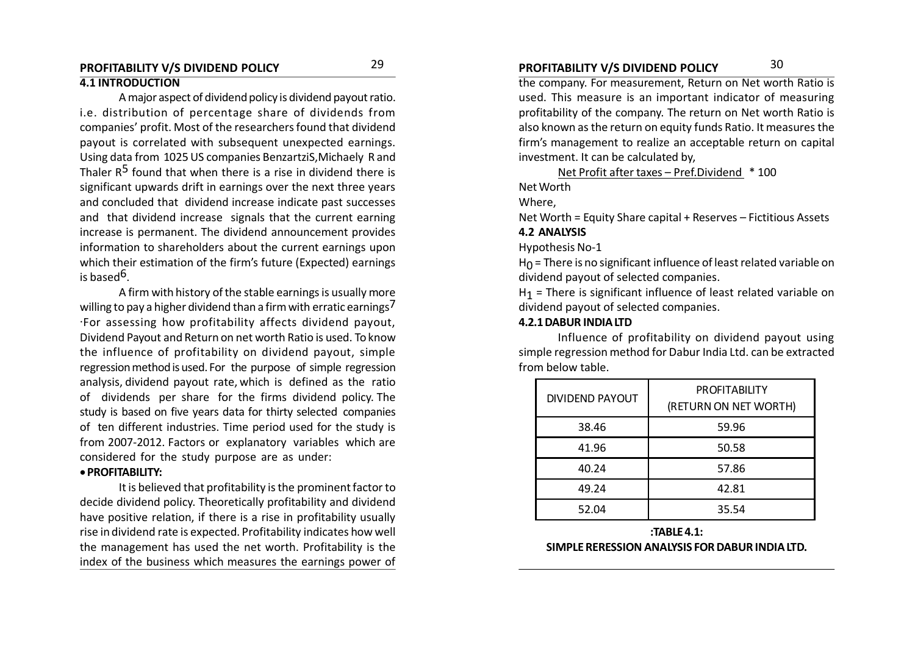## 4.1 INTRODUCTION

A major aspect of dividend policy is dividend payout ratio. i.e. distribution of percentage share of dividends from companies' profit. Most of the researchers found that dividend payout is correlated with subsequent unexpected earnings. Using data from 1025 US companies BenzartziS,Michaely R and Thaler R[5] found that when there is a rise in dividend there is significant upwards drift in earnings over the next three years and concluded that dividend increase indicate past successes and that dividend increase signals that the current earning increase is permanent. The dividend announcement provides information to shareholders about the current earnings upon which their estimation of the firm's future (Expected) earnings is based[6].

A firm with history of the stable earnings is usually more willing to pay a higher dividend than a firm with erratic earnings[7] ·For assessing how profitability affects dividend payout, Dividend Payout and Return on net worth Ratio is used. To know the influence of profitability on dividend payout, simple regression method is used. For the purpose of simple regression analysis, dividend payout rate, which is defined as the ratio of dividends per share for the firms dividend policy. The study is based on five years data for thirty selected companies of ten different industries. Time period used for the study is from 2007-2012. Factors or explanatory variables which are considered for the study purpose are as under:

- **PROFITABILITY:**

It is believed that profitability is the prominent factor to decide dividend policy. Theoretically profitability and dividend have positive relation, if there is a rise in profitability usually rise in dividend rate is expected. Profitability indicates how well the management has used the net worth. Profitability is the index of the business which measures the earnings power of the company. For measurement, Return on Net worth Ratio is used. This measure is an important indicator of measuring profitability of the company. The return on Net worth Ratio is also known as the return on equity funds Ratio. It measures the firm's management to realize an acceptable return on capital investment. It can be calculated by,

$$\frac{\text{Net Profit after taxes} - \text{Pref.Dividend}}{\text{Net Worth}} * 100$$

Where,

Net Worth = Equity Share capital + Reserves – Fictitious Assets

## 4.2 ANALYSIS

Hypothesis No-1

$H_0$ = There is no significant influence of least related variable on dividend payout of selected companies.

$H_1$ = There is significant influence of least related variable on dividend payout of selected companies.

### 4.2.1 DABUR INDIA LTD

Influence of profitability on dividend payout using simple regression method for Dabur India Ltd. can be extracted from below table.

| DIVIDEND PAYOUT | PROFITABILITY (RETURN ON NET WORTH) |
|---|---|
| 38.46 | 59.96 |
| 41.96 | 50.58 |
| 40.24 | 57.86 |
| 49.24 | 42.81 |
| 52.04 | 35.54 |

**:TABLE 4.1:**
**SIMPLE RERESSION ANALYSIS FOR DABUR INDIA LTD.**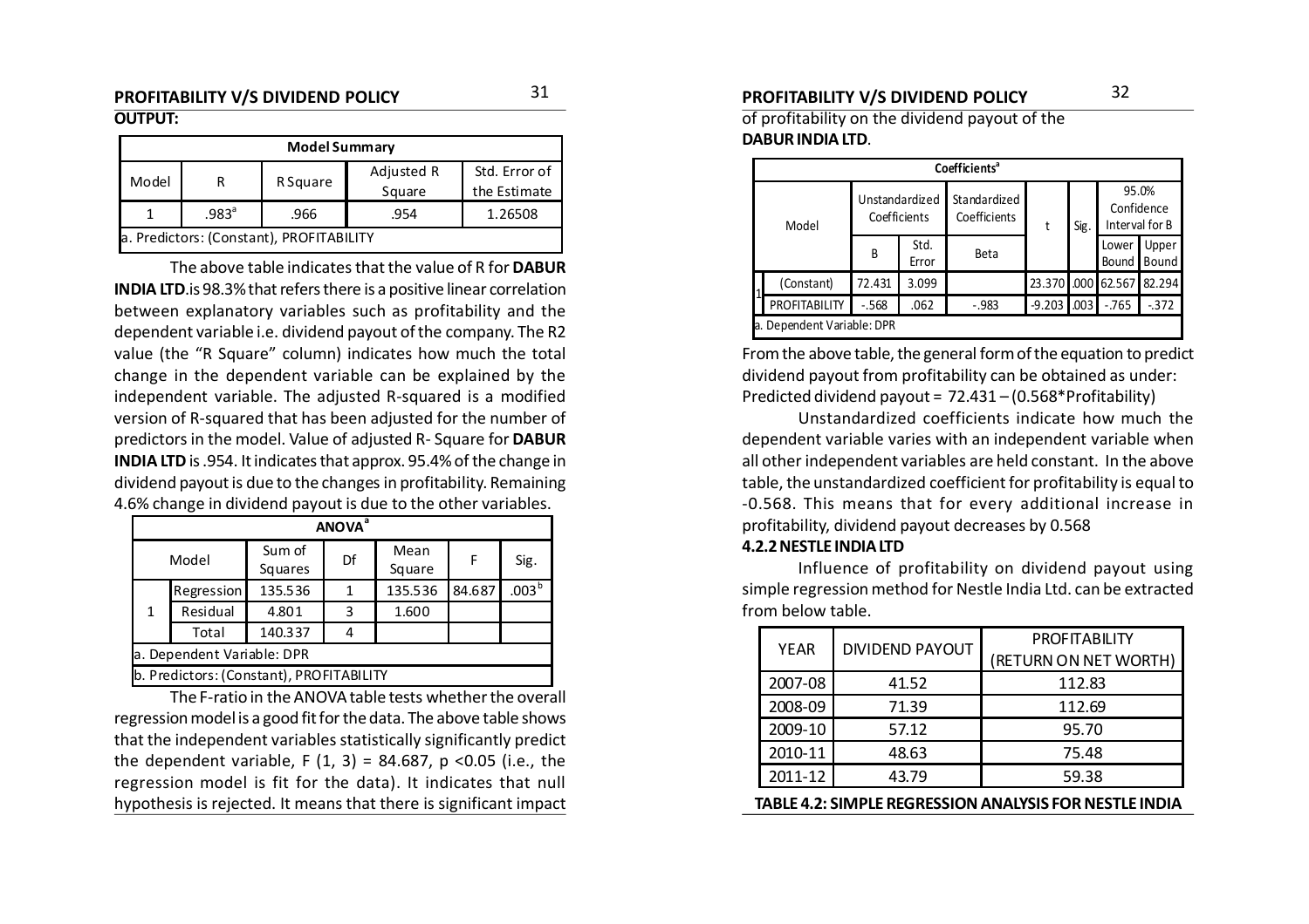**OUTPUT:**

| Model Summary | | | | |
|---|---|---|---|---|
| Model | R | R Square | Adjusted R Square | Std. Error of the Estimate |
| 1 | .983[a] | .966 | .954 | 1.26508 |
| a. Predictors: (Constant), PROFITABILITY | | | | |

The above table indicates that the value of R for **DABUR INDIA LTD**.is 98.3% that refers there is a positive linear correlation between explanatory variables such as profitability and the dependent variable i.e. dividend payout of the company. The R2 value (the "R Square" column) indicates how much the total change in the dependent variable can be explained by the independent variable. The adjusted R-squared is a modified version of R-squared that has been adjusted for the number of predictors in the model. Value of adjusted R- Square for **DABUR INDIA LTD** is .954. It indicates that approx. 95.4% of the change in dividend payout is due to the changes in profitability. Remaining 4.6% change in dividend payout is due to the other variables.

| ANOVA[a] | | | | | | |
|---|---|---|---|---|---|---|
| Model | | Sum of Squares | Df | Mean Square | F | Sig. |
| 1 | Regression | 135.536 | 1 | 135.536 | 84.687 | .003[b] |
| | Residual | 4.801 | 3 | 1.600 | | |
| | Total | 140.337 | 4 | | | |
| a. Dependent Variable: DPR | | | | | | |
| b. Predictors: (Constant), PROFITABILITY | | | | | | |

The F-ratio in the ANOVA table tests whether the overall regression model is a good fit for the data. The above table shows that the independent variables statistically significantly predict the dependent variable, $F(1, 3) = 84.687$, $p < 0.05$ (i.e., the regression model is fit for the data). It indicates that null hypothesis is rejected. It means that there is significant impact of profitability on the dividend payout of the **DABUR INDIA LTD**.

| Coefficients[a] | | | | | | | | |
|---|---|---|---|---|---|---|---|---|
| Model | | Unstandardized Coefficients | | Standardized Coefficients | t | Sig. | 95.0% Confidence Interval for B | |
| | | B | Std. Error | Beta | | | Lower Bound | Upper Bound |
| 1 | (Constant) | 72.431 | 3.099 | | 23.370 | .000 | 62.567 | 82.294 |
| | PROFITABILITY | -.568 | .062 | -.983 | -9.203 | .003 | -.765 | -.372 |
| a. Dependent Variable: DPR | | | | | | | | |

From the above table, the general form of the equation to predict dividend payout from profitability can be obtained as under:
Predicted dividend payout = 72.431 – (0.568*Profitability)

Unstandardized coefficients indicate how much the dependent variable varies with an independent variable when all other independent variables are held constant. In the above table, the unstandardized coefficient for profitability is equal to -0.568. This means that for every additional increase in profitability, dividend payout decreases by 0.568

### 4.2.2 NESTLE INDIA LTD

Influence of profitability on dividend payout using simple regression method for Nestle India Ltd. can be extracted from below table.

| YEAR | DIVIDEND PAYOUT | PROFITABILITY (RETURN ON NET WORTH) |
|---|---|---|
| 2007-08 | 41.52 | 112.83 |
| 2008-09 | 71.39 | 112.69 |
| 2009-10 | 57.12 | 95.70 |
| 2010-11 | 48.63 | 75.48 |
| 2011-12 | 43.79 | 59.38 |

**TABLE 4.2: SIMPLE REGRESSION ANALYSIS FOR NESTLE INDIA**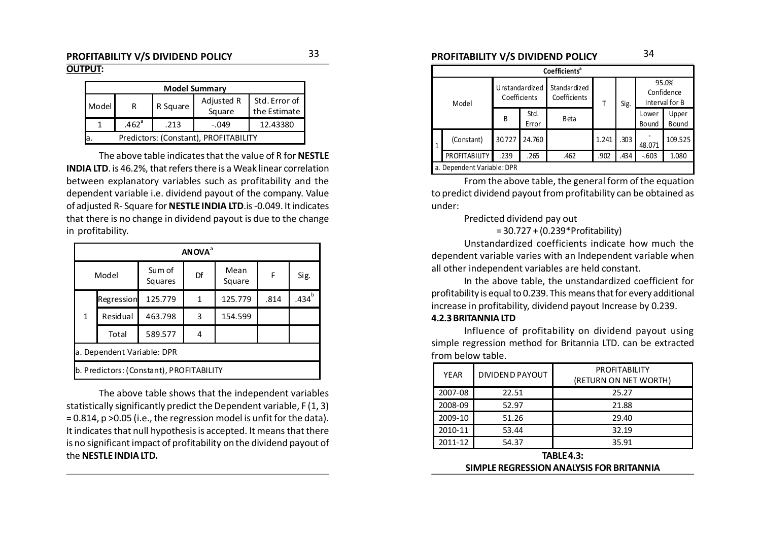## PROFITABILITY V/S DIVIDEND POLICY

**OUTPUT:**

| Model Summary | | | | |
|---|---|---|---|---|
| Model | R | R Square | Adjusted R Square | Std. Error of the Estimate |
| 1 | .462[a] | .213 | -.049 | 12.43380 |
| a. Predictors: (Constant), PROFITABILITY | | | | |

The above table indicates that the value of R for **NESTLE INDIA LTD**. is 46.2%, that refers there is a Weak linear correlation between explanatory variables such as profitability and the dependent variable i.e. dividend payout of the company. Value of adjusted R- Square for **NESTLE INDIA LTD**.is -0.049. It indicates that there is no change in dividend payout is due to the change in profitability.

| ANOVA[a] | | | | | | |
|---|---|---|---|---|---|---|
| Model | | Sum of Squares | Df | Mean Square | F | Sig. |
| 1 | Regression | 125.779 | 1 | 125.779 | .814 | .434[b] |
| | Residual | 463.798 | 3 | 154.599 | | |
| | Total | 589.577 | 4 | | | |
| a. Dependent Variable: DPR | | | | | | |
| b. Predictors: (Constant), PROFITABILITY | | | | | | |

The above table shows that the independent variables statistically significantly predict the Dependent variable, $F(1, 3) = 0.814$, $p > 0.05$ (i.e., the regression model is unfit for the data). It indicates that null hypothesis is accepted. It means that there is no significant impact of profitability on the dividend payout of the **NESTLE INDIA LTD.**

## PROFITABILITY V/S DIVIDEND POLICY

| Coefficients[a] | | | | | | | | |
|---|---|---|---|---|---|---|---|---|
| Model | | Unstandardized Coefficients | | Standardized Coefficients | T | Sig. | 95.0% Confidence Interval for B | |
| | | B | Std. Error | Beta | | | Lower Bound | Upper Bound |
| 1 | (Constant) | 30.727 | 24.760 | | 1.241 | .303 | -48.071 | 109.525 |
| | PROFITABILITY | .239 | .265 | .462 | .902 | .434 | -.603 | 1.080 |
| a. Dependent Variable: DPR | | | | | | | | |

From the above table, the general form of the equation to predict dividend payout from profitability can be obtained as under:

Predicted dividend pay out

= 30.727 + (0.239*Profitability)

Unstandardized coefficients indicate how much the dependent variable varies with an Independent variable when all other independent variables are held constant.

In the above table, the unstandardized coefficient for profitability is equal to 0.239. This means that for every additional increase in profitability, dividend payout Increase by 0.239.

### 4.2.3 BRITANNIA LTD

Influence of profitability on dividend payout using simple regression method for Britannia LTD. can be extracted from below table.

| YEAR | DIVIDEND PAYOUT | PROFITABILITY (RETURN ON NET WORTH) |
|---|---|---|
| 2007-08 | 22.51 | 25.27 |
| 2008-09 | 52.97 | 21.88 |
| 2009-10 | 51.26 | 29.40 |
| 2010-11 | 53.44 | 32.19 |
| 2011-12 | 54.37 | 35.91 |

**TABLE 4.3:**
**SIMPLE REGRESSION ANALYSIS FOR BRITANNIA**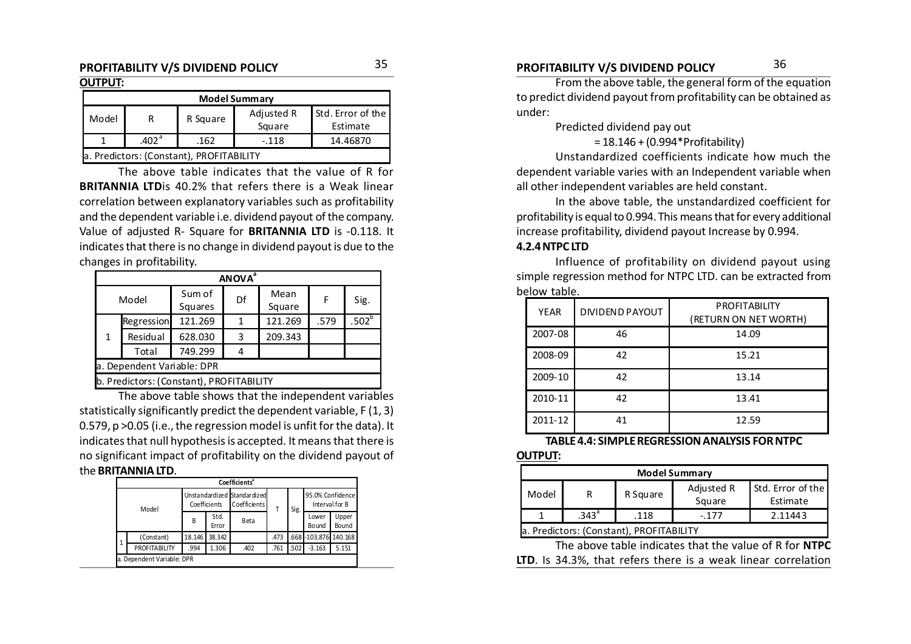**OUTPUT:**

| Model Summary | | | | |
|---|---|---|---|---|
| Model | R | R Square | Adjusted R Square | Std. Error of the Estimate |
| 1 | .402[a] | .162 | -.118 | 14.46870 |
| a. Predictors: (Constant), PROFITABILITY | | | | |

The above table indicates that the value of R for **BRITANNIA LTD**is 40.2% that refers there is a Weak linear correlation between explanatory variables such as profitability and the dependent variable i.e. dividend payout of the company. Value of adjusted R- Square for **BRITANNIA LTD** is -0.118. It indicates that there is no change in dividend payout is due to the changes in profitability.

| ANOVA[a] | | | | | | |
|---|---|---|---|---|---|---|
| Model | | Sum of Squares | Df | Mean Square | F | Sig. |
| 1 | Regression | 121.269 | 1 | 121.269 | .579 | .502[b] |
| | Residual | 628.030 | 3 | 209.343 | | |
| | Total | 749.299 | 4 | | | |
| a. Dependent Variable: DPR | | | | | | |
| b. Predictors: (Constant), PROFITABILITY | | | | | | |

The above table shows that the independent variables statistically significantly predict the dependent variable, F (1, 3) 0.579, p >0.05 (i.e., the regression model is unfit for the data). It indicates that null hypothesis is accepted. It means that there is no significant impact of profitability on the dividend payout of the **BRITANNIA LTD**.

| Coefficients[a] | | | | | | | | |
|---|---|---|---|---|---|---|---|---|
| Model | | Unstandardized Coefficients | | Standardized Coefficients | T | Sig. | 95.0% Confidence Interval for B | |
| | | B | Std. Error | Beta | | | Lower Bound | Upper Bound |
| 1 | (Constant) | 18.146 | 38.342 | | .473 | .668 | -103.876 | 140.168 |
| | PROFITABILITY | .994 | 1.306 | .402 | .761 | .502 | -3.163 | 5.151 |
| a. Dependent Variable: DPR | | | | | | | | |

From the above table, the general form of the equation to predict dividend payout from profitability can be obtained as under:

Predicted dividend pay out

= 18.146 + (0.994*Profitability)

Unstandardized coefficients indicate how much the dependent variable varies with an Independent variable when all other independent variables are held constant.

In the above table, the unstandardized coefficient for profitability is equal to 0.994. This means that for every additional increase profitability, dividend payout Increase by 0.994.

### 4.2.4 NTPC LTD

Influence of profitability on dividend payout using simple regression method for NTPC LTD. can be extracted from below table.

| YEAR | DIVIDEND PAYOUT | PROFITABILITY (RETURN ON NET WORTH) |
|---|---|---|
| 2007-08 | 46 | 14.09 |
| 2008-09 | 42 | 15.21 |
| 2009-10 | 42 | 13.14 |
| 2010-11 | 42 | 13.41 |
| 2011-12 | 41 | 12.59 |

**TABLE 4.4: SIMPLE REGRESSION ANALYSIS FOR NTPC**

**OUTPUT:**

| Model Summary | | | | |
|---|---|---|---|---|
| Model | R | R Square | Adjusted R Square | Std. Error of the Estimate |
| 1 | .343[a] | .118 | -.177 | 2.11443 |
| a. Predictors: (Constant), PROFITABILITY | | | | |

The above table indicates that the value of R for **NTPC LTD**. Is 34.3%, that refers there is a weak linear correlation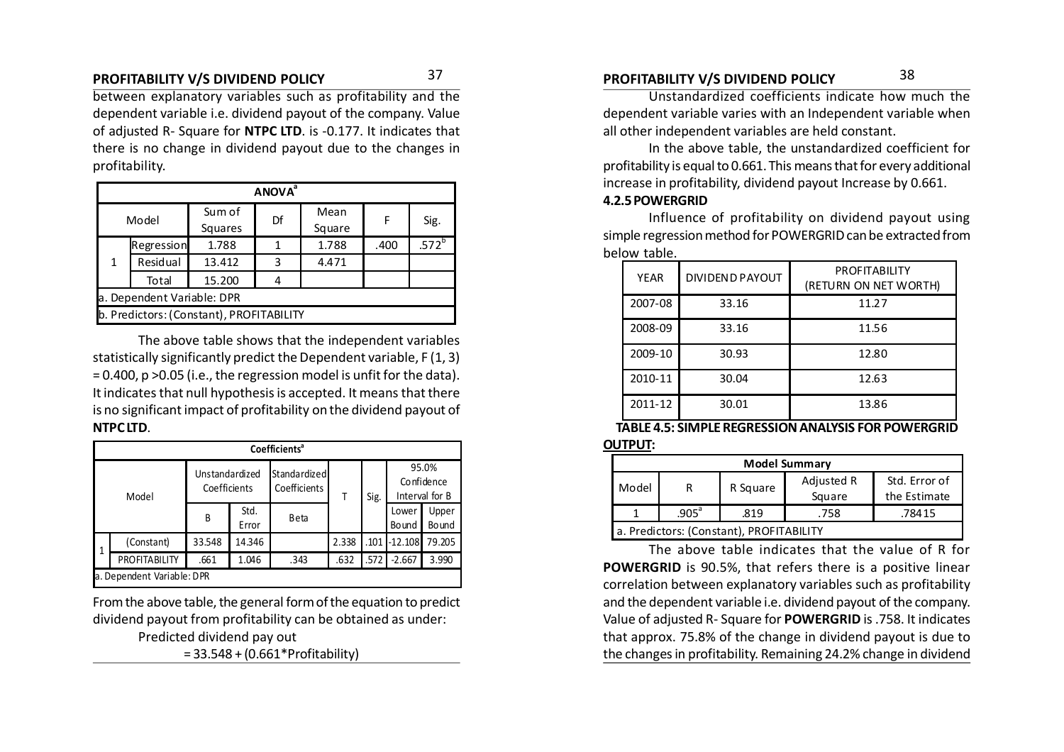between explanatory variables such as profitability and the dependent variable i.e. dividend payout of the company. Value of adjusted R- Square for **NTPC LTD**. is -0.177. It indicates that there is no change in dividend payout due to the changes in profitability.

| ANOVA[a] | | | | | | |
|---|---|---|---|---|---|---|
| Model | | Sum of Squares | Df | Mean Square | F | Sig. |
| 1 | Regression | 1.788 | 1 | 1.788 | .400 | .572[b] |
| | Residual | 13.412 | 3 | 4.471 | | |
| | Total | 15.200 | 4 | | | |
| a. Dependent Variable: DPR | | | | | | |
| b. Predictors: (Constant), PROFITABILITY | | | | | | |

The above table shows that the independent variables statistically significantly predict the Dependent variable, F (1, 3) = 0.400, p >0.05 (i.e., the regression model is unfit for the data). It indicates that null hypothesis is accepted. It means that there is no significant impact of profitability on the dividend payout of **NTPC LTD**.

| Coefficients[a] | | | | | | | | |
|---|---|---|---|---|---|---|---|---|
| Model | | Unstandardized Coefficients | | Standardized Coefficients | T | Sig. | 95.0% Confidence Interval for B | |
| | | B | Std. Error | Beta | | | Lower Bound | Upper Bound |
| 1 | (Constant) | 33.548 | 14.346 | | 2.338 | .101 | -12.108 | 79.205 |
| | PROFITABILITY | .661 | 1.046 | .343 | .632 | .572 | -2.667 | 3.990 |
| a. Dependent Variable: DPR | | | | | | | | |

From the above table, the general form of the equation to predict dividend payout from profitability can be obtained as under:

Predicted dividend pay out

= 33.548 + (0.661*Profitability)

Unstandardized coefficients indicate how much the dependent variable varies with an Independent variable when all other independent variables are held constant.

In the above table, the unstandardized coefficient for profitability is equal to 0.661. This means that for every additional increase in profitability, dividend payout Increase by 0.661.

### 4.2.5 POWERGRID

Influence of profitability on dividend payout using simple regression method for POWERGRID can be extracted from below table.

| YEAR | DIVIDEND PAYOUT | PROFITABILITY (RETURN ON NET WORTH) |
|---|---|---|
| 2007-08 | 33.16 | 11.27 |
| 2008-09 | 33.16 | 11.56 |
| 2009-10 | 30.93 | 12.80 |
| 2010-11 | 30.04 | 12.63 |
| 2011-12 | 30.01 | 13.86 |

**TABLE 4.5: SIMPLE REGRESSION ANALYSIS FOR POWERGRID**

**OUTPUT:**

| Model Summary | | | | |
|---|---|---|---|---|
| Model | R | R Square | Adjusted R Square | Std. Error of the Estimate |
| 1 | .905[a] | .819 | .758 | .78415 |
| a. Predictors: (Constant), PROFITABILITY | | | | |

The above table indicates that the value of R for **POWERGRID** is 90.5%, that refers there is a positive linear correlation between explanatory variables such as profitability and the dependent variable i.e. dividend payout of the company. Value of adjusted R- Square for **POWERGRID** is .758. It indicates that approx. 75.8% of the change in dividend payout is due to the changes in profitability. Remaining 24.2% change in dividend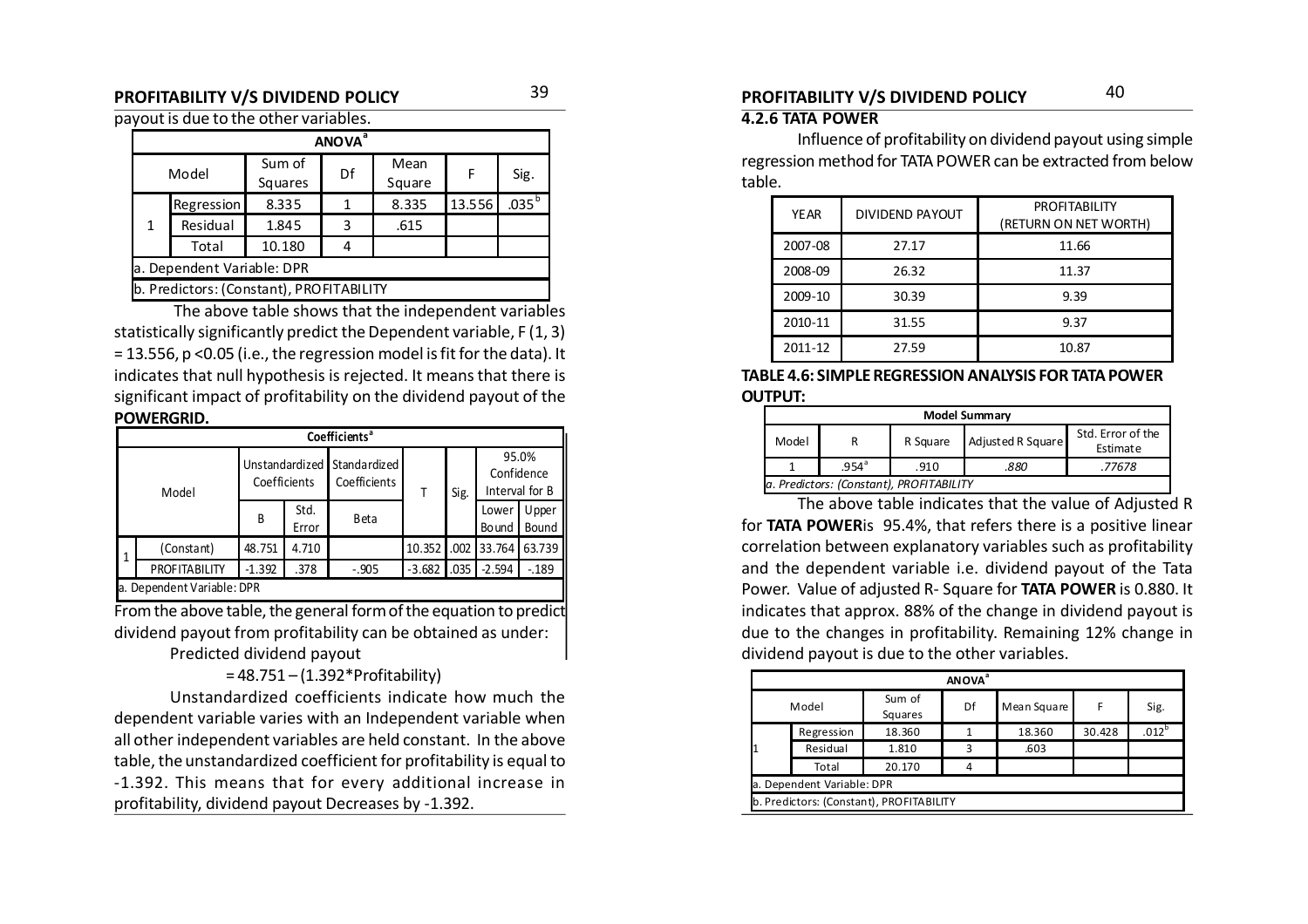payout is due to the other variables.

| ANOVA[a] | | | | | | |
|---|---|---|---|---|---|---|
| Model | | Sum of Squares | Df | Mean Square | F | Sig. |
| 1 | Regression | 8.335 | 1 | 8.335 | 13.556 | .035[b] |
| | Residual | 1.845 | 3 | .615 | | |
| | Total | 10.180 | 4 | | | |
| a. Dependent Variable: DPR | | | | | | |
| b. Predictors: (Constant), PROFITABILITY | | | | | | |

The above table shows that the independent variables statistically significantly predict the Dependent variable, $F(1, 3) = 13.556$, $p < 0.05$ (i.e., the regression model is fit for the data). It indicates that null hypothesis is rejected. It means that there is significant impact of profitability on the dividend payout of the **POWERGRID.**

| Coefficients[a] | | | | | | | | |
|---|---|---|---|---|---|---|---|---|
| Model | | Unstandardized Coefficients | | Standardized Coefficients | T | Sig. | 95.0% Confidence Interval for B | |
| | | B | Std. Error | Beta | | | Lower Bound | Upper Bound |
| 1 | (Constant) | 48.751 | 4.710 | | 10.352 | .002 | 33.764 | 63.739 |
| | PROFITABILITY | -1.392 | .378 | -.905 | -3.682 | .035 | -2.594 | -.189 |
| a. Dependent Variable: DPR | | | | | | | | |

From the above table, the general form of the equation to predict dividend payout from profitability can be obtained as under:

Predicted dividend payout

$$= 48.751 - (1.392 * \text{Profitability})$$

Unstandardized coefficients indicate how much the dependent variable varies with an Independent variable when all other independent variables are held constant. In the above table, the unstandardized coefficient for profitability is equal to -1.392. This means that for every additional increase in profitability, dividend payout Decreases by -1.392.

### 4.2.6 TATA POWER

Influence of profitability on dividend payout using simple regression method for TATA POWER can be extracted from below table.

| YEAR | DIVIDEND PAYOUT | PROFITABILITY (RETURN ON NET WORTH) |
|---|---|---|
| 2007-08 | 27.17 | 11.66 |
| 2008-09 | 26.32 | 11.37 |
| 2009-10 | 30.39 | 9.39 |
| 2010-11 | 31.55 | 9.37 |
| 2011-12 | 27.59 | 10.87 |

**TABLE 4.6: SIMPLE REGRESSION ANALYSIS FOR TATA POWER**

**OUTPUT:**

| Model Summary | | | | |
|---|---|---|---|---|
| Model | R | R Square | Adjusted R Square | Std. Error of the Estimate |
| 1 | .954[a] | .910 | *.880* | *.77678* |
| *a. Predictors: (Constant), PROFITABILITY* | | | | |

The above table indicates that the value of Adjusted R for **TATA POWER**is 95.4%, that refers there is a positive linear correlation between explanatory variables such as profitability and the dependent variable i.e. dividend payout of the Tata Power. Value of adjusted R- Square for **TATA POWER** is 0.880. It indicates that approx. 88% of the change in dividend payout is due to the changes in profitability. Remaining 12% change in dividend payout is due to the other variables.

| ANOVA[a] | | | | | | |
|---|---|---|---|---|---|---|
| Model | | Sum of Squares | Df | Mean Square | F | Sig. |
| 1 | Regression | 18.360 | 1 | 18.360 | 30.428 | .012[b] |
| | Residual | 1.810 | 3 | .603 | | |
| | Total | 20.170 | 4 | | | |
| a. Dependent Variable: DPR | | | | | | |
| b. Predictors: (Constant), PROFITABILITY | | | | | | |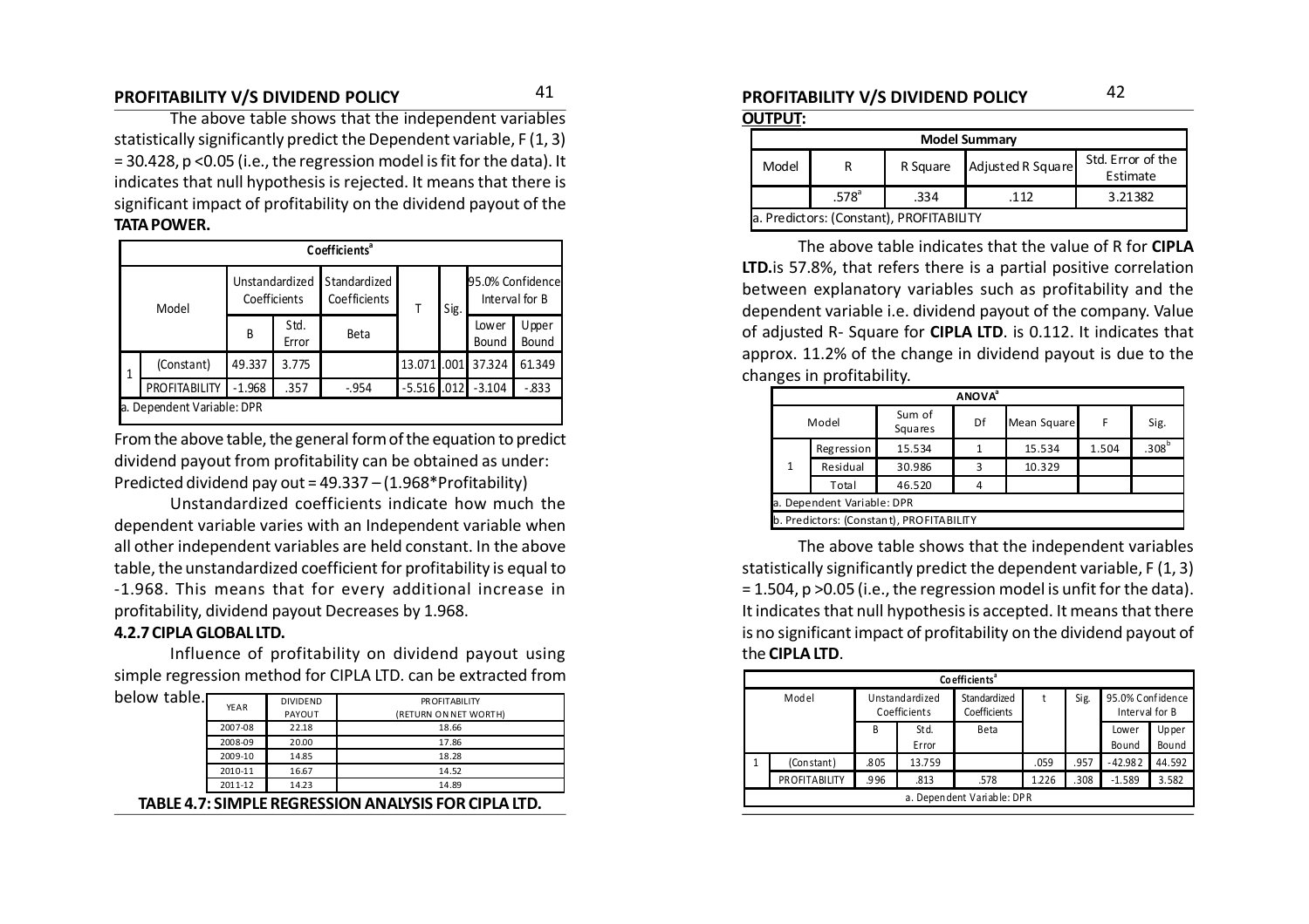The above table shows that the independent variables statistically significantly predict the Dependent variable, $F(1, 3) = 30.428$, $p < 0.05$ (i.e., the regression model is fit for the data). It indicates that null hypothesis is rejected. It means that there is significant impact of profitability on the dividend payout of the **TATA POWER.**

| Coefficients[a] | | | | | | | | |
|---|---|---|---|---|---|---|---|---|
| Model | | Unstandardized Coefficients | | Standardized Coefficients | T | Sig. | 95.0% Confidence Interval for B | |
| | | B | Std. Error | Beta | | | Lower Bound | Upper Bound |
| 1 | (Constant) | 49.337 | 3.775 | | 13.071 | .001 | 37.324 | 61.349 |
| | PROFITABILITY | -1.968 | .357 | -.954 | -5.516 | .012 | -3.104 | -.833 |
| a. Dependent Variable: DPR | | | | | | | | |

From the above table, the general form of the equation to predict dividend payout from profitability can be obtained as under:
Predicted dividend pay out = 49.337 – (1.968*Profitability)

Unstandardized coefficients indicate how much the dependent variable varies with an Independent variable when all other independent variables are held constant. In the above table, the unstandardized coefficient for profitability is equal to -1.968. This means that for every additional increase in profitability, dividend payout Decreases by 1.968.

### 4.2.7 CIPLA GLOBAL LTD.

Influence of profitability on dividend payout using simple regression method for CIPLA LTD. can be extracted from below table.

| YEAR | DIVIDEND PAYOUT | PROFITABILITY (RETURN ON NET WORTH) |
|---|---|---|
| 2007-08 | 22.18 | 18.66 |
| 2008-09 | 20.00 | 17.86 |
| 2009-10 | 14.85 | 18.28 |
| 2010-11 | 16.67 | 14.52 |
| 2011-12 | 14.23 | 14.89 |

**TABLE 4.7: SIMPLE REGRESSION ANALYSIS FOR CIPLA LTD.**

**OUTPUT:**

| Model Summary | | | | |
|---|---|---|---|---|
| Model | R | R Square | Adjusted R Square | Std. Error of the Estimate |
| | .578[a] | .334 | .112 | 3.21382 |
| a. Predictors: (Constant), PROFITABILITY | | | | |

The above table indicates that the value of R for **CIPLA LTD.** is 57.8%, that refers there is a partial positive correlation between explanatory variables such as profitability and the dependent variable i.e. dividend payout of the company. Value of adjusted R- Square for **CIPLA LTD**. is 0.112. It indicates that approx. 11.2% of the change in dividend payout is due to the changes in profitability.

| ANOVA[a] | | | | | | |
|---|---|---|---|---|---|---|
| Model | | Sum of Squares | Df | Mean Square | F | Sig. |
| 1 | Regression | 15.534 | 1 | 15.534 | 1.504 | .308[b] |
| | Residual | 30.986 | 3 | 10.329 | | |
| | Total | 46.520 | 4 | | | |
| a. Dependent Variable: DPR | | | | | | |
| b. Predictors: (Constant), PROFITABILITY | | | | | | |

The above table shows that the independent variables statistically significantly predict the dependent variable, $F(1, 3) = 1.504$, $p > 0.05$ (i.e., the regression model is unfit for the data). It indicates that null hypothesis is accepted. It means that there is no significant impact of profitability on the dividend payout of the **CIPLA LTD**.

| Coefficients[a] | | | | | | | | |
|---|---|---|---|---|---|---|---|---|
| Model | | Unstandardized Coefficients | | Standardized Coefficients | t | Sig. | 95.0% Confidence Interval for B | |
| | | B | Std. Error | Beta | | | Lower Bound | Upper Bound |
| 1 | (Constant) | .805 | 13.759 | | .059 | .957 | -42.982 | 44.592 |
| | PROFITABILITY | .996 | .813 | .578 | 1.226 | .308 | -1.589 | 3.582 |
| a. Dependent Variable: DPR | | | | | | | | |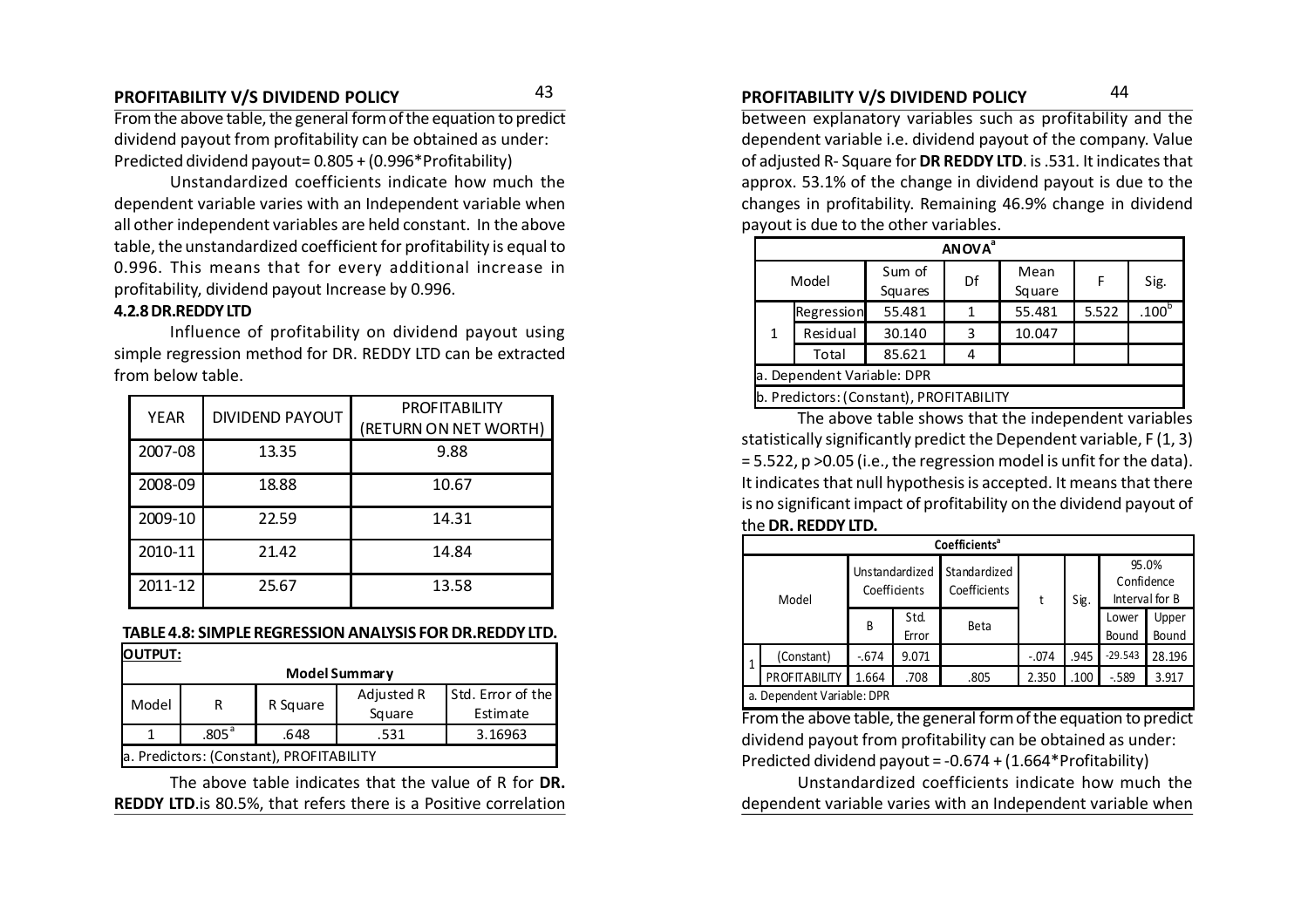From the above table, the general form of the equation to predict dividend payout from profitability can be obtained as under:
Predicted dividend payout= 0.805 + (0.996*Profitability)

Unstandardized coefficients indicate how much the dependent variable varies with an Independent variable when all other independent variables are held constant. In the above table, the unstandardized coefficient for profitability is equal to 0.996. This means that for every additional increase in profitability, dividend payout Increase by 0.996.

**4.2.8 DR.REDDY LTD**

Influence of profitability on dividend payout using simple regression method for DR. REDDY LTD can be extracted from below table.

| YEAR | DIVIDEND PAYOUT | PROFITABILITY (RETURN ON NET WORTH) |
|---|---|---|
| 2007-08 | 13.35 | 9.88 |
| 2008-09 | 18.88 | 10.67 |
| 2009-10 | 22.59 | 14.31 |
| 2010-11 | 21.42 | 14.84 |
| 2011-12 | 25.67 | 13.58 |

**TABLE 4.8: SIMPLE REGRESSION ANALYSIS FOR DR.REDDY LTD.**

**OUTPUT:**

**Model Summary**

| Model | R | R Square | Adjusted R Square | Std. Error of the Estimate |
|---|---|---|---|---|
| 1 | .805[a] | .648 | .531 | 3.16963 |

a. Predictors: (Constant), PROFITABILITY

The above table indicates that the value of R for **DR. REDDY LTD**.is 80.5%, that refers there is a Positive correlation between explanatory variables such as profitability and the dependent variable i.e. dividend payout of the company. Value of adjusted R- Square for **DR REDDY LTD**. is .531. It indicates that approx. 53.1% of the change in dividend payout is due to the changes in profitability. Remaining 46.9% change in dividend payout is due to the other variables.

**ANOVA[a]**

| Model | | Sum of Squares | Df | Mean Square | F | Sig. |
|---|---|---|---|---|---|---|
| 1 | Regression | 55.481 | 1 | 55.481 | 5.522 | .100[b] |
| | Residual | 30.140 | 3 | 10.047 | | |
| | Total | 85.621 | 4 | | | |

a. Dependent Variable: DPR
b. Predictors: (Constant), PROFITABILITY

The above table shows that the independent variables statistically significantly predict the Dependent variable, $F(1, 3) = 5.522$, $p > 0.05$ (i.e., the regression model is unfit for the data). It indicates that null hypothesis is accepted. It means that there is no significant impact of profitability on the dividend payout of the **DR. REDDY LTD.**

**Coefficients[a]**

| Model | | Unstandardized Coefficients | | Standardized Coefficients | t | Sig. | 95.0% Confidence Interval for B | |
|---|---|---|---|---|---|---|---|---|
| | | B | Std. Error | Beta | | | Lower Bound | Upper Bound |
| 1 | (Constant) | -.674 | 9.071 | | -.074 | .945 | -29.543 | 28.196 |
| | PROFITABILITY | 1.664 | .708 | .805 | 2.350 | .100 | -.589 | 3.917 |

a. Dependent Variable: DPR

From the above table, the general form of the equation to predict dividend payout from profitability can be obtained as under:
Predicted dividend payout = -0.674 + (1.664*Profitability)

Unstandardized coefficients indicate how much the dependent variable varies with an Independent variable when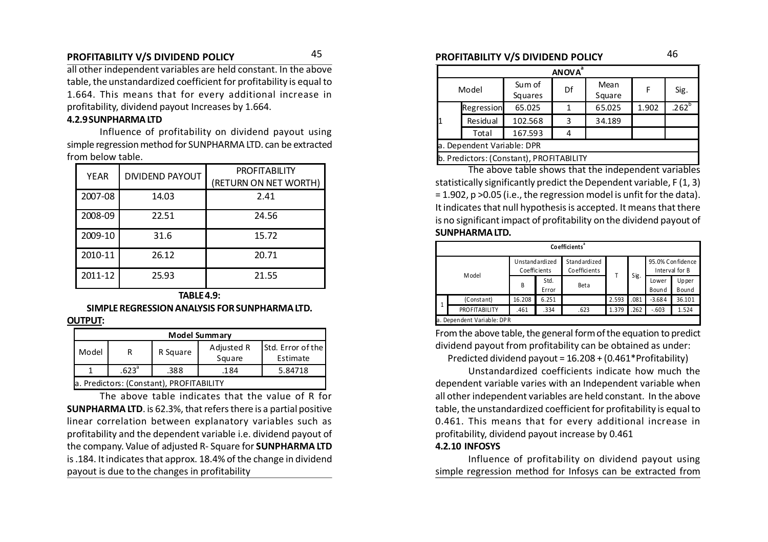all other independent variables are held constant. In the above table, the unstandardized coefficient for profitability is equal to 1.664. This means that for every additional increase in profitability, dividend payout Increases by 1.664.

### 4.2.9 SUNPHARMA LTD

Influence of profitability on dividend payout using simple regression method for SUNPHARMA LTD. can be extracted from below table.

| YEAR | DIVIDEND PAYOUT | PROFITABILITY (RETURN ON NET WORTH) |
|---|---|---|
| 2007-08 | 14.03 | 2.41 |
| 2008-09 | 22.51 | 24.56 |
| 2009-10 | 31.6 | 15.72 |
| 2010-11 | 26.12 | 20.71 |
| 2011-12 | 25.93 | 21.55 |

**TABLE 4.9:**

**SIMPLE REGRESSION ANALYSIS FOR SUNPHARMA LTD.**

**OUTPUT:**

| Model Summary | | | | |
|---|---|---|---|---|
| Model | R | R Square | Adjusted R Square | Std. Error of the Estimate |
| 1 | .623[a] | .388 | .184 | 5.84718 |
| a. Predictors: (Constant), PROFITABILITY | | | | |

The above table indicates that the value of R for **SUNPHARMA LTD**. is 62.3%, that refers there is a partial positive linear correlation between explanatory variables such as profitability and the dependent variable i.e. dividend payout of the company. Value of adjusted R- Square for **SUNPHARMA LTD** is .184. It indicates that approx. 18.4% of the change in dividend payout is due to the changes in profitability

| ANOVA[a] | | | | | | |
|---|---|---|---|---|---|---|
| Model | | Sum of Squares | Df | Mean Square | F | Sig. |
| 1 | Regression | 65.025 | 1 | 65.025 | 1.902 | .262[b] |
| | Residual | 102.568 | 3 | 34.189 | | |
| | Total | 167.593 | 4 | | | |
| a. Dependent Variable: DPR | | | | | | |
| b. Predictors: (Constant), PROFITABILITY | | | | | | |

The above table shows that the independent variables statistically significantly predict the Dependent variable, $F(1, 3) = 1.902$, $p > 0.05$ (i.e., the regression model is unfit for the data). It indicates that null hypothesis is accepted. It means that there is no significant impact of profitability on the dividend payout of **SUNPHARMA LTD.**

| Coefficients[a] | | | | | | | | |
|---|---|---|---|---|---|---|---|---|
| Model | | Unstandardized Coefficients | | Standardized Coefficients | T | Sig. | 95.0% Confidence Interval for B | |
| | | B | Std. Error | Beta | | | Lower Bound | Upper Bound |
| 1 | (Constant) | 16.208 | 6.251 | | 2.593 | .081 | -3.684 | 36.101 |
| | PROFITABILITY | .461 | .334 | .623 | 1.379 | .262 | -.603 | 1.524 |
| a. Dependent Variable: DPR | | | | | | | | |

From the above table, the general form of the equation to predict dividend payout from profitability can be obtained as under:

Predicted dividend payout = 16.208 + (0.461*Profitability)

Unstandardized coefficients indicate how much the dependent variable varies with an Independent variable when all other independent variables are held constant. In the above table, the unstandardized coefficient for profitability is equal to 0.461. This means that for every additional increase in profitability, dividend payout increase by 0.461

### 4.2.10 INFOSYS

Influence of profitability on dividend payout using simple regression method for Infosys can be extracted from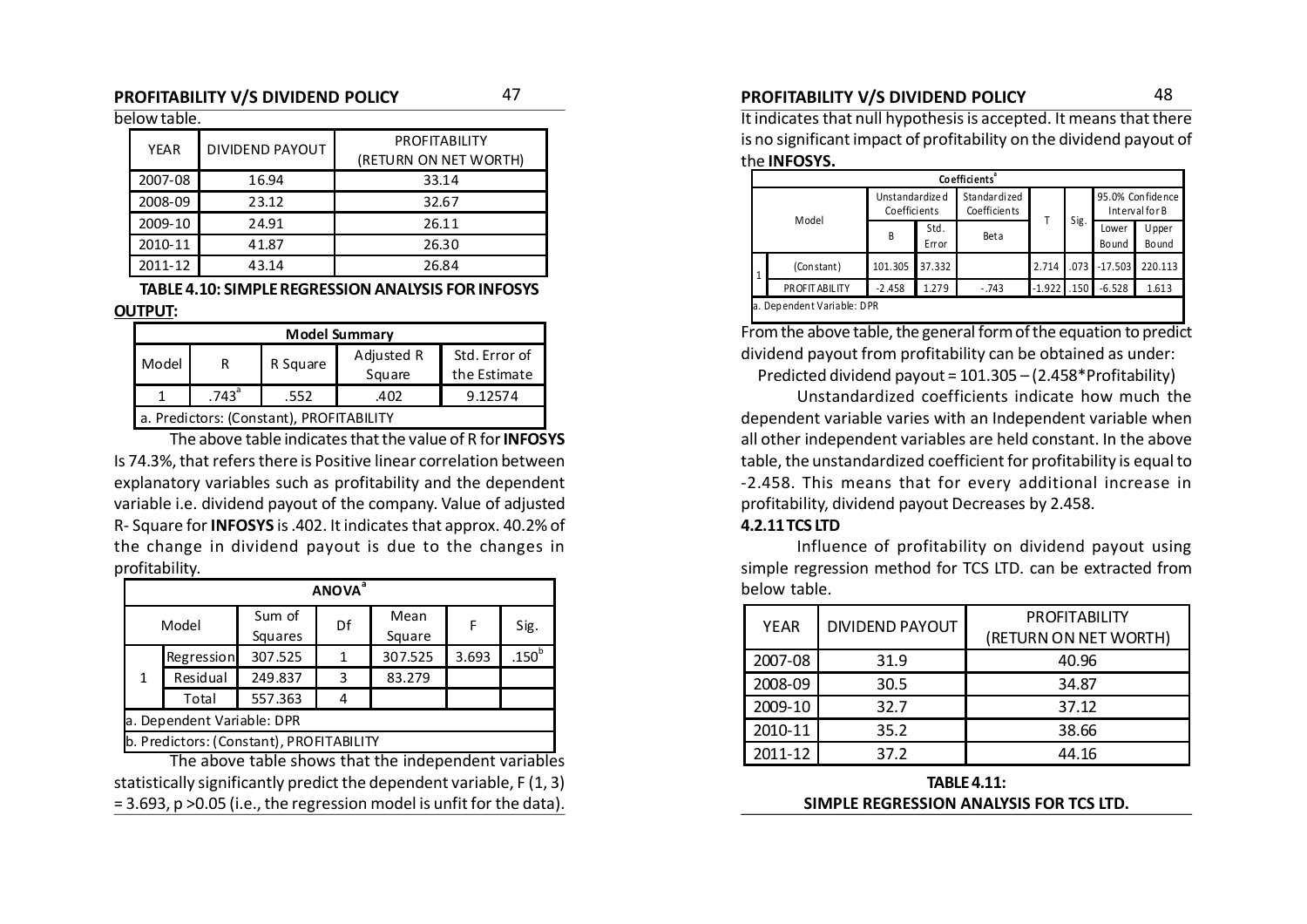below table.

| YEAR | DIVIDEND PAYOUT | PROFITABILITY (RETURN ON NET WORTH) |
|---|---|---|
| 2007-08 | 16.94 | 33.14 |
| 2008-09 | 23.12 | 32.67 |
| 2009-10 | 24.91 | 26.11 |
| 2010-11 | 41.87 | 26.30 |
| 2011-12 | 43.14 | 26.84 |

**TABLE 4.10: SIMPLE REGRESSION ANALYSIS FOR INFOSYS**

**OUTPUT:**

| Model Summary | | | | |
|---|---|---|---|---|
| Model | R | R Square | Adjusted R Square | Std. Error of the Estimate |
| 1 | .743[a] | .552 | .402 | 9.12574 |
| a. Predictors: (Constant), PROFITABILITY | | | | |

The above table indicates that the value of R for **INFOSYS** Is 74.3%, that refers there is Positive linear correlation between explanatory variables such as profitability and the dependent variable i.e. dividend payout of the company. Value of adjusted R- Square for **INFOSYS** is .402. It indicates that approx. 40.2% of the change in dividend payout is due to the changes in profitability.

| ANOVA[a] | | | | | | |
|---|---|---|---|---|---|---|
| Model | | Sum of Squares | Df | Mean Square | F | Sig. |
| 1 | Regression | 307.525 | 1 | 307.525 | 3.693 | .150[b] |
| | Residual | 249.837 | 3 | 83.279 | | |
| | Total | 557.363 | 4 | | | |
| a. Dependent Variable: DPR | | | | | | |
| b. Predictors: (Constant), PROFITABILITY | | | | | | |

The above table shows that the independent variables statistically significantly predict the dependent variable, $F(1, 3) = 3.693$, $p > 0.05$ (i.e., the regression model is unfit for the data). It indicates that null hypothesis is accepted. It means that there is no significant impact of profitability on the dividend payout of the **INFOSYS.**

| Coefficients[a] | | | | | | | | |
|---|---|---|---|---|---|---|---|---|
| Model | | Unstandardized Coefficients | | Standardized Coefficients | T | Sig. | 95.0% Confidence Interval for B | |
| | | B | Std. Error | Beta | | | Lower Bound | Upper Bound |
| 1 | (Constant) | 101.305 | 37.332 | | 2.714 | .073 | -17.503 | 220.113 |
| | PROFITABILITY | -2.458 | 1.279 | -.743 | -1.922 | .150 | -6.528 | 1.613 |
| a. Dependent Variable: DPR | | | | | | | | |

From the above table, the general form of the equation to predict dividend payout from profitability can be obtained as under:

Predicted dividend payout = 101.305 – (2.458*Profitability)

Unstandardized coefficients indicate how much the dependent variable varies with an Independent variable when all other independent variables are held constant. In the above table, the unstandardized coefficient for profitability is equal to -2.458. This means that for every additional increase in profitability, dividend payout Decreases by 2.458.

**4.2.11 TCS LTD**

Influence of profitability on dividend payout using simple regression method for TCS LTD. can be extracted from below table.

| YEAR | DIVIDEND PAYOUT | PROFITABILITY (RETURN ON NET WORTH) |
|---|---|---|
| 2007-08 | 31.9 | 40.96 |
| 2008-09 | 30.5 | 34.87 |
| 2009-10 | 32.7 | 37.12 |
| 2010-11 | 35.2 | 38.66 |
| 2011-12 | 37.2 | 44.16 |

**TABLE 4.11: SIMPLE REGRESSION ANALYSIS FOR TCS LTD.**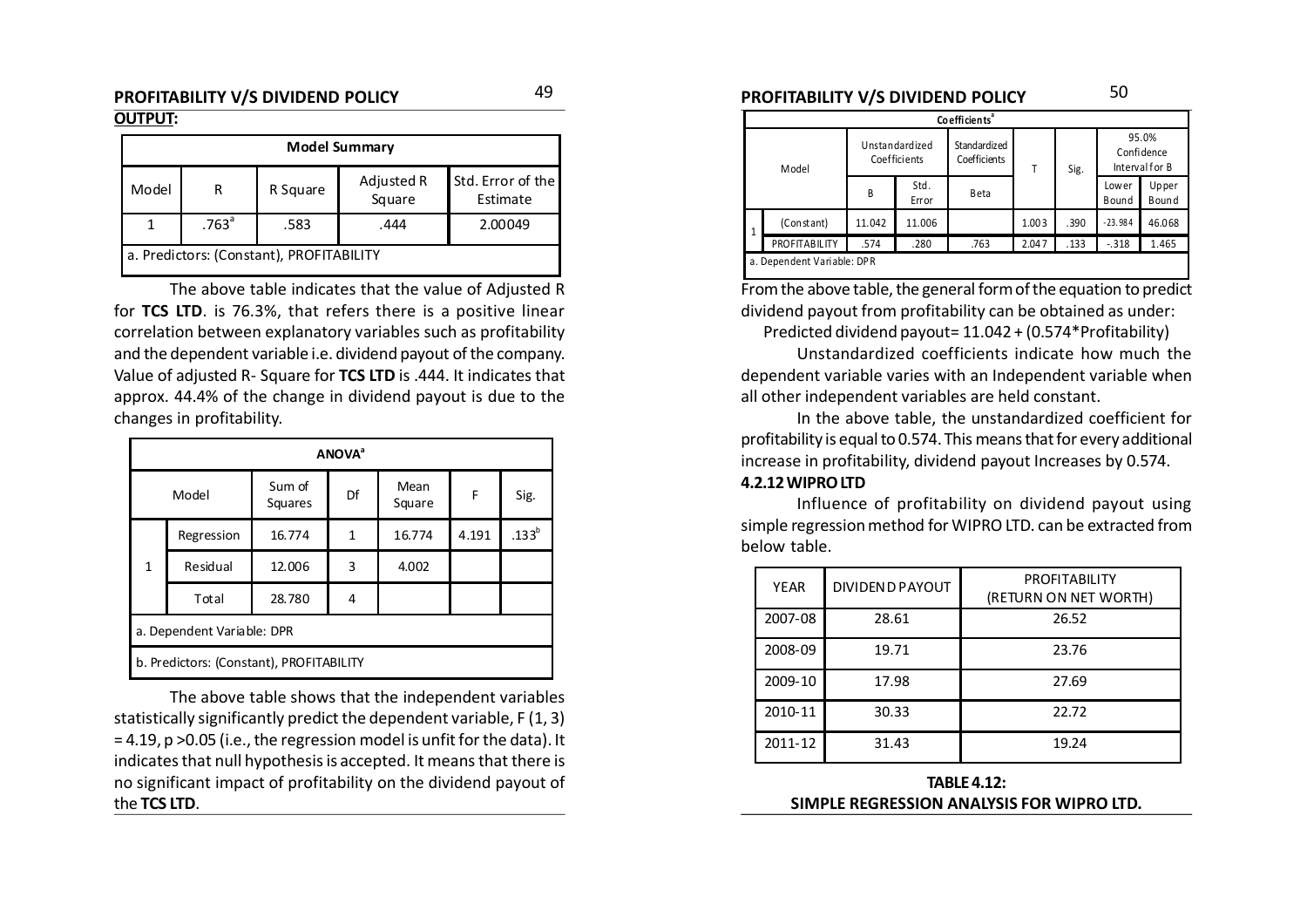## PROFITABILITY V/S DIVIDEND POLICY

**OUTPUT:**

| Model Summary | | | | |
|---|---|---|---|---|
| Model | R | R Square | Adjusted R Square | Std. Error of the Estimate |
| 1 | .763[a] | .583 | .444 | 2.00049 |
| a. Predictors: (Constant), PROFITABILITY | | | | |

The above table indicates that the value of Adjusted R for **TCS LTD**. is 76.3%, that refers there is a positive linear correlation between explanatory variables such as profitability and the dependent variable i.e. dividend payout of the company. Value of adjusted R- Square for **TCS LTD** is .444. It indicates that approx. 44.4% of the change in dividend payout is due to the changes in profitability.

| ANOVA[a] | | | | | | |
|---|---|---|---|---|---|---|
| Model | | Sum of Squares | Df | Mean Square | F | Sig. |
| 1 | Regression | 16.774 | 1 | 16.774 | 4.191 | .133[b] |
| | Residual | 12.006 | 3 | 4.002 | | |
| | Total | 28.780 | 4 | | | |
| a. Dependent Variable: DPR | | | | | | |
| b. Predictors: (Constant), PROFITABILITY | | | | | | |

The above table shows that the independent variables statistically significantly predict the dependent variable, $F(1, 3) = 4.19$, $p > 0.05$ (i.e., the regression model is unfit for the data). It indicates that null hypothesis is accepted. It means that there is no significant impact of profitability on the dividend payout of the **TCS LTD**.

## PROFITABILITY V/S DIVIDEND POLICY

| Coefficients[a] | | | | | | | | |
|---|---|---|---|---|---|---|---|---|
| Model | Unstandardized Coefficients | | Standardized Coefficients | T | Sig. | 95.0% Confidence Interval for B | |
| | B | Std. Error | Beta | | | Lower Bound | Upper Bound |
| 1 (Constant) | 11.042 | 11.006 | | 1.003 | .390 | -23.984 | 46.068 |
| PROFITABILITY | .574 | .280 | .763 | 2.047 | .133 | -.318 | 1.465 |
| a. Dependent Variable: DPR | | | | | | | |

From the above table, the general form of the equation to predict dividend payout from profitability can be obtained as under:

Predicted dividend payout= 11.042 + (0.574*Profitability)

Unstandardized coefficients indicate how much the dependent variable varies with an Independent variable when all other independent variables are held constant.

In the above table, the unstandardized coefficient for profitability is equal to 0.574. This means that for every additional increase in profitability, dividend payout Increases by 0.574.

### 4.2.12 WIPRO LTD

Influence of profitability on dividend payout using simple regression method for WIPRO LTD. can be extracted from below table.

| YEAR | DIVIDEND PAYOUT | PROFITABILITY (RETURN ON NET WORTH) |
|---|---|---|
| 2007-08 | 28.61 | 26.52 |
| 2008-09 | 19.71 | 23.76 |
| 2009-10 | 17.98 | 27.69 |
| 2010-11 | 30.33 | 22.72 |
| 2011-12 | 31.43 | 19.24 |

**TABLE 4.12:**
**SIMPLE REGRESSION ANALYSIS FOR WIPRO LTD.**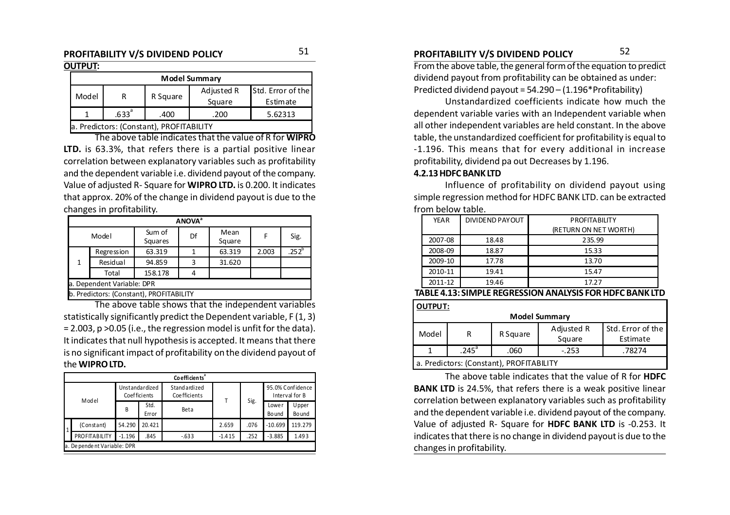**OUTPUT:**

| Model Summary | | | | |
|---|---|---|---|---|
| Model | R | R Square | Adjusted R Square | Std. Error of the Estimate |
| 1 | .633[a] | .400 | .200 | 5.62313 |
| a. Predictors: (Constant), PROFITABILITY | | | | |

The above table indicates that the value of R for **WIPRO LTD.** is 63.3%, that refers there is a partial positive linear correlation between explanatory variables such as profitability and the dependent variable i.e. dividend payout of the company. Value of adjusted R- Square for **WIPRO LTD.** is 0.200. It indicates that approx. 20% of the change in dividend payout is due to the changes in profitability.

| ANOVA[a] | | | | | | |
|---|---|---|---|---|---|---|
| Model | | Sum of Squares | Df | Mean Square | F | Sig. |
| 1 | Regression | 63.319 | 1 | 63.319 | 2.003 | .252[b] |
| | Residual | 94.859 | 3 | 31.620 | | |
| | Total | 158.178 | 4 | | | |
| a. Dependent Variable: DPR | | | | | | |
| b. Predictors: (Constant), PROFITABILITY | | | | | | |

The above table shows that the independent variables statistically significantly predict the Dependent variable, $F(1, 3) = 2.003$, $p > 0.05$ (i.e., the regression model is unfit for the data). It indicates that null hypothesis is accepted. It means that there is no significant impact of profitability on the dividend payout of the **WIPRO LTD.**

| Coefficients[a] | | | | | | | | |
|---|---|---|---|---|---|---|---|---|
| Model | | Unstandardized Coefficients | | Standardized Coefficients | T | Sig. | 95.0% Confidence Interval for B | |
| | | B | Std. Error | Beta | | | Lower Bound | Upper Bound |
| 1 | (Constant) | 54.290 | 20.421 | | 2.659 | .076 | -10.699 | 119.279 |
| | PROFITABILITY | -1.196 | .845 | -.633 | -1.415 | .252 | -3.885 | 1.493 |
| a. Dependent Variable: DPR | | | | | | | | |

From the above table, the general form of the equation to predict dividend payout from profitability can be obtained as under:
Predicted dividend payout = 54.290 – (1.196*Profitability)

Unstandardized coefficients indicate how much the dependent variable varies with an Independent variable when all other independent variables are held constant. In the above table, the unstandardized coefficient for profitability is equal to -1.196. This means that for every additional in increase profitability, dividend pa out Decreases by 1.196.

### 4.2.13 HDFC BANK LTD

Influence of profitability on dividend payout using simple regression method for HDFC BANK LTD. can be extracted from below table.

| YEAR | DIVIDEND PAYOUT | PROFITABILITY (RETURN ON NET WORTH) |
|---|---|---|
| 2007-08 | 18.48 | 235.99 |
| 2008-09 | 18.87 | 15.33 |
| 2009-10 | 17.78 | 13.70 |
| 2010-11 | 19.41 | 15.47 |
| 2011-12 | 19.46 | 17.27 |

**TABLE 4.13: SIMPLE REGRESSION ANALYSIS FOR HDFC BANK LTD**

**OUTPUT:**

| Model Summary | | | | |
|---|---|---|---|---|
| Model | R | R Square | Adjusted R Square | Std. Error of the Estimate |
| 1 | .245[a] | .060 | -.253 | .78274 |
| a. Predictors: (Constant), PROFITABILITY | | | | |

The above table indicates that the value of R for **HDFC BANK LTD** is 24.5%, that refers there is a weak positive linear correlation between explanatory variables such as profitability and the dependent variable i.e. dividend payout of the company. Value of adjusted R- Square for **HDFC BANK LTD** is -0.253. It indicates that there is no change in dividend payout is due to the changes in profitability.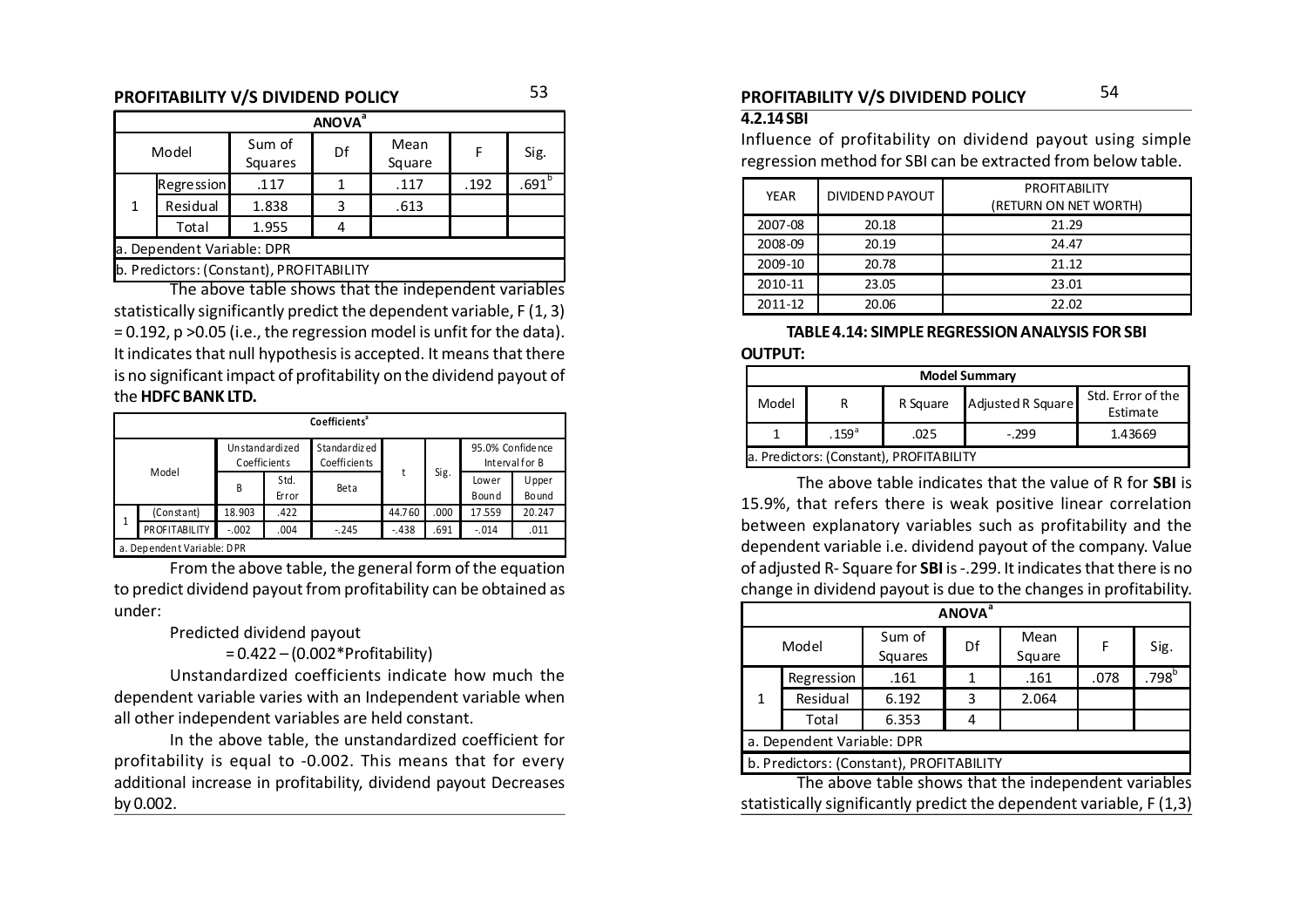| ANOVA[a] | | | | | | |
|---|---|---|---|---|---|---|
| Model | | Sum of Squares | Df | Mean Square | F | Sig. |
| 1 | Regression | .117 | 1 | .117 | .192 | .691[b] |
| | Residual | 1.838 | 3 | .613 | | |
| | Total | 1.955 | 4 | | | |

a. Dependent Variable: DPR

b. Predictors: (Constant), PROFITABILITY

The above table shows that the independent variables statistically significantly predict the dependent variable, $F(1, 3) = 0.192$, $p > 0.05$ (i.e., the regression model is unfit for the data). It indicates that null hypothesis is accepted. It means that there is no significant impact of profitability on the dividend payout of the **HDFC BANK LTD.**

| Coefficients[a] | | | | | | | | |
|---|---|---|---|---|---|---|---|---|
| Model | | Unstandardized Coefficients | | Standardized Coefficients | t | Sig. | 95.0% Confidence Interval for B | |
| | | B | Std. Error | Beta | | | Lower Bound | Upper Bound |
| 1 | (Constant) | 18.903 | .422 | | 44.760 | .000 | 17.559 | 20.247 |
| | PROFITABILITY | -.002 | .004 | -.245 | -.438 | .691 | -.014 | .011 |

a. Dependent Variable: DPR

From the above table, the general form of the equation to predict dividend payout from profitability can be obtained as under:

Predicted dividend payout

= 0.422 – (0.002*Profitability)

Unstandardized coefficients indicate how much the dependent variable varies with an Independent variable when all other independent variables are held constant.

In the above table, the unstandardized coefficient for profitability is equal to -0.002. This means that for every additional increase in profitability, dividend payout Decreases by 0.002.

### 4.2.14 SBI

Influence of profitability on dividend payout using simple regression method for SBI can be extracted from below table.

| YEAR | DIVIDEND PAYOUT | PROFITABILITY (RETURN ON NET WORTH) |
|---|---|---|
| 2007-08 | 20.18 | 21.29 |
| 2008-09 | 20.19 | 24.47 |
| 2009-10 | 20.78 | 21.12 |
| 2010-11 | 23.05 | 23.01 |
| 2011-12 | 20.06 | 22.02 |

**TABLE 4.14: SIMPLE REGRESSION ANALYSIS FOR SBI**

**OUTPUT:**

| Model Summary | | | | |
|---|---|---|---|---|
| Model | R | R Square | Adjusted R Square | Std. Error of the Estimate |
| 1 | .159[a] | .025 | -.299 | 1.43669 |

a. Predictors: (Constant), PROFITABILITY

The above table indicates that the value of R for **SBI** is 15.9%, that refers there is weak positive linear correlation between explanatory variables such as profitability and the dependent variable i.e. dividend payout of the company. Value of adjusted R- Square for **SBI** is -.299. It indicates that there is no change in dividend payout is due to the changes in profitability.

| ANOVA[a] | | | | | | |
|---|---|---|---|---|---|---|
| Model | | Sum of Squares | Df | Mean Square | F | Sig. |
| 1 | Regression | .161 | 1 | .161 | .078 | .798[b] |
| | Residual | 6.192 | 3 | 2.064 | | |
| | Total | 6.353 | 4 | | | |

a. Dependent Variable: DPR

b. Predictors: (Constant), PROFITABILITY

The above table shows that the independent variables statistically significantly predict the dependent variable, $F(1,3)$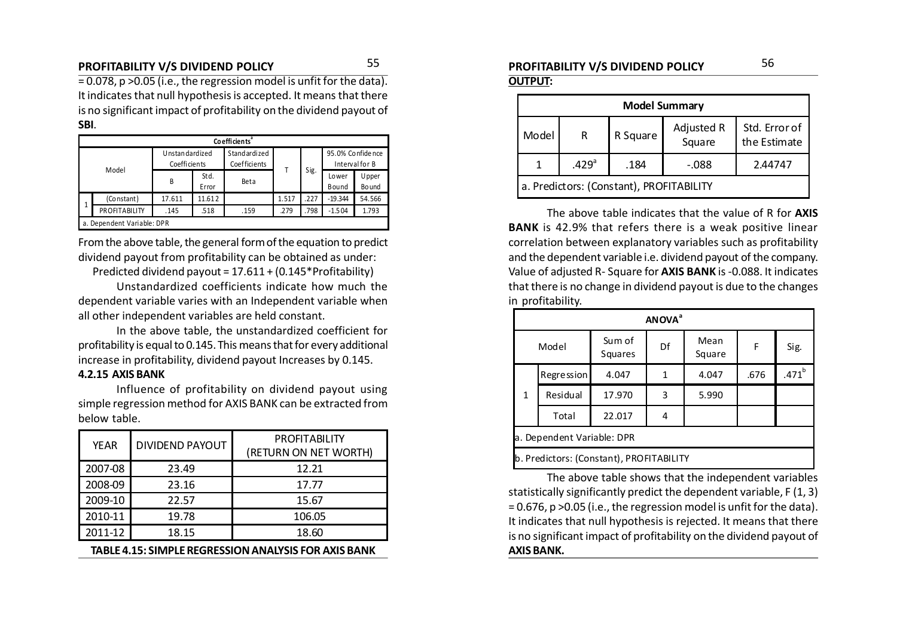= 0.078, p >0.05 (i.e., the regression model is unfit for the data). It indicates that null hypothesis is accepted. It means that there is no significant impact of profitability on the dividend payout of **SBI**.

| Coefficients[a] | | | | | | | | | |
|---|---|---|---|---|---|---|---|---|---|
| Model | | Unstandardized Coefficients | | Standardized Coefficients | T | Sig. | 95.0% Confidence Interval for B | |
| | | B | Std. Error | Beta | | | Lower Bound | Upper Bound |
| 1 | (Constant) | 17.611 | 11.612 | | 1.517 | .227 | -19.344 | 54.566 |
| | PROFITABILITY | .145 | .518 | .159 | .279 | .798 | -1.504 | 1.793 |
| a. Dependent Variable: DPR | | | | | | | | |

From the above table, the general form of the equation to predict dividend payout from profitability can be obtained as under:

Predicted dividend payout = 17.611 + (0.145*Profitability)

Unstandardized coefficients indicate how much the dependent variable varies with an Independent variable when all other independent variables are held constant.

In the above table, the unstandardized coefficient for profitability is equal to 0.145. This means that for every additional increase in profitability, dividend payout Increases by 0.145.

### 4.2.15 AXIS BANK

Influence of profitability on dividend payout using simple regression method for AXIS BANK can be extracted from below table.

| YEAR | DIVIDEND PAYOUT | PROFITABILITY (RETURN ON NET WORTH) |
|---|---|---|
| 2007-08 | 23.49 | 12.21 |
| 2008-09 | 23.16 | 17.77 |
| 2009-10 | 22.57 | 15.67 |
| 2010-11 | 19.78 | 106.05 |
| 2011-12 | 18.15 | 18.60 |

**TABLE 4.15: SIMPLE REGRESSION ANALYSIS FOR AXIS BANK**

**OUTPUT:**

| Model Summary | | | | |
|---|---|---|---|---|
| Model | R | R Square | Adjusted R Square | Std. Error of the Estimate |
| 1 | .429[a] | .184 | -.088 | 2.44747 |
| a. Predictors: (Constant), PROFITABILITY | | | | |

The above table indicates that the value of R for **AXIS BANK** is 42.9% that refers there is a weak positive linear correlation between explanatory variables such as profitability and the dependent variable i.e. dividend payout of the company. Value of adjusted R- Square for **AXIS BANK** is -0.088. It indicates that there is no change in dividend payout is due to the changes in profitability.

| ANOVA[a] | | | | | | |
|---|---|---|---|---|---|---|
| Model | | Sum of Squares | Df | Mean Square | F | Sig. |
| 1 | Regression | 4.047 | 1 | 4.047 | .676 | .471[b] |
| | Residual | 17.970 | 3 | 5.990 | | |
| | Total | 22.017 | 4 | | | |
| a. Dependent Variable: DPR | | | | | | |
| b. Predictors: (Constant), PROFITABILITY | | | | | | |

The above table shows that the independent variables statistically significantly predict the dependent variable, F (1, 3) = 0.676, p >0.05 (i.e., the regression model is unfit for the data). It indicates that null hypothesis is rejected. It means that there is no significant impact of profitability on the dividend payout of **AXIS BANK.**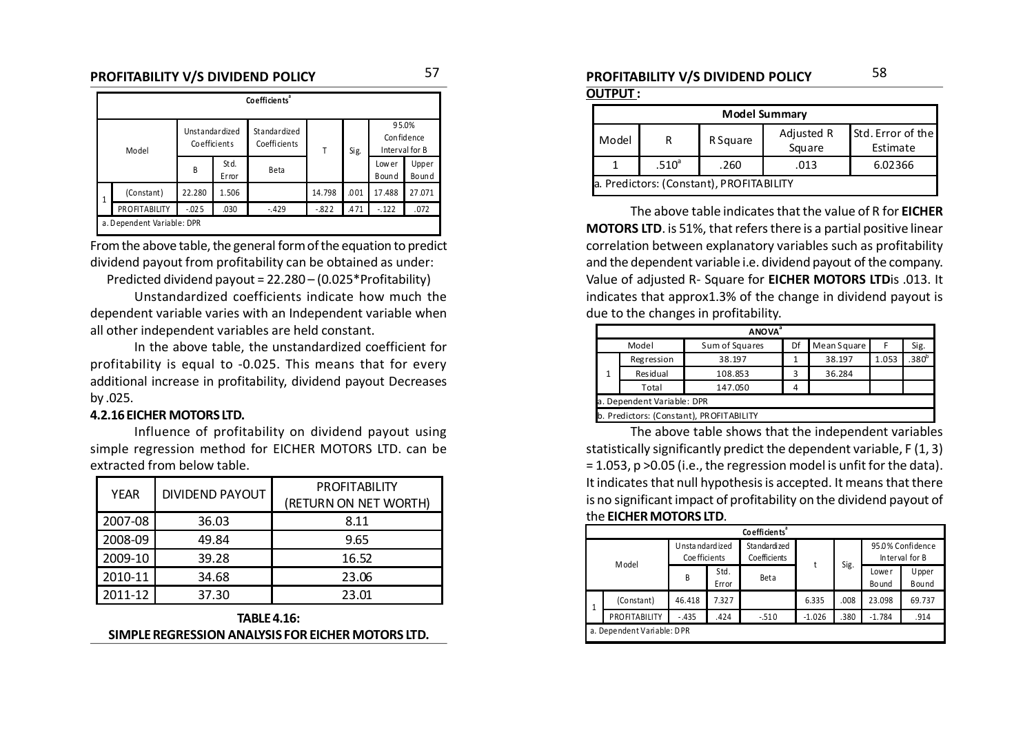| Model | | Unstandardized Coefficients | | Standardized Coefficients | T | Sig. | 95.0% Confidence Interval for B | |
|---|---|---|---|---|---|---|---|---|
| | | B | Std. Error | Beta | | | Lower Bound | Upper Bound |
| 1 | (Constant) | 22.280 | 1.506 | | 14.798 | .001 | 17.488 | 27.071 |
| | PROFITABILITY | -.025 | .030 | -.429 | -.822 | .471 | -.122 | .072 |

a. Dependent Variable: DPR

From the above table, the general form of the equation to predict dividend payout from profitability can be obtained as under:

Predicted dividend payout = 22.280 – (0.025*Profitability)

Unstandardized coefficients indicate how much the dependent variable varies with an Independent variable when all other independent variables are held constant.

In the above table, the unstandardized coefficient for profitability is equal to -0.025. This means that for every additional increase in profitability, dividend payout Decreases by .025.

### 4.2.16 EICHER MOTORS LTD.

Influence of profitability on dividend payout using simple regression method for EICHER MOTORS LTD. can be extracted from below table.

| YEAR | DIVIDEND PAYOUT | PROFITABILITY (RETURN ON NET WORTH) |
|---|---|---|
| 2007-08 | 36.03 | 8.11 |
| 2008-09 | 49.84 | 9.65 |
| 2009-10 | 39.28 | 16.52 |
| 2010-11 | 34.68 | 23.06 |
| 2011-12 | 37.30 | 23.01 |

**TABLE 4.16:**
**SIMPLE REGRESSION ANALYSIS FOR EICHER MOTORS LTD.**

**OUTPUT :**

**Model Summary**

| Model | R | R Square | Adjusted R Square | Std. Error of the Estimate |
|---|---|---|---|---|
| 1 | .510[a] | .260 | .013 | 6.02366 |

a. Predictors: (Constant), PROFITABILITY

The above table indicates that the value of R for **EICHER MOTORS LTD**. is 51%, that refers there is a partial positive linear correlation between explanatory variables such as profitability and the dependent variable i.e. dividend payout of the company. Value of adjusted R- Square for **EICHER MOTORS LTD**is .013. It indicates that approx1.3% of the change in dividend payout is due to the changes in profitability.

**ANOVA[a]**

| Model | | Sum of Squares | Df | Mean Square | F | Sig. |
|---|---|---|---|---|---|---|
| 1 | Regression | 38.197 | 1 | 38.197 | 1.053 | .380[b] |
| | Residual | 108.853 | 3 | 36.284 | | |
| | Total | 147.050 | 4 | | | |

a. Dependent Variable: DPR

b. Predictors: (Constant), PROFITABILITY

The above table shows that the independent variables statistically significantly predict the dependent variable, $F(1, 3) = 1.053$, $p > 0.05$ (i.e., the regression model is unfit for the data). It indicates that null hypothesis is accepted. It means that there is no significant impact of profitability on the dividend payout of the **EICHER MOTORS LTD**.

**Coefficients[a]**

| Model | | Unstandardized Coefficients | | Standardized Coefficients | t | Sig. | 95.0% Confidence Interval for B | |
|---|---|---|---|---|---|---|---|---|
| | | B | Std. Error | Beta | | | Lower Bound | Upper Bound |
| 1 | (Constant) | 46.418 | 7.327 | | 6.335 | .008 | 23.098 | 69.737 |
| | PROFITABILITY | -.435 | .424 | -.510 | -1.026 | .380 | -1.784 | .914 |

a. Dependent Variable: DPR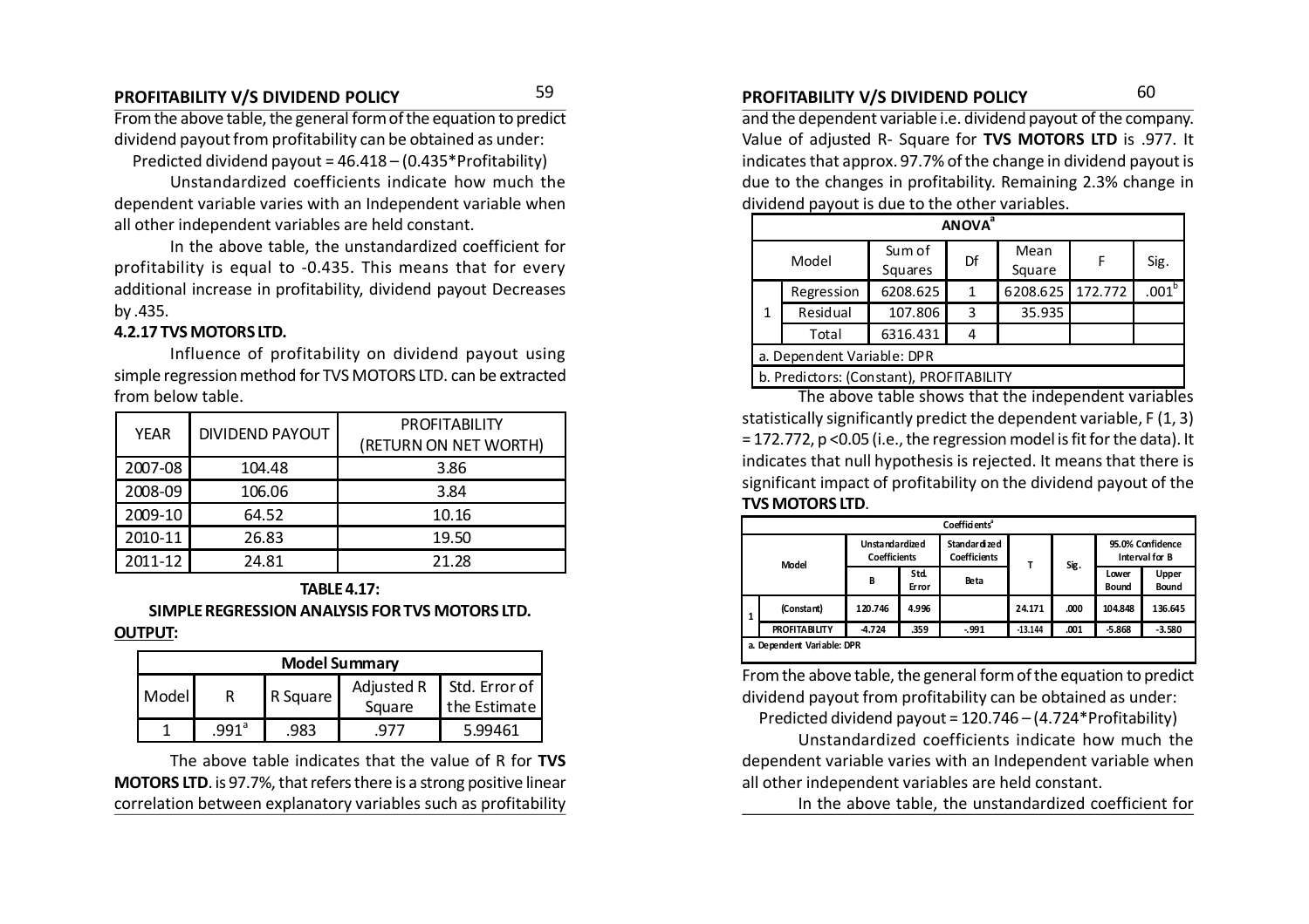From the above table, the general form of the equation to predict dividend payout from profitability can be obtained as under:

Predicted dividend payout = 46.418 – (0.435*Profitability)

Unstandardized coefficients indicate how much the dependent variable varies with an Independent variable when all other independent variables are held constant.

In the above table, the unstandardized coefficient for profitability is equal to -0.435. This means that for every additional increase in profitability, dividend payout Decreases by .435.

### 4.2.17 TVS MOTORS LTD.

Influence of profitability on dividend payout using simple regression method for TVS MOTORS LTD. can be extracted from below table.

| YEAR | DIVIDEND PAYOUT | PROFITABILITY (RETURN ON NET WORTH) |
|---|---|---|
| 2007-08 | 104.48 | 3.86 |
| 2008-09 | 106.06 | 3.84 |
| 2009-10 | 64.52 | 10.16 |
| 2010-11 | 26.83 | 19.50 |
| 2011-12 | 24.81 | 21.28 |

**TABLE 4.17:**

**SIMPLE REGRESSION ANALYSIS FOR TVS MOTORS LTD.**

**OUTPUT:**

| Model Summary | | | | |
|---|---|---|---|---|
| Model | R | R Square | Adjusted R Square | Std. Error of the Estimate |
| 1 | .991[a] | .983 | .977 | 5.99461 |

The above table indicates that the value of R for **TVS MOTORS LTD**. is 97.7%, that refers there is a strong positive linear correlation between explanatory variables such as profitability and the dependent variable i.e. dividend payout of the company. Value of adjusted R- Square for **TVS MOTORS LTD** is .977. It indicates that approx. 97.7% of the change in dividend payout is due to the changes in profitability. Remaining 2.3% change in dividend payout is due to the other variables.

| ANOVA[a] | | | | | | |
|---|---|---|---|---|---|---|
| Model | | Sum of Squares | Df | Mean Square | F | Sig. |
| 1 | Regression | 6208.625 | 1 | 6208.625 | 172.772 | .001[b] |
| | Residual | 107.806 | 3 | 35.935 | | |
| | Total | 6316.431 | 4 | | | |

a. Dependent Variable: DPR

b. Predictors: (Constant), PROFITABILITY

The above table shows that the independent variables statistically significantly predict the dependent variable, $F(1, 3) = 172.772$, $p < 0.05$ (i.e., the regression model is fit for the data). It indicates that null hypothesis is rejected. It means that there is significant impact of profitability on the dividend payout of the **TVS MOTORS LTD**.

| Coefficients[a] | | | | | | | | |
|---|---|---|---|---|---|---|---|---|
| Model | Unstandardized Coefficients | | Standardized Coefficients | T | Sig. | 95.0% Confidence Interval for B | |
| | B | Std. Error | Beta | | | Lower Bound | Upper Bound |
| 1 (Constant) | 120.746 | 4.996 | | 24.171 | .000 | 104.848 | 136.645 |
| PROFITABILITY | -4.724 | .359 | -.991 | -13.144 | .001 | -5.868 | -3.580 |

a. Dependent Variable: DPR

From the above table, the general form of the equation to predict dividend payout from profitability can be obtained as under:

Predicted dividend payout = 120.746 – (4.724*Profitability)

Unstandardized coefficients indicate how much the dependent variable varies with an Independent variable when all other independent variables are held constant.

In the above table, the unstandardized coefficient for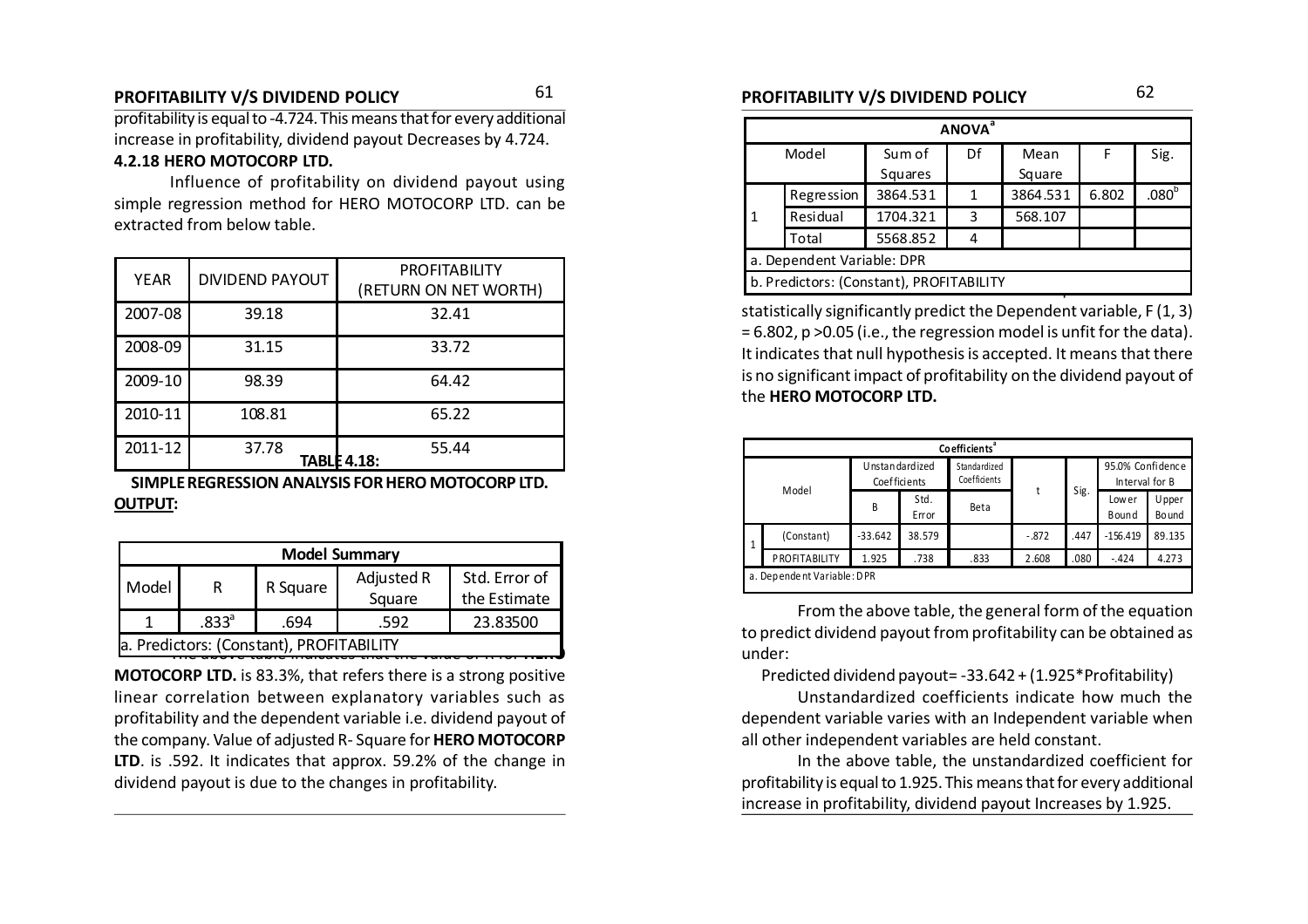profitability is equal to -4.724. This means that for every additional increase in profitability, dividend payout Decreases by 4.724.

### 4.2.18 HERO MOTOCORP LTD.

Influence of profitability on dividend payout using simple regression method for HERO MOTOCORP LTD. can be extracted from below table.

**TABLE 4.18:**

| YEAR | DIVIDEND PAYOUT | PROFITABILITY (RETURN ON NET WORTH) |
|---|---|---|
| 2007-08 | 39.18 | 32.41 |
| 2008-09 | 31.15 | 33.72 |
| 2009-10 | 98.39 | 64.42 |
| 2010-11 | 108.81 | 65.22 |
| 2011-12 | 37.78 | 55.44 |

**SIMPLE REGRESSION ANALYSIS FOR HERO MOTOCORP LTD.**

**OUTPUT:**

**Model Summary**

| Model | R | R Square | Adjusted R Square | Std. Error of the Estimate |
|---|---|---|---|---|
| 1 | .833[a] | .694 | .592 | 23.83500 |

a. Predictors: (Constant), PROFITABILITY

The above table indicates that the value of R for **HERO MOTOCORP LTD.** is 83.3%, that refers there is a strong positive linear correlation between explanatory variables such as profitability and the dependent variable i.e. dividend payout of the company. Value of adjusted R- Square for **HERO MOTOCORP LTD**. is .592. It indicates that approx. 59.2% of the change in dividend payout is due to the changes in profitability.

**ANOVA[a]**

| Model | | Sum of Squares | Df | Mean Square | F | Sig. |
|---|---|---|---|---|---|---|
| 1 | Regression | 3864.531 | 1 | 3864.531 | 6.802 | .080[b] |
| | Residual | 1704.321 | 3 | 568.107 | | |
| | Total | 5568.852 | 4 | | | |

a. Dependent Variable: DPR

b. Predictors: (Constant), PROFITABILITY

The above table shows that the independent variable does not statistically significantly predict the Dependent variable, $F(1, 3) = 6.802$, $p > 0.05$ (i.e., the regression model is unfit for the data). It indicates that null hypothesis is accepted. It means that there is no significant impact of profitability on the dividend payout of the **HERO MOTOCORP LTD.**

**Coefficients[a]**

| Model | | Unstandardized Coefficients | | Standardized Coefficients | t | Sig. | 95.0% Confidence Interval for B | |
|---|---|---|---|---|---|---|---|---|
| | | B | Std. Error | Beta | | | Lower Bound | Upper Bound |
| 1 | (Constant) | -33.642 | 38.579 | | -.872 | .447 | -156.419 | 89.135 |
| | PROFITABILITY | 1.925 | .738 | .833 | 2.608 | .080 | -.424 | 4.273 |

a. Dependent Variable: DPR

From the above table, the general form of the equation to predict dividend payout from profitability can be obtained as under:

Predicted dividend payout= -33.642 + (1.925*Profitability)

Unstandardized coefficients indicate how much the dependent variable varies with an Independent variable when all other independent variables are held constant.

In the above table, the unstandardized coefficient for profitability is equal to 1.925. This means that for every additional increase in profitability, dividend payout Increases by 1.925.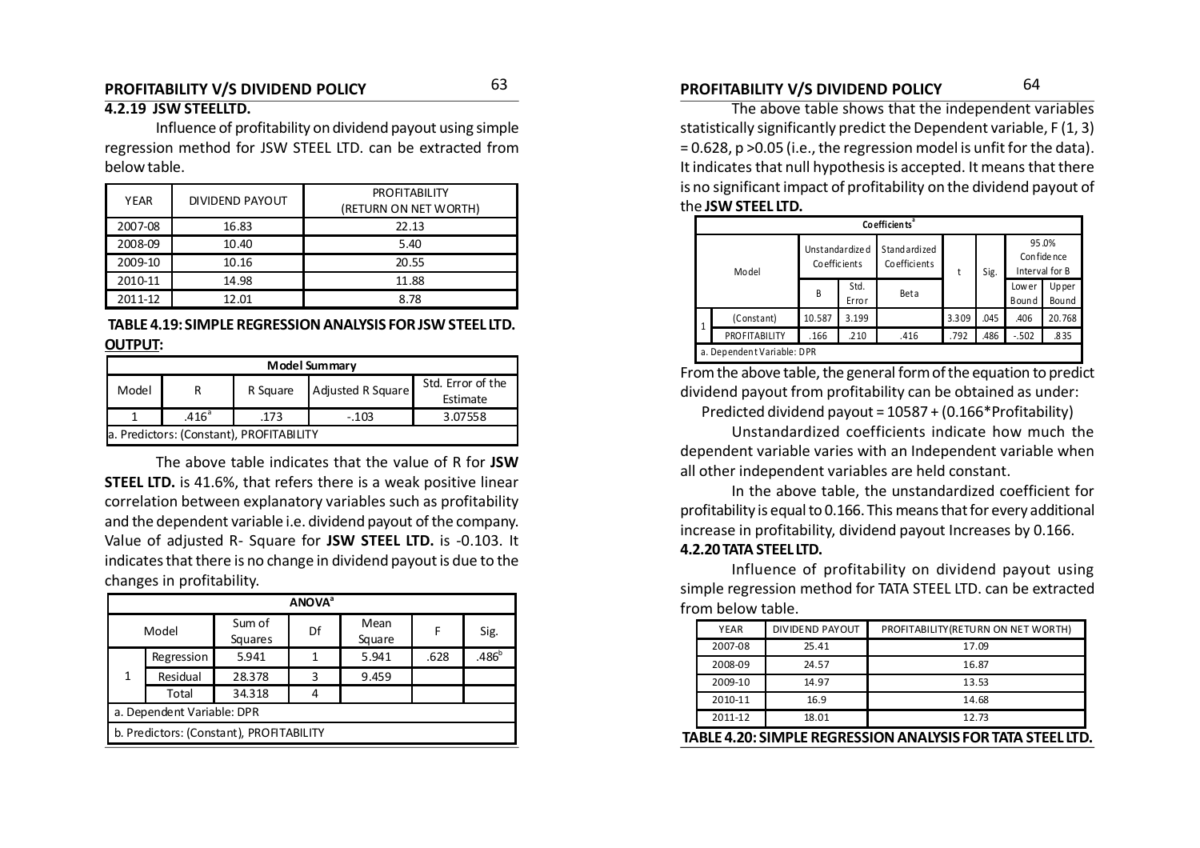### 4.2.19 JSW STEELLTD.

Influence of profitability on dividend payout using simple regression method for JSW STEEL LTD. can be extracted from below table.

| YEAR | DIVIDEND PAYOUT | PROFITABILITY (RETURN ON NET WORTH) |
|---|---|---|
| 2007-08 | 16.83 | 22.13 |
| 2008-09 | 10.40 | 5.40 |
| 2009-10 | 10.16 | 20.55 |
| 2010-11 | 14.98 | 11.88 |
| 2011-12 | 12.01 | 8.78 |

**TABLE 4.19: SIMPLE REGRESSION ANALYSIS FOR JSW STEEL LTD.**

**OUTPUT:**

| Model Summary | | | | |
|---|---|---|---|---|
| Model | R | R Square | Adjusted R Square | Std. Error of the Estimate |
| 1 | .416[a] | .173 | -.103 | 3.07558 |
| a. Predictors: (Constant), PROFITABILITY | | | | |

The above table indicates that the value of R for **JSW STEEL LTD.** is 41.6%, that refers there is a weak positive linear correlation between explanatory variables such as profitability and the dependent variable i.e. dividend payout of the company. Value of adjusted R- Square for **JSW STEEL LTD.** is -0.103. It indicates that there is no change in dividend payout is due to the changes in profitability.

| ANOVA[a] | | | | | | |
|---|---|---|---|---|---|---|
| Model | | Sum of Squares | Df | Mean Square | F | Sig. |
| 1 | Regression | 5.941 | 1 | 5.941 | .628 | .486[b] |
| | Residual | 28.378 | 3 | 9.459 | | |
| | Total | 34.318 | 4 | | | |
| a. Dependent Variable: DPR | | | | | | |
| b. Predictors: (Constant), PROFITABILITY | | | | | | |

The above table shows that the independent variables statistically significantly predict the Dependent variable, $F(1, 3) = 0.628$, $p > 0.05$ (i.e., the regression model is unfit for the data). It indicates that null hypothesis is accepted. It means that there is no significant impact of profitability on the dividend payout of the **JSW STEEL LTD.**

| Coefficients[a] | | | | | | | | |
|---|---|---|---|---|---|---|---|---|
| Model | Unstandardized Coefficients | | Standardized Coefficients | t | Sig. | 95.0% Confidence Interval for B | |
| | B | Std. Error | Beta | | | Lower Bound | Upper Bound |
| 1 (Constant) | 10.587 | 3.199 | | 3.309 | .045 | .406 | 20.768 |
| PROFITABILITY | .166 | .210 | .416 | .792 | .486 | -.502 | .835 |
| a. Dependent Variable: DPR | | | | | | | |

From the above table, the general form of the equation to predict dividend payout from profitability can be obtained as under:

Predicted dividend payout = 10587 + (0.166*Profitability)

Unstandardized coefficients indicate how much the dependent variable varies with an Independent variable when all other independent variables are held constant.

In the above table, the unstandardized coefficient for profitability is equal to 0.166. This means that for every additional increase in profitability, dividend payout Increases by 0.166.

### 4.2.20 TATA STEEL LTD.

Influence of profitability on dividend payout using simple regression method for TATA STEEL LTD. can be extracted from below table.

| YEAR | DIVIDEND PAYOUT | PROFITABILITY(RETURN ON NET WORTH) |
|---|---|---|
| 2007-08 | 25.41 | 17.09 |
| 2008-09 | 24.57 | 16.87 |
| 2009-10 | 14.97 | 13.53 |
| 2010-11 | 16.9 | 14.68 |
| 2011-12 | 18.01 | 12.73 |

**TABLE 4.20: SIMPLE REGRESSION ANALYSIS FOR TATA STEEL LTD.**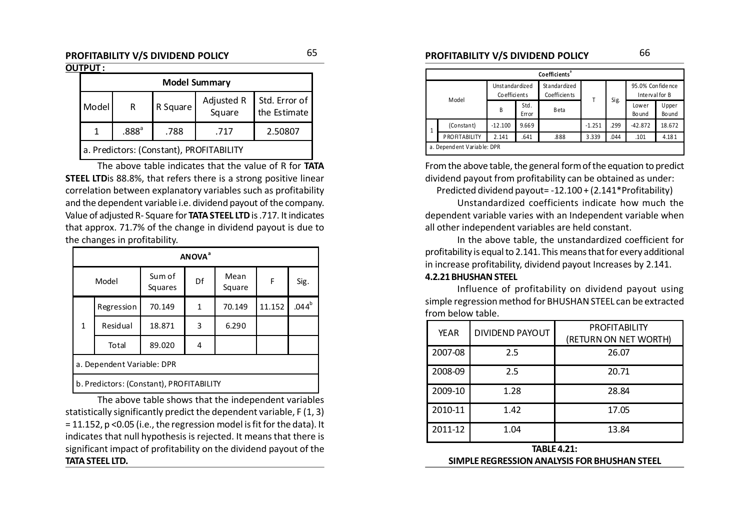**OUTPUT :**

| Model Summary | | | | |
|---|---|---|---|---|
| Model | R | R Square | Adjusted R Square | Std. Error of the Estimate |
| 1 | .888[a] | .788 | .717 | 2.50807 |
| a. Predictors: (Constant), PROFITABILITY | | | | |

The above table indicates that the value of R for **TATA STEEL LTD** is 88.8%, that refers there is a strong positive linear correlation between explanatory variables such as profitability and the dependent variable i.e. dividend payout of the company. Value of adjusted R- Square for **TATA STEEL LTD** is .717. It indicates that approx. 71.7% of the change in dividend payout is due to the changes in profitability.

| ANOVA[a] | | | | | | |
|---|---|---|---|---|---|---|
| Model | | Sum of Squares | Df | Mean Square | F | Sig. |
| 1 | Regression | 70.149 | 1 | 70.149 | 11.152 | .044[b] |
| | Residual | 18.871 | 3 | 6.290 | | |
| | Total | 89.020 | 4 | | | |
| a. Dependent Variable: DPR | | | | | | |
| b. Predictors: (Constant), PROFITABILITY | | | | | | |

The above table shows that the independent variables statistically significantly predict the dependent variable, $F(1, 3) = 11.152$, $p < 0.05$ (i.e., the regression model is fit for the data). It indicates that null hypothesis is rejected. It means that there is significant impact of profitability on the dividend payout of the **TATA STEEL LTD.**

| Coefficients[a] | | | | | | | | |
|---|---|---|---|---|---|---|---|---|
| Model | | Unstandardized Coefficients | | Standardized Coefficients | T | Sig. | 95.0% Confidence Interval for B | |
| | | B | Std. Error | Beta | | | Lower Bound | Upper Bound |
| 1 | (Constant) | -12.100 | 9.669 | | -1.251 | .299 | -42.872 | 18.672 |
| | PROFITABILITY | 2.141 | .641 | .888 | 3.339 | .044 | .101 | 4.181 |
| a. Dependent Variable: DPR | | | | | | | | |

From the above table, the general form of the equation to predict dividend payout from profitability can be obtained as under:

Predicted dividend payout= -12.100 + (2.141*Profitability)

Unstandardized coefficients indicate how much the dependent variable varies with an Independent variable when all other independent variables are held constant.

In the above table, the unstandardized coefficient for profitability is equal to 2.141. This means that for every additional in increase profitability, dividend payout Increases by 2.141.

**4.2.21 BHUSHAN STEEL**

Influence of profitability on dividend payout using simple regression method for BHUSHAN STEEL can be extracted from below table.

| YEAR | DIVIDEND PAYOUT | PROFITABILITY (RETURN ON NET WORTH) |
|---|---|---|
| 2007-08 | 2.5 | 26.07 |
| 2008-09 | 2.5 | 20.71 |
| 2009-10 | 1.28 | 28.84 |
| 2010-11 | 1.42 | 17.05 |
| 2011-12 | 1.04 | 13.84 |

**TABLE 4.21:**
**SIMPLE REGRESSION ANALYSIS FOR BHUSHAN STEEL**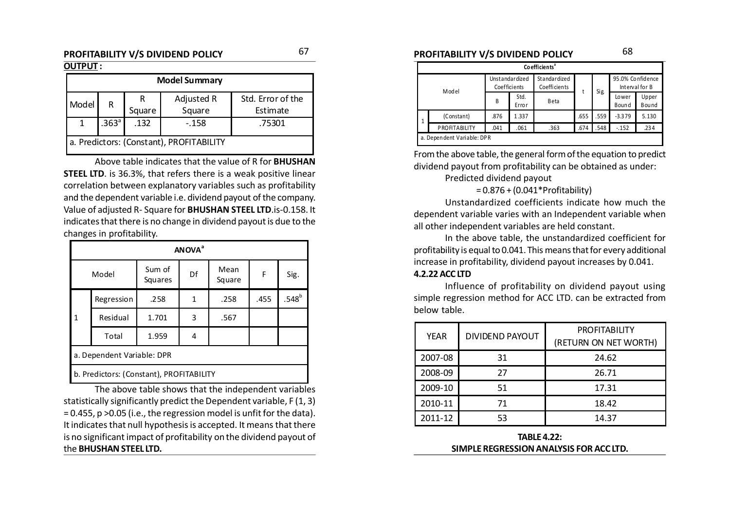## PROFITABILITY V/S DIVIDEND POLICY

**OUTPUT :**

| Model Summary | | | | |
|---|---|---|---|---|
| Model | R | R Square | Adjusted R Square | Std. Error of the Estimate |
| 1 | .363[a] | .132 | -.158 | .75301 |
| a. Predictors: (Constant), PROFITABILITY | | | | |

Above table indicates that the value of R for **BHUSHAN STEEL LTD**. is 36.3%, that refers there is a weak positive linear correlation between explanatory variables such as profitability and the dependent variable i.e. dividend payout of the company. Value of adjusted R- Square for **BHUSHAN STEEL LTD**.is-0.158. It indicates that there is no change in dividend payout is due to the changes in profitability.

| ANOVA[a] | | | | | | |
|---|---|---|---|---|---|---|
| Model | | Sum of Squares | Df | Mean Square | F | Sig. |
| 1 | Regression | .258 | 1 | .258 | .455 | .548[b] |
| | Residual | 1.701 | 3 | .567 | | |
| | Total | 1.959 | 4 | | | |
| a. Dependent Variable: DPR | | | | | | |
| b. Predictors: (Constant), PROFITABILITY | | | | | | |

The above table shows that the independent variables statistically significantly predict the Dependent variable, $F(1, 3) = 0.455$, $p > 0.05$ (i.e., the regression model is unfit for the data). It indicates that null hypothesis is accepted. It means that there is no significant impact of profitability on the dividend payout of the **BHUSHAN STEEL LTD.**

## PROFITABILITY V/S DIVIDEND POLICY

| Coefficients[a] | | | | | | | | |
|---|---|---|---|---|---|---|---|---|
| Model | | Unstandardized Coefficients | | Standardized Coefficients | t | Sig. | 95.0% Confidence Interval for B | |
| | | B | Std. Error | Beta | | | Lower Bound | Upper Bound |
| 1 | (Constant) | .876 | 1.337 | | .655 | .559 | -3.379 | 5.130 |
| | PROFITABILITY | .041 | .061 | .363 | .674 | .548 | -.152 | .234 |
| a. Dependent Variable: DPR | | | | | | | | |

From the above table, the general form of the equation to predict dividend payout from profitability can be obtained as under:

Predicted dividend payout

= 0.876 + (0.041*Profitability)

Unstandardized coefficients indicate how much the dependent variable varies with an Independent variable when all other independent variables are held constant.

In the above table, the unstandardized coefficient for profitability is equal to 0.041. This means that for every additional increase in profitability, dividend payout increases by 0.041.

### 4.2.22 ACC LTD

Influence of profitability on dividend payout using simple regression method for ACC LTD. can be extracted from below table.

| YEAR | DIVIDEND PAYOUT | PROFITABILITY (RETURN ON NET WORTH) |
|---|---|---|
| 2007-08 | 31 | 24.62 |
| 2008-09 | 27 | 26.71 |
| 2009-10 | 51 | 17.31 |
| 2010-11 | 71 | 18.42 |
| 2011-12 | 53 | 14.37 |

**TABLE 4.22:**
**SIMPLE REGRESSION ANALYSIS FOR ACC LTD.**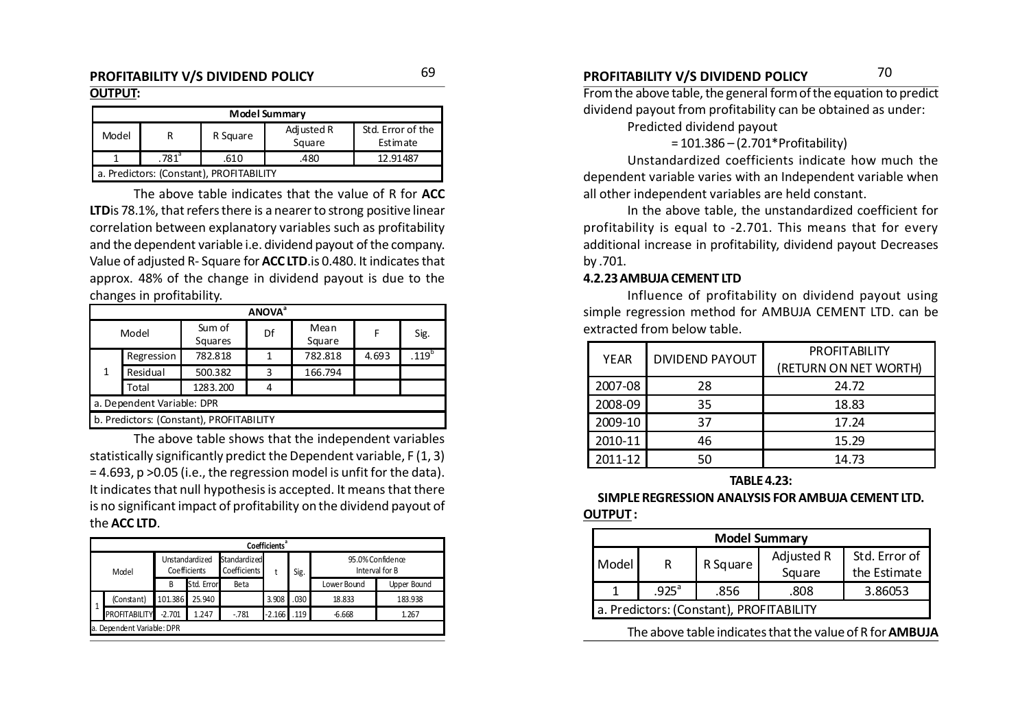**OUTPUT:**

| Model Summary | | | | |
|---|---|---|---|---|
| Model | R | R Square | Adjusted R Square | Std. Error of the Estimate |
| 1 | .781[a] | .610 | .480 | 12.91487 |
| a. Predictors: (Constant), PROFITABILITY | | | | |

The above table indicates that the value of R for **ACC LTD**is 78.1%, that refers there is a nearer to strong positive linear correlation between explanatory variables such as profitability and the dependent variable i.e. dividend payout of the company. Value of adjusted R- Square for **ACC LTD**.is 0.480. It indicates that approx. 48% of the change in dividend payout is due to the changes in profitability.

| ANOVA[a] | | | | | | |
|---|---|---|---|---|---|---|
| Model | | Sum of Squares | Df | Mean Square | F | Sig. |
| 1 | Regression | 782.818 | 1 | 782.818 | 4.693 | .119[b] |
| | Residual | 500.382 | 3 | 166.794 | | |
| | Total | 1283.200 | 4 | | | |
| a. Dependent Variable: DPR | | | | | | |
| b. Predictors: (Constant), PROFITABILITY | | | | | | |

The above table shows that the independent variables statistically significantly predict the Dependent variable, $F(1, 3) = 4.693$, $p > 0.05$ (i.e., the regression model is unfit for the data). It indicates that null hypothesis is accepted. It means that there is no significant impact of profitability on the dividend payout of the **ACC LTD**.

| Coefficients[a] | | | | | | | | |
|---|---|---|---|---|---|---|---|---|
| Model | | Unstandardized Coefficients | | Standardized Coefficients | t | Sig. | 95.0% Confidence Interval for B | |
| | | B | Std. Error | Beta | | | Lower Bound | Upper Bound |
| 1 | (Constant) | 101.386 | 25.940 | | 3.908 | .030 | 18.833 | 183.938 |
| | PROFITABILITY | -2.701 | 1.247 | -.781 | -2.166 | .119 | -6.668 | 1.267 |
| a. Dependent Variable: DPR | | | | | | | | |

From the above table, the general form of the equation to predict dividend payout from profitability can be obtained as under:

Predicted dividend payout

= 101.386 – (2.701*Profitability)

Unstandardized coefficients indicate how much the dependent variable varies with an Independent variable when all other independent variables are held constant.

In the above table, the unstandardized coefficient for profitability is equal to -2.701. This means that for every additional increase in profitability, dividend payout Decreases by .701.

### 4.2.23 AMBUJA CEMENT LTD

Influence of profitability on dividend payout using simple regression method for AMBUJA CEMENT LTD. can be extracted from below table.

| YEAR | DIVIDEND PAYOUT | PROFITABILITY (RETURN ON NET WORTH) |
|---|---|---|
| 2007-08 | 28 | 24.72 |
| 2008-09 | 35 | 18.83 |
| 2009-10 | 37 | 17.24 |
| 2010-11 | 46 | 15.29 |
| 2011-12 | 50 | 14.73 |

**TABLE 4.23:**

**SIMPLE REGRESSION ANALYSIS FOR AMBUJA CEMENT LTD.**

**OUTPUT :**

| Model Summary | | | | |
|---|---|---|---|---|
| Model | R | R Square | Adjusted R Square | Std. Error of the Estimate |
| 1 | .925[a] | .856 | .808 | 3.86053 |
| a. Predictors: (Constant), PROFITABILITY | | | | |

The above table indicates that the value of R for **AMBUJA**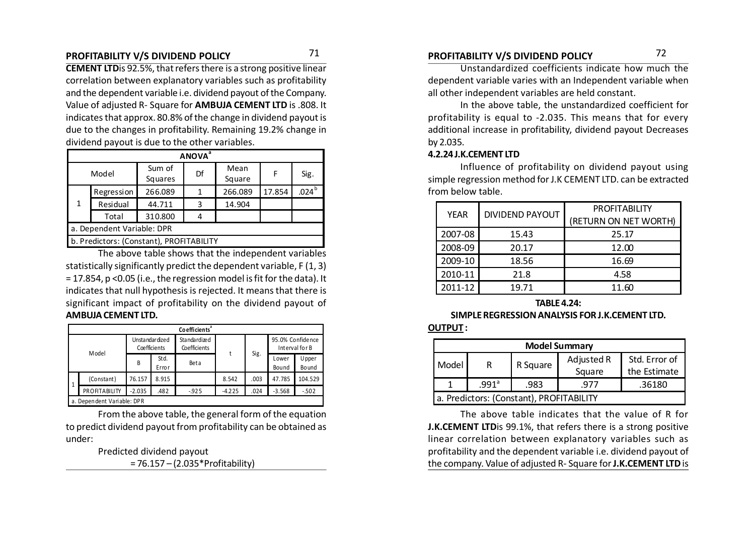**CEMENT LTD** is 92.5%, that refers there is a strong positive linear correlation between explanatory variables such as profitability and the dependent variable i.e. dividend payout of the Company. Value of adjusted R- Square for **AMBUJA CEMENT LTD** is .808. It indicates that approx. 80.8% of the change in dividend payout is due to the changes in profitability. Remaining 19.2% change in dividend payout is due to the other variables.

| ANOVA[a] | | | | | | |
|---|---|---|---|---|---|---|
| Model | | Sum of Squares | Df | Mean Square | F | Sig. |
| 1 | Regression | 266.089 | 1 | 266.089 | 17.854 | .024[b] |
| | Residual | 44.711 | 3 | 14.904 | | |
| | Total | 310.800 | 4 | | | |
| a. Dependent Variable: DPR | | | | | | |
| b. Predictors: (Constant), PROFITABILITY | | | | | | |

The above table shows that the independent variables statistically significantly predict the dependent variable, $F(1, 3) = 17.854$, $p < 0.05$ (i.e., the regression model is fit for the data). It indicates that null hypothesis is rejected. It means that there is significant impact of profitability on the dividend payout of **AMBUJA CEMENT LTD.**

| Coefficients[a] | | | | | | | | |
|---|---|---|---|---|---|---|---|---|
| Model | Unstandardized Coefficients | | Standardized Coefficients | t | Sig. | 95.0% Confidence Interval for B | |
| | B | Std. Error | Beta | | | Lower Bound | Upper Bound |
| 1 (Constant) | 76.157 | 8.915 | | 8.542 | .003 | 47.785 | 104.529 |
| PROFITABILITY | -2.035 | .482 | -.925 | -4.225 | .024 | -3.568 | -.502 |
| a. Dependent Variable: DPR | | | | | | | |

From the above table, the general form of the equation to predict dividend payout from profitability can be obtained as under:

Predicted dividend payout
= 76.157 – (2.035*Profitability)

Unstandardized coefficients indicate how much the dependent variable varies with an Independent variable when all other independent variables are held constant.

In the above table, the unstandardized coefficient for profitability is equal to -2.035. This means that for every additional increase in profitability, dividend payout Decreases by 2.035.

### 4.2.24 J.K.CEMENT LTD

Influence of profitability on dividend payout using simple regression method for J.K CEMENT LTD. can be extracted from below table.

| YEAR | DIVIDEND PAYOUT | PROFITABILITY (RETURN ON NET WORTH) |
|---|---|---|
| 2007-08 | 15.43 | 25.17 |
| 2008-09 | 20.17 | 12.00 |
| 2009-10 | 18.56 | 16.69 |
| 2010-11 | 21.8 | 4.58 |
| 2011-12 | 19.71 | 11.60 |

**TABLE 4.24:**

**SIMPLE REGRESSION ANALYSIS FOR J.K.CEMENT LTD.**

**OUTPUT :**

| Model Summary | | | | |
|---|---|---|---|---|
| Model | R | R Square | Adjusted R Square | Std. Error of the Estimate |
| 1 | .991[a] | .983 | .977 | .36180 |
| a. Predictors: (Constant), PROFITABILITY | | | | |

The above table indicates that the value of R for **J.K.CEMENT LTD** is 99.1%, that refers there is a strong positive linear correlation between explanatory variables such as profitability and the dependent variable i.e. dividend payout of the company. Value of adjusted R- Square for **J.K.CEMENT LTD** is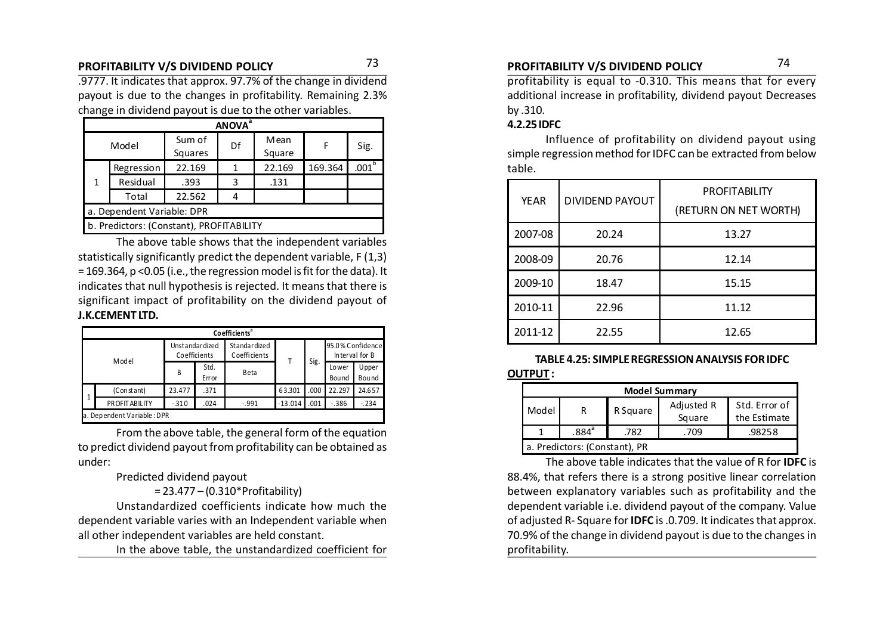.9777. It indicates that approx. 97.7% of the change in dividend payout is due to the changes in profitability. Remaining 2.3% change in dividend payout is due to the other variables.

| ANOVA[a] | | | | | | |
|---|---|---|---|---|---|---|
| Model | | Sum of Squares | Df | Mean Square | F | Sig. |
| 1 | Regression | 22.169 | 1 | 22.169 | 169.364 | .001[b] |
| | Residual | .393 | 3 | .131 | | |
| | Total | 22.562 | 4 | | | |
| a. Dependent Variable: DPR | | | | | | |
| b. Predictors: (Constant), PROFITABILITY | | | | | | |

The above table shows that the independent variables statistically significantly predict the dependent variable, $F(1,3) = 169.364$, $p < 0.05$ (i.e., the regression model is fit for the data). It indicates that null hypothesis is rejected. It means that there is significant impact of profitability on the dividend payout of **J.K.CEMENT LTD.**

| Coefficients[a] | | | | | | | | |
|---|---|---|---|---|---|---|---|---|
| Model | | Unstandardized Coefficients | | Standardized Coefficients | T | Sig. | 95.0% Confidence Interval for B | |
| | | B | Std. Error | Beta | | | Lower Bound | Upper Bound |
| 1 | (Constant) | 23.477 | .371 | | 63.301 | .000 | 22.297 | 24.657 |
| | PROFITABILITY | -.310 | .024 | -.991 | -13.014 | .001 | -.386 | -.234 |
| a. Dependent Variable: DPR | | | | | | | | |

From the above table, the general form of the equation to predict dividend payout from profitability can be obtained as under:

Predicted dividend payout

= 23.477 – (0.310*Profitability)

Unstandardized coefficients indicate how much the dependent variable varies with an Independent variable when all other independent variables are held constant.

In the above table, the unstandardized coefficient for profitability is equal to -0.310. This means that for every additional increase in profitability, dividend payout Decreases by .310.

### 4.2.25 IDFC

Influence of profitability on dividend payout using simple regression method for IDFC can be extracted from below table.

| YEAR | DIVIDEND PAYOUT | PROFITABILITY (RETURN ON NET WORTH) |
|---|---|---|
| 2007-08 | 20.24 | 13.27 |
| 2008-09 | 20.76 | 12.14 |
| 2009-10 | 18.47 | 15.15 |
| 2010-11 | 22.96 | 11.12 |
| 2011-12 | 22.55 | 12.65 |

**TABLE 4.25: SIMPLE REGRESSION ANALYSIS FOR IDFC**

**OUTPUT :**

| Model Summary | | | | |
|---|---|---|---|---|
| Model | R | R Square | Adjusted R Square | Std. Error of the Estimate |
| 1 | .884[a] | .782 | .709 | .98258 |
| a. Predictors: (Constant), PR | | | | |

The above table indicates that the value of R for **IDFC** is 88.4%, that refers there is a strong positive linear correlation between explanatory variables such as profitability and the dependent variable i.e. dividend payout of the company. Value of adjusted R- Square for **IDFC** is .0.709. It indicates that approx. 70.9% of the change in dividend payout is due to the changes in profitability.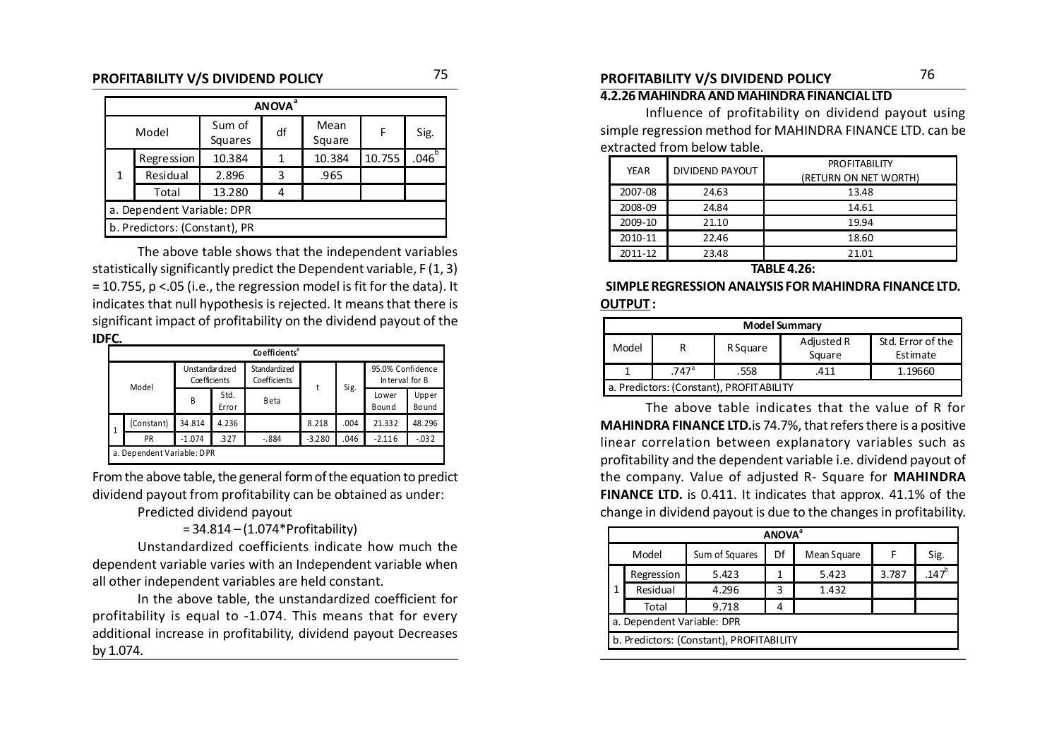| ANOVA[a] | | | | | | |
|---|---|---|---|---|---|---|
| Model | | Sum of Squares | df | Mean Square | F | Sig. |
| 1 | Regression | 10.384 | 1 | 10.384 | 10.755 | .046[b] |
| | Residual | 2.896 | 3 | .965 | | |
| | Total | 13.280 | 4 | | | |
| a. Dependent Variable: DPR | | | | | | |
| b. Predictors: (Constant), PR | | | | | | |

The above table shows that the independent variables statistically significantly predict the Dependent variable, $F(1, 3) = 10.755$, $p < .05$ (i.e., the regression model is fit for the data). It indicates that null hypothesis is rejected. It means that there is significant impact of profitability on the dividend payout of the **IDFC.**

| Coefficients[a] | | | | | | | | |
|---|---|---|---|---|---|---|---|---|
| Model | | Unstandardized Coefficients | | Standardized Coefficients | t | Sig. | 95.0% Confidence Interval for B | |
| | | B | Std. Error | Beta | | | Lower Bound | Upper Bound |
| 1 | (Constant) | 34.814 | 4.236 | | 8.218 | .004 | 21.332 | 48.296 |
| | PR | -1.074 | .327 | -.884 | -3.280 | .046 | -2.116 | -.032 |
| a. Dependent Variable: DPR | | | | | | | | |

From the above table, the general form of the equation to predict dividend payout from profitability can be obtained as under:

Predicted dividend payout

= 34.814 – (1.074*Profitability)

Unstandardized coefficients indicate how much the dependent variable varies with an Independent variable when all other independent variables are held constant.

In the above table, the unstandardized coefficient for profitability is equal to -1.074. This means that for every additional increase in profitability, dividend payout Decreases by 1.074.

### 4.2.26 MAHINDRA AND MAHINDRA FINANCIAL LTD

Influence of profitability on dividend payout using simple regression method for MAHINDRA FINANCE LTD. can be extracted from below table.

| YEAR | DIVIDEND PAYOUT | PROFITABILITY (RETURN ON NET WORTH) |
|---|---|---|
| 2007-08 | 24.63 | 13.48 |
| 2008-09 | 24.84 | 14.61 |
| 2009-10 | 21.10 | 19.94 |
| 2010-11 | 22.46 | 18.60 |
| 2011-12 | 23.48 | 21.01 |

**TABLE 4.26:**

**SIMPLE REGRESSION ANALYSIS FOR MAHINDRA FINANCE LTD.**

**OUTPUT :**

| Model Summary | | | | |
|---|---|---|---|---|
| Model | R | R Square | Adjusted R Square | Std. Error of the Estimate |
| 1 | .747[a] | .558 | .411 | 1.19660 |
| a. Predictors: (Constant), PROFITABILITY | | | | |

The above table indicates that the value of R for **MAHINDRA FINANCE LTD.** is 74.7%, that refers there is a positive linear correlation between explanatory variables such as profitability and the dependent variable i.e. dividend payout of the company. Value of adjusted R- Square for **MAHINDRA FINANCE LTD.** is 0.411. It indicates that approx. 41.1% of the change in dividend payout is due to the changes in profitability.

| ANOVA[a] | | | | | | |
|---|---|---|---|---|---|---|
| Model | | Sum of Squares | Df | Mean Square | F | Sig. |
| 1 | Regression | 5.423 | 1 | 5.423 | 3.787 | .147[b] |
| | Residual | 4.296 | 3 | 1.432 | | |
| | Total | 9.718 | 4 | | | |
| a. Dependent Variable: DPR | | | | | | |
| b. Predictors: (Constant), PROFITABILITY | | | | | | |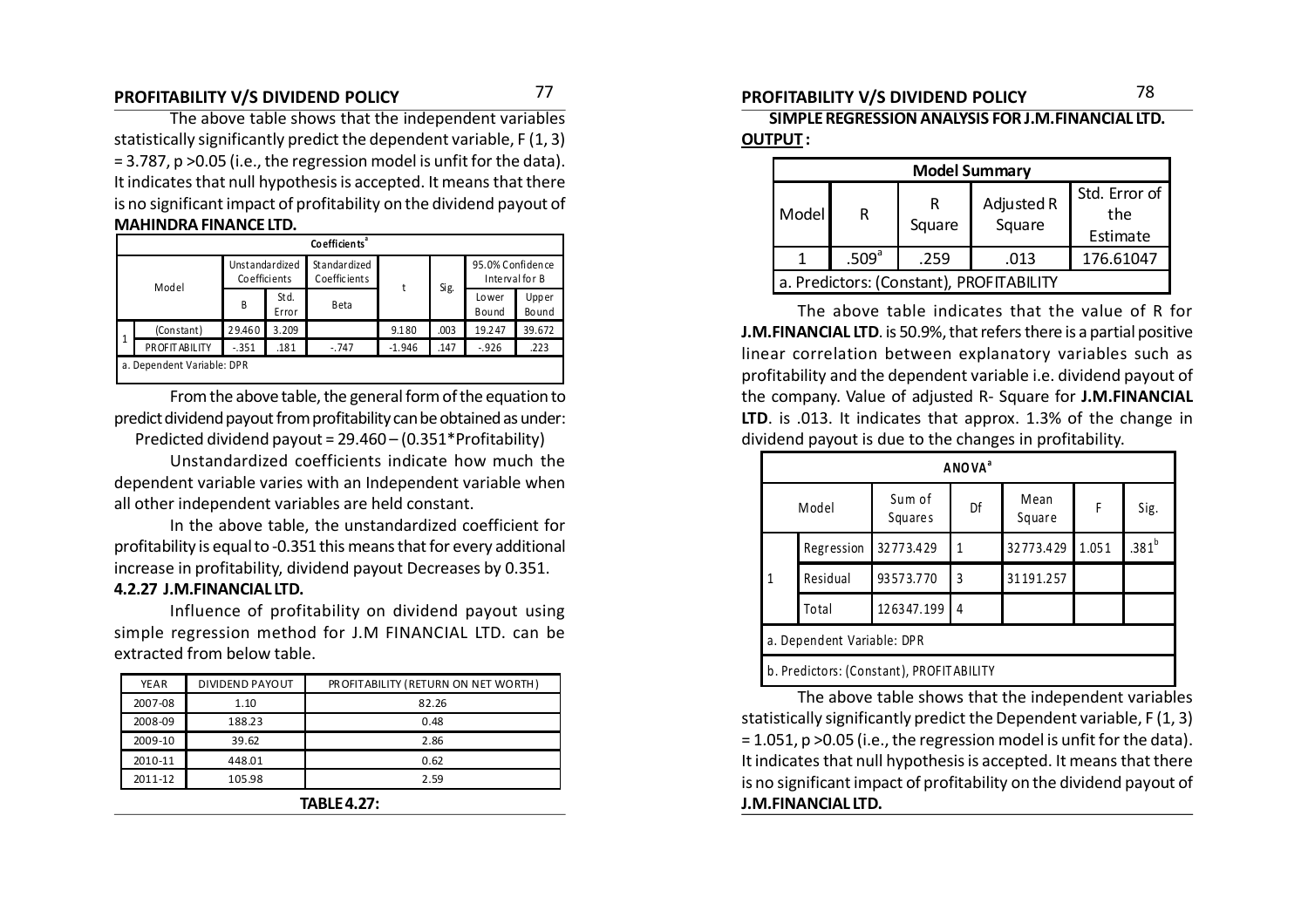The above table shows that the independent variables statistically significantly predict the dependent variable, F (1, 3) = 3.787, p >0.05 (i.e., the regression model is unfit for the data). It indicates that null hypothesis is accepted. It means that there is no significant impact of profitability on the dividend payout of **MAHINDRA FINANCE LTD.**

| Coefficients[a] | | | | | | | | | |
|---|---|---|---|---|---|---|---|---|---|
| Model | | Unstandardized Coefficients | | Standardized Coefficients | t | Sig. | 95.0% Confidence Interval for B | |
| | | B | Std. Error | Beta | | | Lower Bound | Upper Bound |
| 1 | (Constant) | 29.460 | 3.209 | | 9.180 | .003 | 19.247 | 39.672 |
| | PROFITABILITY | -.351 | .181 | -.747 | -1.946 | .147 | -.926 | .223 |
| a. Dependent Variable: DPR | | | | | | | | |

From the above table, the general form of the equation to predict dividend payout from profitability can be obtained as under:

Predicted dividend payout = 29.460 – (0.351*Profitability)

Unstandardized coefficients indicate how much the dependent variable varies with an Independent variable when all other independent variables are held constant.

In the above table, the unstandardized coefficient for profitability is equal to -0.351 this means that for every additional increase in profitability, dividend payout Decreases by 0.351.

### 4.2.27 J.M.FINANCIAL LTD.

Influence of profitability on dividend payout using simple regression method for J.M FINANCIAL LTD. can be extracted from below table.

| YEAR | DIVIDEND PAYOUT | PROFITABILITY (RETURN ON NET WORTH) |
|---|---|---|
| 2007-08 | 1.10 | 82.26 |
| 2008-09 | 188.23 | 0.48 |
| 2009-10 | 39.62 | 2.86 |
| 2010-11 | 448.01 | 0.62 |
| 2011-12 | 105.98 | 2.59 |

**TABLE 4.27:**

**SIMPLE REGRESSION ANALYSIS FOR J.M.FINANCIAL LTD.**

**OUTPUT :**

| Model Summary | | | | |
|---|---|---|---|---|
| Model | R | R Square | Adjusted R Square | Std. Error of the Estimate |
| 1 | .509[a] | .259 | .013 | 176.61047 |
| a. Predictors: (Constant), PROFITABILITY | | | | |

The above table indicates that the value of R for **J.M.FINANCIAL LTD**. is 50.9%, that refers there is a partial positive linear correlation between explanatory variables such as profitability and the dependent variable i.e. dividend payout of the company. Value of adjusted R- Square for **J.M.FINANCIAL LTD**. is .013. It indicates that approx. 1.3% of the change in dividend payout is due to the changes in profitability.

| ANOVA[a] | | | | | | |
|---|---|---|---|---|---|---|
| Model | | Sum of Squares | Df | Mean Square | F | Sig. |
| 1 | Regression | 32773.429 | 1 | 32773.429 | 1.051 | .381[b] |
| | Residual | 93573.770 | 3 | 31191.257 | | |
| | Total | 126347.199 | 4 | | | |
| a. Dependent Variable: DPR | | | | | | |
| b. Predictors: (Constant), PROFITABILITY | | | | | | |

The above table shows that the independent variables statistically significantly predict the Dependent variable, F (1, 3) = 1.051, p >0.05 (i.e., the regression model is unfit for the data). It indicates that null hypothesis is accepted. It means that there is no significant impact of profitability on the dividend payout of **J.M.FINANCIAL LTD.**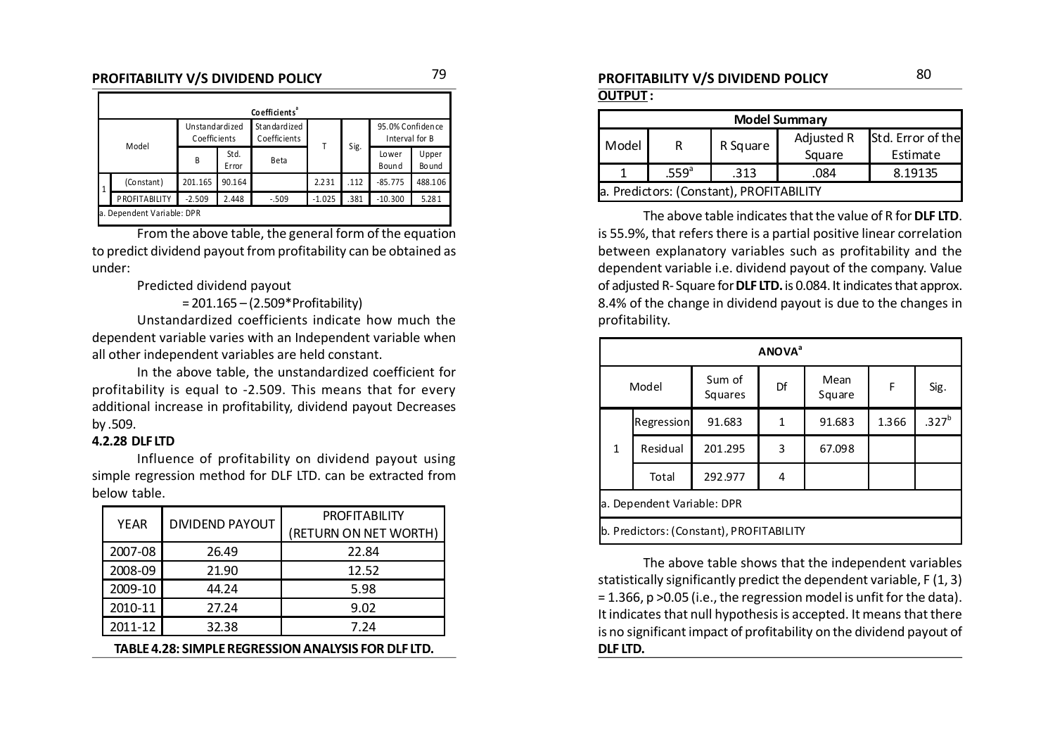| Coefficients[a] | | | | | | | | |
|---|---|---|---|---|---|---|---|---|
| Model | | Unstandardized Coefficients | | Standardized Coefficients | T | Sig. | 95.0% Confidence Interval for B | |
| | | B | Std. Error | Beta | | | Lower Bound | Upper Bound |
| 1 | (Constant) | 201.165 | 90.164 | | 2.231 | .112 | -85.775 | 488.106 |
| | PROFITABILITY | -2.509 | 2.448 | -.509 | -1.025 | .381 | -10.300 | 5.281 |
| a. Dependent Variable: DPR | | | | | | | | |

From the above table, the general form of the equation to predict dividend payout from profitability can be obtained as under:

Predicted dividend payout

= 201.165 – (2.509*Profitability)

Unstandardized coefficients indicate how much the dependent variable varies with an Independent variable when all other independent variables are held constant.

In the above table, the unstandardized coefficient for profitability is equal to -2.509. This means that for every additional increase in profitability, dividend payout Decreases by .509.

### 4.2.28 DLF LTD

Influence of profitability on dividend payout using simple regression method for DLF LTD. can be extracted from below table.

| YEAR | DIVIDEND PAYOUT | PROFITABILITY (RETURN ON NET WORTH) |
|---|---|---|
| 2007-08 | 26.49 | 22.84 |
| 2008-09 | 21.90 | 12.52 |
| 2009-10 | 44.24 | 5.98 |
| 2010-11 | 27.24 | 9.02 |
| 2011-12 | 32.38 | 7.24 |

**TABLE 4.28: SIMPLE REGRESSION ANALYSIS FOR DLF LTD.**

**OUTPUT :**

| Model Summary | | | | |
|---|---|---|---|---|
| Model | R | R Square | Adjusted R Square | Std. Error of the Estimate |
| 1 | .559[a] | .313 | .084 | 8.19135 |
| a. Predictors: (Constant), PROFITABILITY | | | | |

The above table indicates that the value of R for **DLF LTD**. is 55.9%, that refers there is a partial positive linear correlation between explanatory variables such as profitability and the dependent variable i.e. dividend payout of the company. Value of adjusted R- Square for **DLF LTD.** is 0.084. It indicates that approx. 8.4% of the change in dividend payout is due to the changes in profitability.

| ANOVA[a] | | | | | | |
|---|---|---|---|---|---|---|
| Model | | Sum of Squares | Df | Mean Square | F | Sig. |
| 1 | Regression | 91.683 | 1 | 91.683 | 1.366 | .327[b] |
| | Residual | 201.295 | 3 | 67.098 | | |
| | Total | 292.977 | 4 | | | |
| a. Dependent Variable: DPR | | | | | | |
| b. Predictors: (Constant), PROFITABILITY | | | | | | |

The above table shows that the independent variables statistically significantly predict the dependent variable, $F(1, 3) = 1.366$, $p > 0.05$ (i.e., the regression model is unfit for the data). It indicates that null hypothesis is accepted. It means that there is no significant impact of profitability on the dividend payout of **DLF LTD.**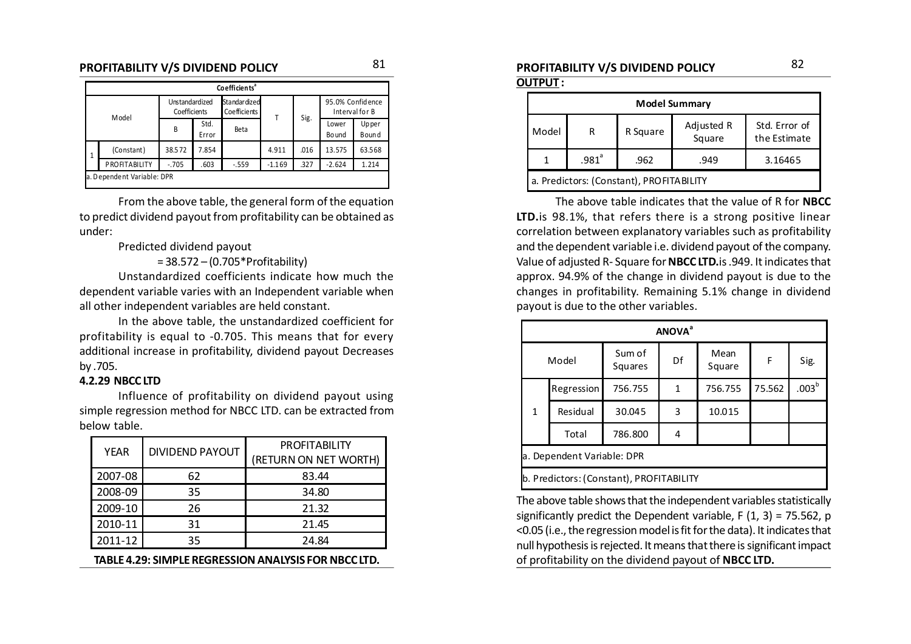## PROFITABILITY V/S DIVIDEND POLICY

| Coefficients[a] | | | | | | | | |
|---|---|---|---|---|---|---|---|---|
| Model | | Unstandardized Coefficients | | Standardized Coefficients | T | Sig. | 95.0% Confidence Interval for B | |
| | | B | Std. Error | Beta | | | Lower Bound | Upper Bound |
| 1 | (Constant) | 38.572 | 7.854 | | 4.911 | .016 | 13.575 | 63.568 |
| | PROFITABILITY | -.705 | .603 | -.559 | -1.169 | .327 | -2.624 | 1.214 |
| a. Dependent Variable: DPR | | | | | | | | |

From the above table, the general form of the equation to predict dividend payout from profitability can be obtained as under:

Predicted dividend payout

= 38.572 – (0.705*Profitability)

Unstandardized coefficients indicate how much the dependent variable varies with an Independent variable when all other independent variables are held constant.

In the above table, the unstandardized coefficient for profitability is equal to -0.705. This means that for every additional increase in profitability, dividend payout Decreases by .705.

### 4.2.29 NBCC LTD

Influence of profitability on dividend payout using simple regression method for NBCC LTD. can be extracted from below table.

| YEAR | DIVIDEND PAYOUT | PROFITABILITY (RETURN ON NET WORTH) |
|---|---|---|
| 2007-08 | 62 | 83.44 |
| 2008-09 | 35 | 34.80 |
| 2009-10 | 26 | 21.32 |
| 2010-11 | 31 | 21.45 |
| 2011-12 | 35 | 24.84 |

**TABLE 4.29: SIMPLE REGRESSION ANALYSIS FOR NBCC LTD.**

## PROFITABILITY V/S DIVIDEND POLICY

**OUTPUT :**

| Model Summary | | | | |
|---|---|---|---|---|
| Model | R | R Square | Adjusted R Square | Std. Error of the Estimate |
| 1 | .981[a] | .962 | .949 | 3.16465 |
| a. Predictors: (Constant), PROFITABILITY | | | | |

The above table indicates that the value of R for **NBCC LTD.** is 98.1%, that refers there is a strong positive linear correlation between explanatory variables such as profitability and the dependent variable i.e. dividend payout of the company. Value of adjusted R- Square for **NBCC LTD.** is .949. It indicates that approx. 94.9% of the change in dividend payout is due to the changes in profitability. Remaining 5.1% change in dividend payout is due to the other variables.

| ANOVA[a] | | | | | | |
|---|---|---|---|---|---|---|
| Model | | Sum of Squares | Df | Mean Square | F | Sig. |
| 1 | Regression | 756.755 | 1 | 756.755 | 75.562 | .003[b] |
| | Residual | 30.045 | 3 | 10.015 | | |
| | Total | 786.800 | 4 | | | |
| a. Dependent Variable: DPR | | | | | | |
| b. Predictors: (Constant), PROFITABILITY | | | | | | |

The above table shows that the independent variables statistically significantly predict the Dependent variable, $F(1, 3) = 75.562$, $p < 0.05$ (i.e., the regression model is fit for the data). It indicates that null hypothesis is rejected. It means that there is significant impact of profitability on the dividend payout of **NBCC LTD.**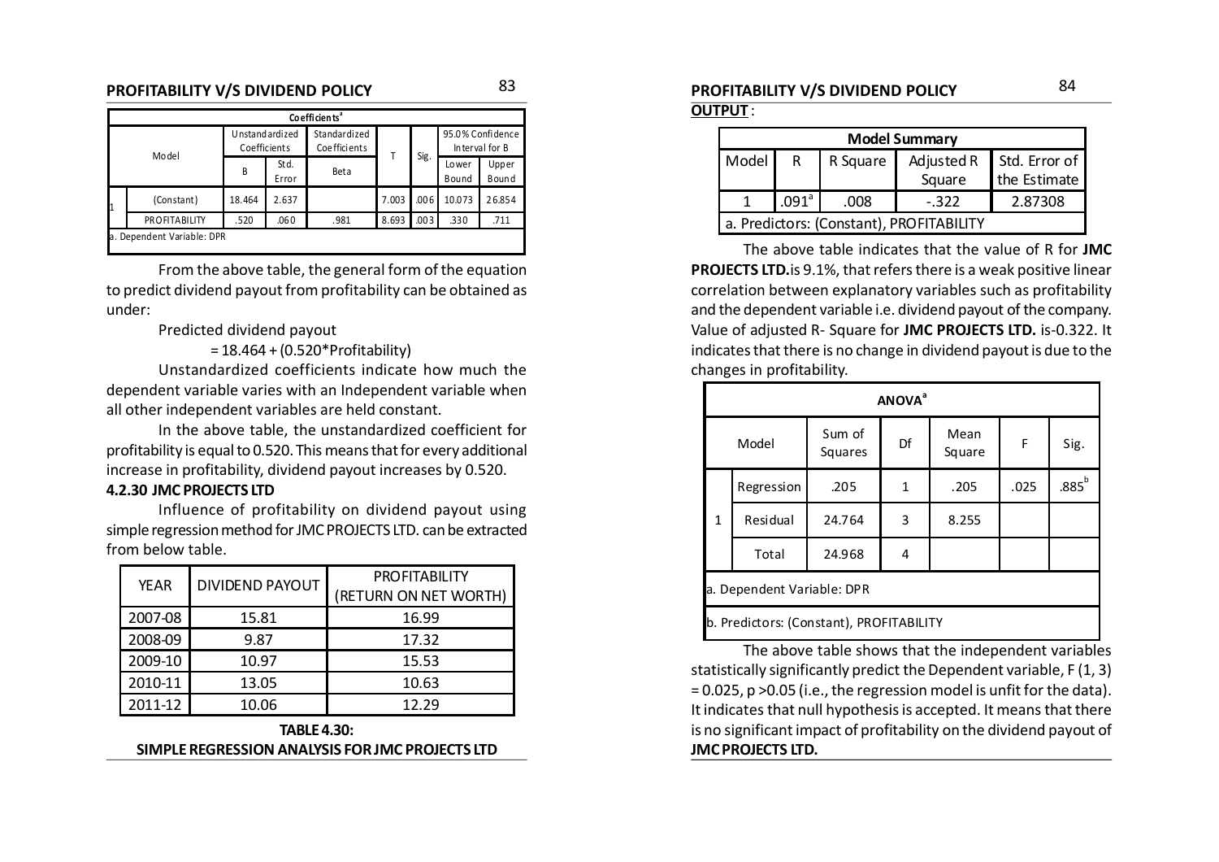## PROFITABILITY V/S DIVIDEND POLICY

| Model | | Unstandardized Coefficients | | Standardized Coefficients | T | Sig. | 95.0% Confidence Interval for B | |
|---|---|---|---|---|---|---|---|---|
| | | B | Std. Error | Beta | | | Lower Bound | Upper Bound |
| 1 | (Constant) | 18.464 | 2.637 | | 7.003 | .006 | 10.073 | 26.854 |
| | PROFITABILITY | .520 | .060 | .981 | 8.693 | .003 | .330 | .711 |

Coefficients[a]

a. Dependent Variable: DPR

From the above table, the general form of the equation to predict dividend payout from profitability can be obtained as under:

Predicted dividend payout

= 18.464 + (0.520*Profitability)

Unstandardized coefficients indicate how much the dependent variable varies with an Independent variable when all other independent variables are held constant.

In the above table, the unstandardized coefficient for profitability is equal to 0.520. This means that for every additional increase in profitability, dividend payout increases by 0.520.

### 4.2.30 JMC PROJECTS LTD

Influence of profitability on dividend payout using simple regression method for JMC PROJECTS LTD. can be extracted from below table.

| YEAR | DIVIDEND PAYOUT | PROFITABILITY (RETURN ON NET WORTH) |
|---|---|---|
| 2007-08 | 15.81 | 16.99 |
| 2008-09 | 9.87 | 17.32 |
| 2009-10 | 10.97 | 15.53 |
| 2010-11 | 13.05 | 10.63 |
| 2011-12 | 10.06 | 12.29 |

**TABLE 4.30:**
**SIMPLE REGRESSION ANALYSIS FOR JMC PROJECTS LTD**

## PROFITABILITY V/S DIVIDEND POLICY

**OUTPUT** :

| Model Summary | | | | |
|---|---|---|---|---|
| Model | R | R Square | Adjusted R Square | Std. Error of the Estimate |
| 1 | .091[a] | .008 | -.322 | 2.87308 |

a. Predictors: (Constant), PROFITABILITY

The above table indicates that the value of R for **JMC PROJECTS LTD.** is 9.1%, that refers there is a weak positive linear correlation between explanatory variables such as profitability and the dependent variable i.e. dividend payout of the company. Value of adjusted R- Square for **JMC PROJECTS LTD.** is-0.322. It indicates that there is no change in dividend payout is due to the changes in profitability.

| Model | | Sum of Squares | Df | Mean Square | F | Sig. |
|---|---|---|---|---|---|---|
| 1 | Regression | .205 | 1 | .205 | .025 | .885[b] |
| | Residual | 24.764 | 3 | 8.255 | | |
| | Total | 24.968 | 4 | | | |

ANOVA[a]

a. Dependent Variable: DPR

b. Predictors: (Constant), PROFITABILITY

The above table shows that the independent variables statistically significantly predict the Dependent variable, $F(1, 3) = 0.025$, $p > 0.05$ (i.e., the regression model is unfit for the data). It indicates that null hypothesis is accepted. It means that there is no significant impact of profitability on the dividend payout of **JMC PROJECTS LTD.**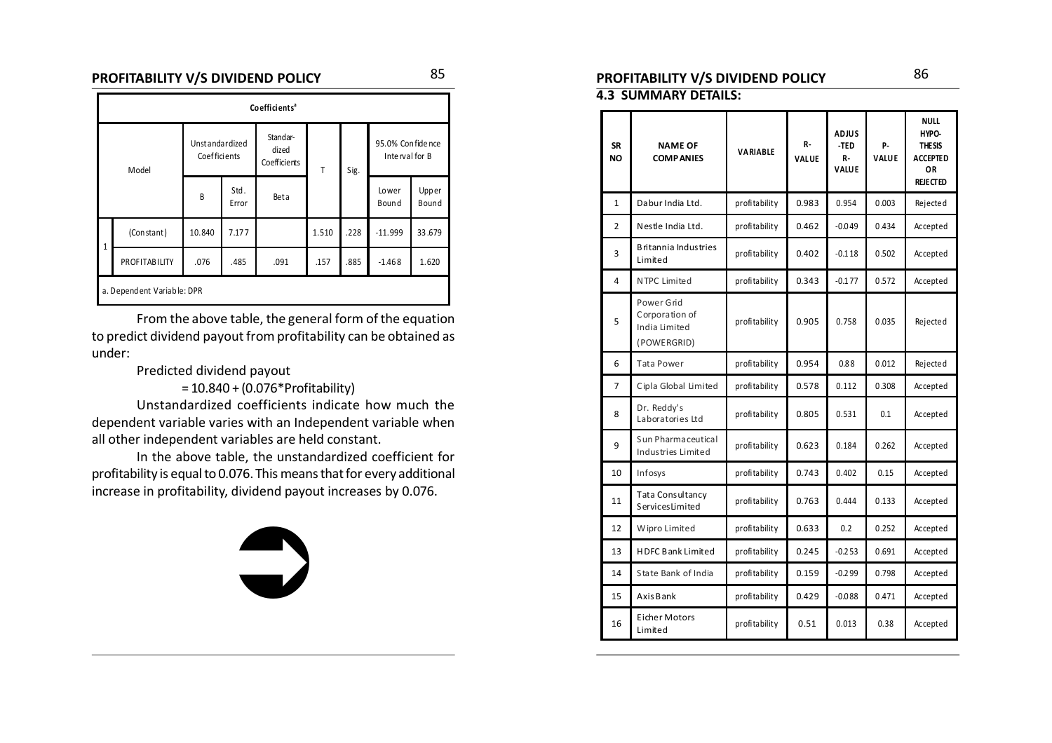| Model | | Unstandardized Coefficients | | Standardized Coefficients | T | Sig. | 95.0% Confidence Interval for B | |
|---|---|---|---|---|---|---|---|---|
| | | B | Std. Error | Beta | | | Lower Bound | Upper Bound |
| 1 | (Constant) | 10.840 | 7.177 | | 1.510 | .228 | -11.999 | 33.679 |
| | PROFITABILITY | .076 | .485 | .091 | .157 | .885 | -1.468 | 1.620 |

Coefficients[a]

a. Dependent Variable: DPR

From the above table, the general form of the equation to predict dividend payout from profitability can be obtained as under:

Predicted dividend payout

= 10.840 + (0.076*Profitability)

Unstandardized coefficients indicate how much the dependent variable varies with an Independent variable when all other independent variables are held constant.

In the above table, the unstandardized coefficient for profitability is equal to 0.076. This means that for every additional increase in profitability, dividend payout increases by 0.076.

### 4.3 SUMMARY DETAILS:

| SR NO | NAME OF COMPANIES | VARIABLE | R-VALUE | ADJUSTED R-VALUE | P-VALUE | NULL HYPOTHESIS ACCEPTED OR REJECTED |
|---|---|---|---|---|---|---|
| 1 | Dabur India Ltd. | profitability | 0.983 | 0.954 | 0.003 | Rejected |
| 2 | Nestle India Ltd. | profitability | 0.462 | -0.049 | 0.434 | Accepted |
| 3 | Britannia Industries Limited | profitability | 0.402 | -0.118 | 0.502 | Accepted |
| 4 | NTPC Limited | profitability | 0.343 | -0.177 | 0.572 | Accepted |
| 5 | Power Grid Corporation of India Limited (POWERGRID) | profitability | 0.905 | 0.758 | 0.035 | Rejected |
| 6 | Tata Power | profitability | 0.954 | 0.88 | 0.012 | Rejected |
| 7 | Cipla Global Limited | profitability | 0.578 | 0.112 | 0.308 | Accepted |
| 8 | Dr. Reddy's Laboratories Ltd | profitability | 0.805 | 0.531 | 0.1 | Accepted |
| 9 | Sun Pharmaceutical Industries Limited | profitability | 0.623 | 0.184 | 0.262 | Accepted |
| 10 | Infosys | profitability | 0.743 | 0.402 | 0.15 | Accepted |
| 11 | Tata Consultancy ServicesLimited | profitability | 0.763 | 0.444 | 0.133 | Accepted |
| 12 | Wipro Limited | profitability | 0.633 | 0.2 | 0.252 | Accepted |
| 13 | HDFC Bank Limited | profitability | 0.245 | -0.253 | 0.691 | Accepted |
| 14 | State Bank of India | profitability | 0.159 | -0.299 | 0.798 | Accepted |
| 15 | Axis Bank | profitability | 0.429 | -0.088 | 0.471 | Accepted |
| 16 | Eicher Motors Limited | profitability | 0.51 | 0.013 | 0.38 | Accepted |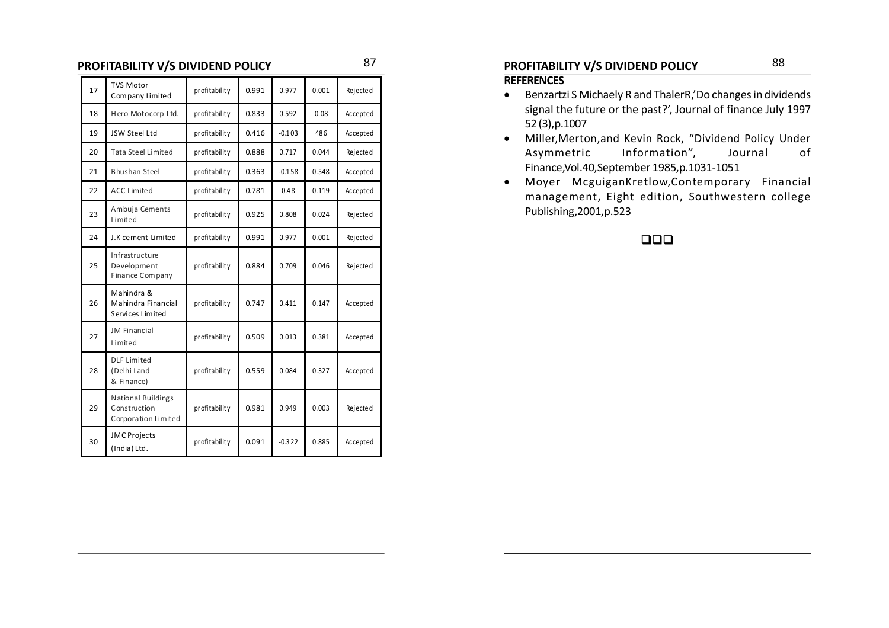| 17 | TVS Motor Company Limited | profitability | 0.991 | 0.977 | 0.001 | Rejected |
|---|---|---|---|---|---|---|
| 18 | Hero Motocorp Ltd. | profitability | 0.833 | 0.592 | 0.08 | Accepted |
| 19 | JSW Steel Ltd | profitability | 0.416 | -0.103 | 486 | Accepted |
| 20 | Tata Steel Limited | profitability | 0.888 | 0.717 | 0.044 | Rejected |
| 21 | Bhushan Steel | profitability | 0.363 | -0.158 | 0.548 | Accepted |
| 22 | ACC Limited | profitability | 0.781 | 0.48 | 0.119 | Accepted |
| 23 | Ambuja Cements Limited | profitability | 0.925 | 0.808 | 0.024 | Rejected |
| 24 | J.K cement Limited | profitability | 0.991 | 0.977 | 0.001 | Rejected |
| 25 | Infrastructure Development Finance Company | profitability | 0.884 | 0.709 | 0.046 | Rejected |
| 26 | Mahindra & Mahindra Financial Services Limited | profitability | 0.747 | 0.411 | 0.147 | Accepted |
| 27 | JM Financial Limited | profitability | 0.509 | 0.013 | 0.381 | Accepted |
| 28 | DLF Limited (Delhi Land & Finance) | profitability | 0.559 | 0.084 | 0.327 | Accepted |
| 29 | National Buildings Construction Corporation Limited | profitability | 0.981 | 0.949 | 0.003 | Rejected |
| 30 | JMC Projects (India) Ltd. | profitability | 0.091 | -0.322 | 0.885 | Accepted |

## REFERENCES

- Benzartzi S Michaely R and ThalerR,'Do changes in dividends signal the future or the past?', Journal of finance July 1997 52 (3),p.1007
- Miller,Merton,and Kevin Rock, "Dividend Policy Under Asymmetric Information", Journal of Finance,Vol.40,September 1985,p.1031-1051
- Moyer McguiganKretlow,Contemporary Financial management, Eight edition, Southwestern college Publishing,2001,p.523

❑❑❑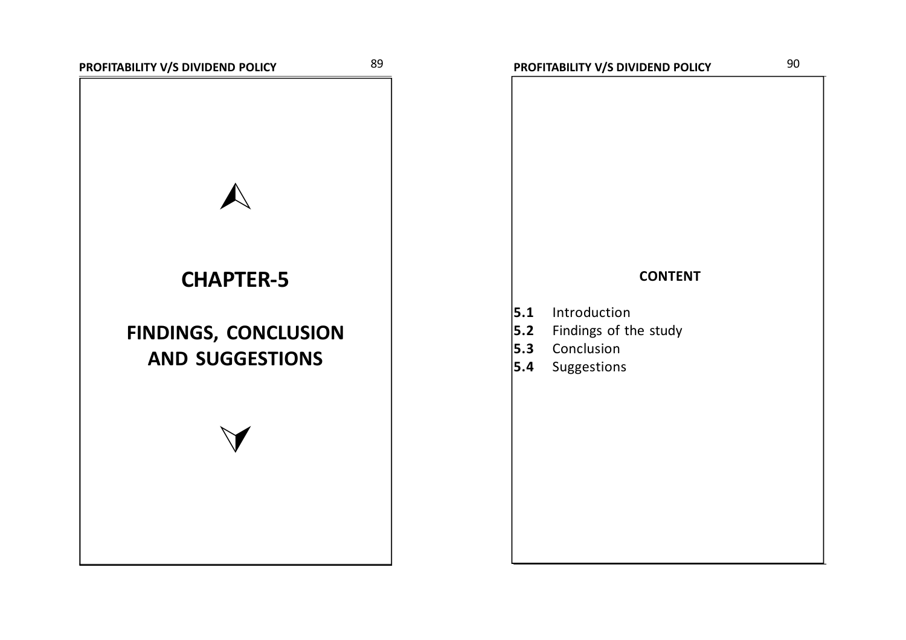# CHAPTER-5

# FINDINGS, CONCLUSION AND SUGGESTIONS

**CONTENT**

**5.1** Introduction
**5.2** Findings of the study
**5.3** Conclusion
**5.4** Suggestions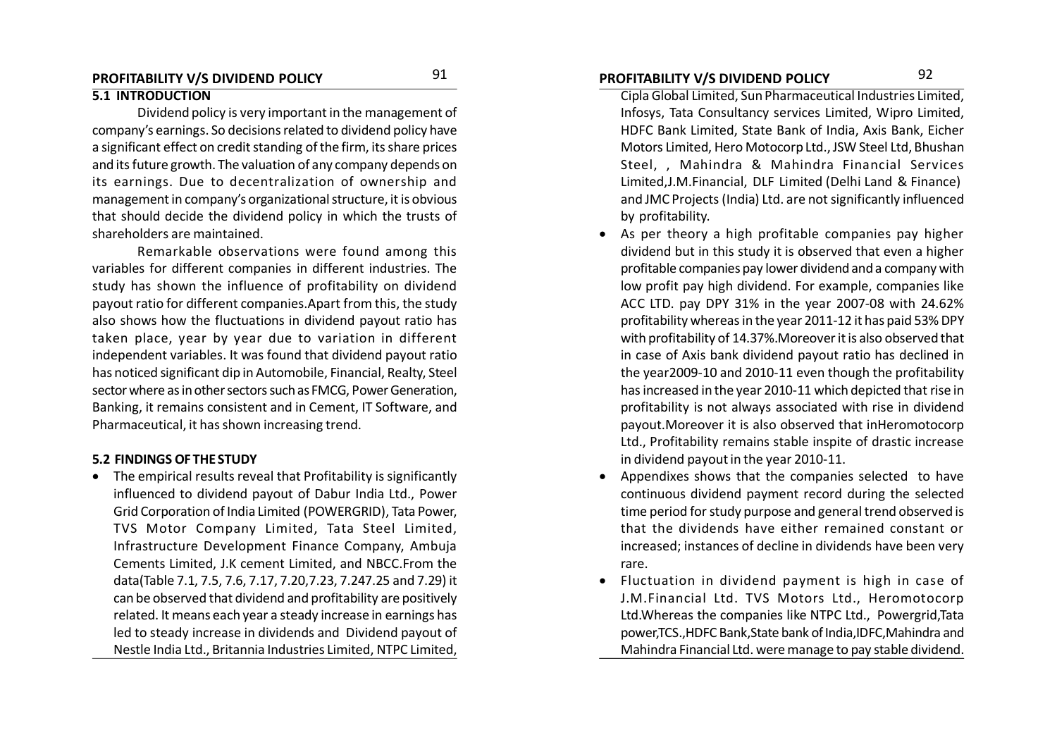## 5.1 INTRODUCTION

Dividend policy is very important in the management of company's earnings. So decisions related to dividend policy have a significant effect on credit standing of the firm, its share prices and its future growth. The valuation of any company depends on its earnings. Due to decentralization of ownership and management in company's organizational structure, it is obvious that should decide the dividend policy in which the trusts of shareholders are maintained.

Remarkable observations were found among this variables for different companies in different industries. The study has shown the influence of profitability on dividend payout ratio for different companies.Apart from this, the study also shows how the fluctuations in dividend payout ratio has taken place, year by year due to variation in different independent variables. It was found that dividend payout ratio has noticed significant dip in Automobile, Financial, Realty, Steel sector where as in other sectors such as FMCG, Power Generation, Banking, it remains consistent and in Cement, IT Software, and Pharmaceutical, it has shown increasing trend.

## 5.2 FINDINGS OF THE STUDY

- The empirical results reveal that Profitability is significantly influenced to dividend payout of Dabur India Ltd., Power Grid Corporation of India Limited (POWERGRID), Tata Power, TVS Motor Company Limited, Tata Steel Limited, Infrastructure Development Finance Company, Ambuja Cements Limited, J.K cement Limited, and NBCC.From the data(Table 7.1, 7.5, 7.6, 7.17, 7.20,7.23, 7.247.25 and 7.29) it can be observed that dividend and profitability are positively related. It means each year a steady increase in earnings has led to steady increase in dividends and Dividend payout of Nestle India Ltd., Britannia Industries Limited, NTPC Limited, Cipla Global Limited, Sun Pharmaceutical Industries Limited, Infosys, Tata Consultancy services Limited, Wipro Limited, HDFC Bank Limited, State Bank of India, Axis Bank, Eicher Motors Limited, Hero Motocorp Ltd., JSW Steel Ltd, Bhushan Steel, , Mahindra & Mahindra Financial Services Limited,J.M.Financial, DLF Limited (Delhi Land & Finance) and JMC Projects (India) Ltd. are not significantly influenced by profitability.
- As per theory a high profitable companies pay higher dividend but in this study it is observed that even a higher profitable companies pay lower dividend and a company with low profit pay high dividend. For example, companies like ACC LTD. pay DPY 31% in the year 2007-08 with 24.62% profitability whereas in the year 2011-12 it has paid 53% DPY with profitability of 14.37%.Moreover it is also observed that in case of Axis bank dividend payout ratio has declined in the year2009-10 and 2010-11 even though the profitability has increased in the year 2010-11 which depicted that rise in profitability is not always associated with rise in dividend payout.Moreover it is also observed that inHeromotocorp Ltd., Profitability remains stable inspite of drastic increase in dividend payout in the year 2010-11.
- Appendixes shows that the companies selected to have continuous dividend payment record during the selected time period for study purpose and general trend observed is that the dividends have either remained constant or increased; instances of decline in dividends have been very rare.
- Fluctuation in dividend payment is high in case of J.M.Financial Ltd. TVS Motors Ltd., Heromotocorp Ltd.Whereas the companies like NTPC Ltd., Powergrid,Tata power,TCS.,HDFC Bank,State bank of India,IDFC,Mahindra and Mahindra Financial Ltd. were manage to pay stable dividend.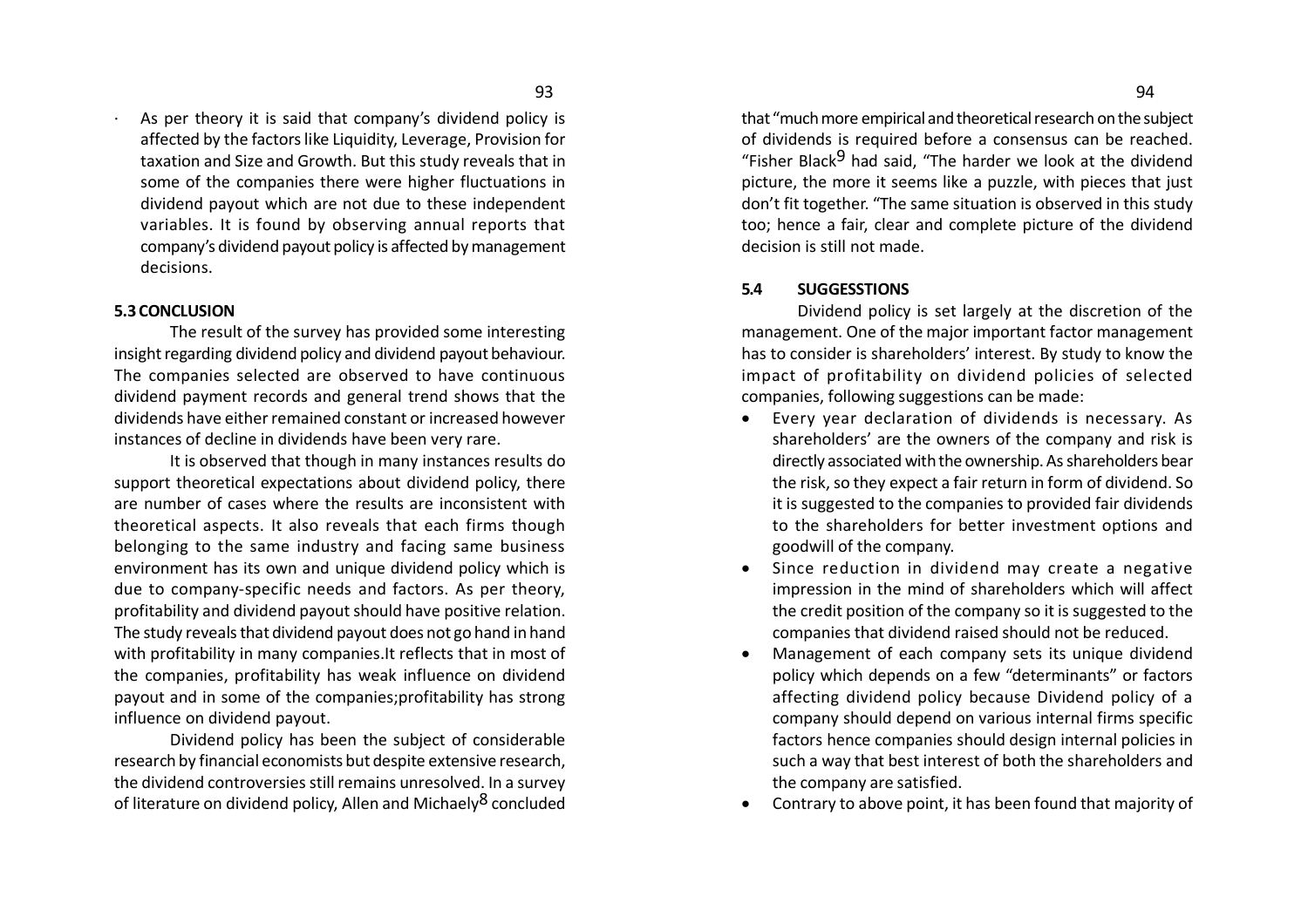- As per theory it is said that company's dividend policy is affected by the factors like Liquidity, Leverage, Provision for taxation and Size and Growth. But this study reveals that in some of the companies there were higher fluctuations in dividend payout which are not due to these independent variables. It is found by observing annual reports that company's dividend payout policy is affected by management decisions.

### 5.3 CONCLUSION

The result of the survey has provided some interesting insight regarding dividend policy and dividend payout behaviour. The companies selected are observed to have continuous dividend payment records and general trend shows that the dividends have either remained constant or increased however instances of decline in dividends have been very rare.

It is observed that though in many instances results do support theoretical expectations about dividend policy, there are number of cases where the results are inconsistent with theoretical aspects. It also reveals that each firms though belonging to the same industry and facing same business environment has its own and unique dividend policy which is due to company-specific needs and factors. As per theory, profitability and dividend payout should have positive relation. The study reveals that dividend payout does not go hand in hand with profitability in many companies.It reflects that in most of the companies, profitability has weak influence on dividend payout and in some of the companies;profitability has strong influence on dividend payout.

Dividend policy has been the subject of considerable research by financial economists but despite extensive research, the dividend controversies still remains unresolved. In a survey of literature on dividend policy, Allen and Michaely[8] concluded that "much more empirical and theoretical research on the subject of dividends is required before a consensus can be reached. "Fisher Black[9] had said, "The harder we look at the dividend picture, the more it seems like a puzzle, with pieces that just don't fit together. "The same situation is observed in this study too; hence a fair, clear and complete picture of the dividend decision is still not made.

### 5.4 SUGGESSTIONS

Dividend policy is set largely at the discretion of the management. One of the major important factor management has to consider is shareholders' interest. By study to know the impact of profitability on dividend policies of selected companies, following suggestions can be made:

- Every year declaration of dividends is necessary. As shareholders' are the owners of the company and risk is directly associated with the ownership. As shareholders bear the risk, so they expect a fair return in form of dividend. So it is suggested to the companies to provided fair dividends to the shareholders for better investment options and goodwill of the company.
- Since reduction in dividend may create a negative impression in the mind of shareholders which will affect the credit position of the company so it is suggested to the companies that dividend raised should not be reduced.
- Management of each company sets its unique dividend policy which depends on a few "determinants" or factors affecting dividend policy because Dividend policy of a company should depend on various internal firms specific factors hence companies should design internal policies in such a way that best interest of both the shareholders and the company are satisfied.
- Contrary to above point, it has been found that majority of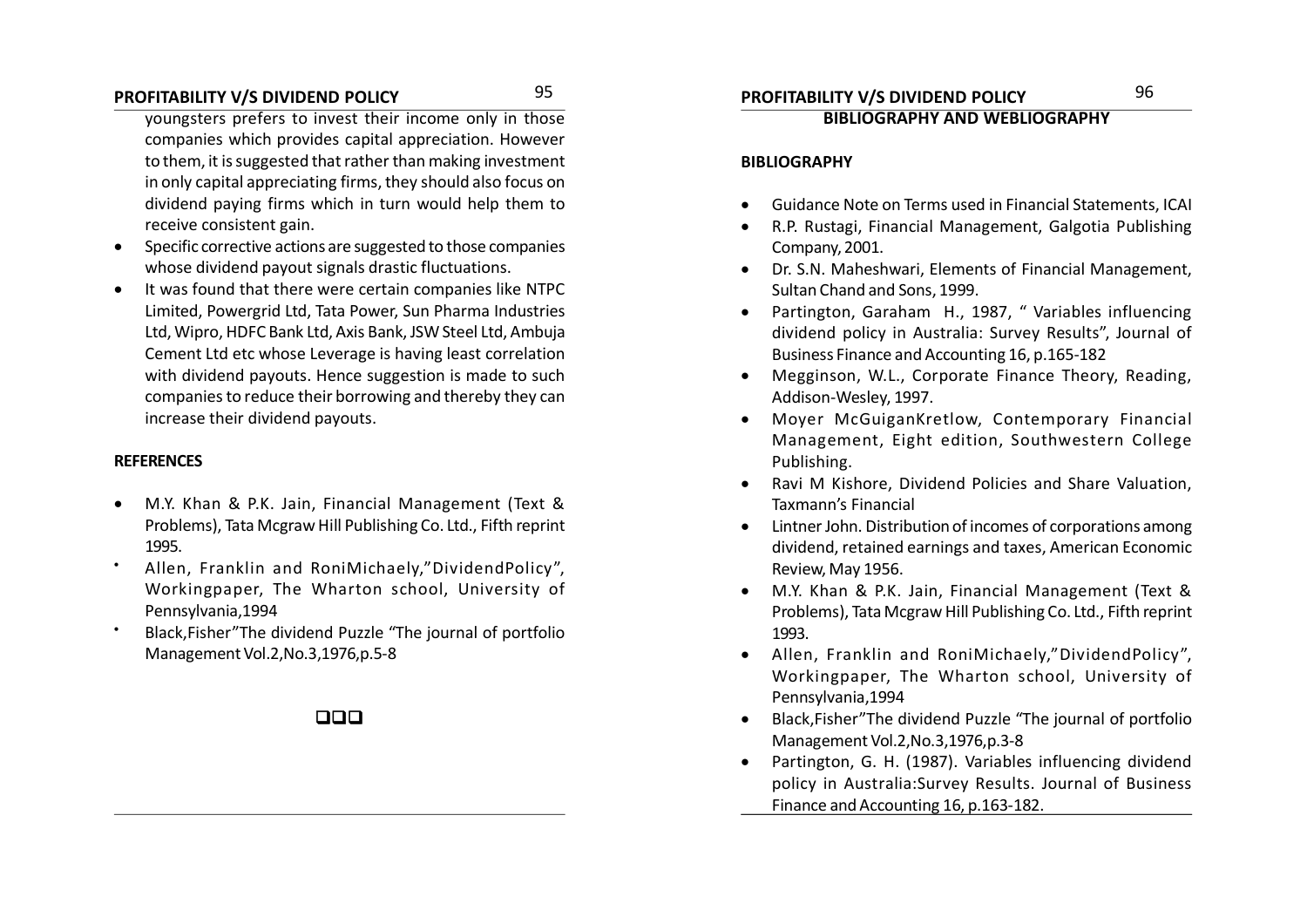youngsters prefers to invest their income only in those companies which provides capital appreciation. However to them, it is suggested that rather than making investment in only capital appreciating firms, they should also focus on dividend paying firms which in turn would help them to receive consistent gain.

- Specific corrective actions are suggested to those companies whose dividend payout signals drastic fluctuations.
- It was found that there were certain companies like NTPC Limited, Powergrid Ltd, Tata Power, Sun Pharma Industries Ltd, Wipro, HDFC Bank Ltd, Axis Bank, JSW Steel Ltd, Ambuja Cement Ltd etc whose Leverage is having least correlation with dividend payouts. Hence suggestion is made to such companies to reduce their borrowing and thereby they can increase their dividend payouts.

**REFERENCES**

- M.Y. Khan & P.K. Jain, Financial Management (Text & Problems), Tata Mcgraw Hill Publishing Co. Ltd., Fifth reprint 1995.
- Allen, Franklin and RoniMichaely,"DividendPolicy", Workingpaper, The Wharton school, University of Pennsylvania,1994
- Black,Fisher"The dividend Puzzle "The journal of portfolio Management Vol.2,No.3,1976,p.5-8

❑❑❑

## BIBLIOGRAPHY AND WEBLIOGRAPHY

**BIBLIOGRAPHY**

- Guidance Note on Terms used in Financial Statements, ICAI
- R.P. Rustagi, Financial Management, Galgotia Publishing Company, 2001.
- Dr. S.N. Maheshwari, Elements of Financial Management, Sultan Chand and Sons, 1999.
- Partington, Garaham H., 1987, " Variables influencing dividend policy in Australia: Survey Results", Journal of Business Finance and Accounting 16, p.165-182
- Megginson, W.L., Corporate Finance Theory, Reading, Addison-Wesley, 1997.
- Moyer McGuiganKretlow, Contemporary Financial Management, Eight edition, Southwestern College Publishing.
- Ravi M Kishore, Dividend Policies and Share Valuation, Taxmann's Financial
- Lintner John. Distribution of incomes of corporations among dividend, retained earnings and taxes, American Economic Review, May 1956.
- M.Y. Khan & P.K. Jain, Financial Management (Text & Problems), Tata Mcgraw Hill Publishing Co. Ltd., Fifth reprint 1993.
- Allen, Franklin and RoniMichaely,"DividendPolicy", Workingpaper, The Wharton school, University of Pennsylvania,1994
- Black,Fisher"The dividend Puzzle "The journal of portfolio Management Vol.2,No.3,1976,p.3-8
- Partington, G. H. (1987). Variables influencing dividend policy in Australia:Survey Results. Journal of Business Finance and Accounting 16, p.163-182.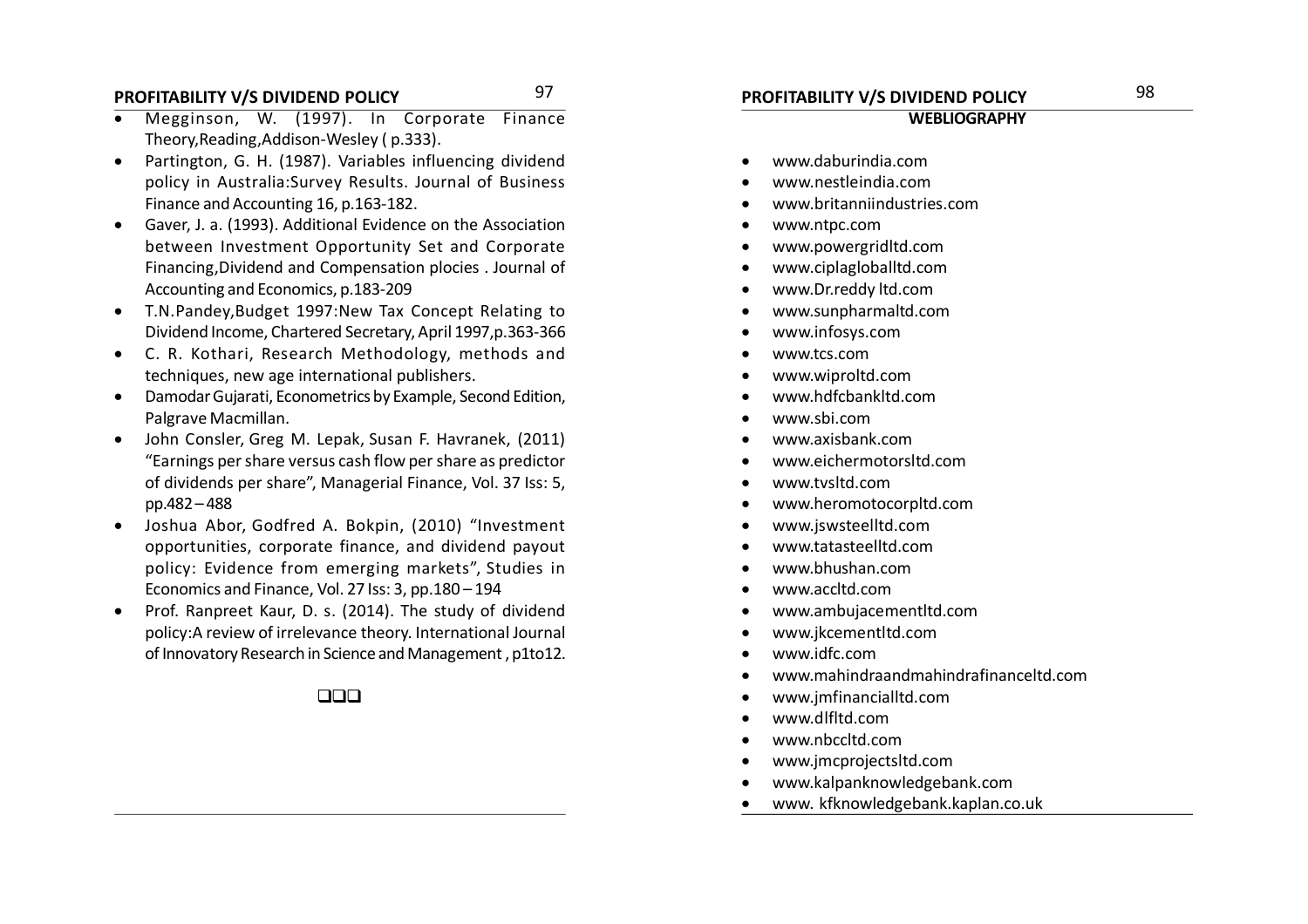- Megginson, W. (1997). In Corporate Finance Theory,Reading,Addison-Wesley ( p.333).
- Partington, G. H. (1987). Variables influencing dividend policy in Australia:Survey Results. Journal of Business Finance and Accounting 16, p.163-182.
- Gaver, J. a. (1993). Additional Evidence on the Association between Investment Opportunity Set and Corporate Financing,Dividend and Compensation plocies . Journal of Accounting and Economics, p.183-209
- T.N.Pandey,Budget 1997:New Tax Concept Relating to Dividend Income, Chartered Secretary, April 1997,p.363-366
- C. R. Kothari, Research Methodology, methods and techniques, new age international publishers.
- Damodar Gujarati, Econometrics by Example, Second Edition, Palgrave Macmillan.
- John Consler, Greg M. Lepak, Susan F. Havranek, (2011) "Earnings per share versus cash flow per share as predictor of dividends per share", Managerial Finance, Vol. 37 Iss: 5, pp.482 – 488
- Joshua Abor, Godfred A. Bokpin, (2010) "Investment opportunities, corporate finance, and dividend payout policy: Evidence from emerging markets", Studies in Economics and Finance, Vol. 27 Iss: 3, pp.180 – 194
- Prof. Ranpreet Kaur, D. s. (2014). The study of dividend policy:A review of irrelevance theory. International Journal of Innovatory Research in Science and Management , p1to12.

❑❑❑

## WEBLIOGRAPHY

- www.daburindia.com
- www.nestleindia.com
- www.britanniindustries.com
- www.ntpc.com
- www.powergridltd.com
- www.ciplagloballtd.com
- www.Dr.reddy ltd.com
- www.sunpharmaltd.com
- www.infosys.com
- www.tcs.com
- www.wiproltd.com
- www.hdfcbankltd.com
- www.sbi.com
- www.axisbank.com
- www.eichermotorsltd.com
- www.tvsltd.com
- www.heromotocorpltd.com
- www.jswsteelltd.com
- www.tatasteelltd.com
- www.bhushan.com
- www.accltd.com
- www.ambujacementltd.com
- www.jkcementltd.com
- www.idfc.com
- www.mahindraandmahindrafinanceltd.com
- www.jmfinancialltd.com
- www.dlfltd.com
- www.nbccltd.com
- www.jmcprojectsltd.com
- www.kalpanknowledgebank.com
- www. kfknowledgebank.kaplan.co.uk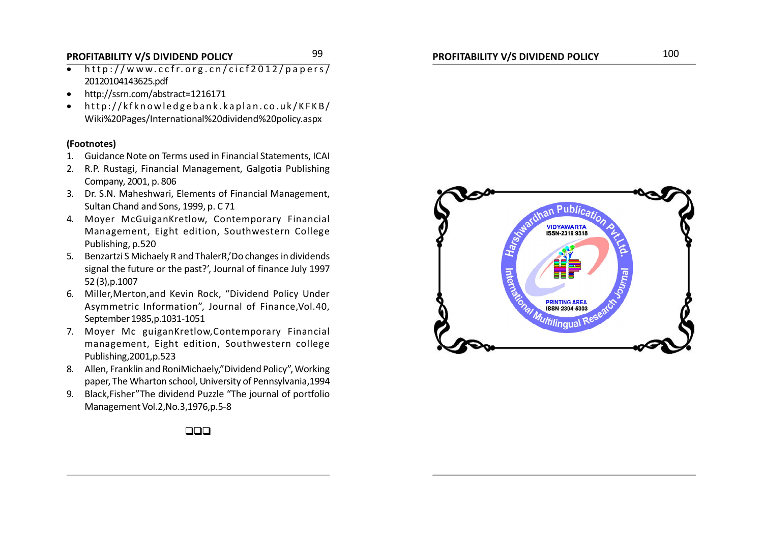- http://www.ccfr.org.cn/cicf2012/papers/20120104143625.pdf
- http://ssrn.com/abstract=1216171
- http://kfknowledgebank.kaplan.co.uk/KFKB/Wiki%20Pages/International%20dividend%20policy.aspx

**(Footnotes)**

1. Guidance Note on Terms used in Financial Statements, ICAI
2. R.P. Rustagi, Financial Management, Galgotia Publishing Company, 2001, p. 806
3. Dr. S.N. Maheshwari, Elements of Financial Management, Sultan Chand and Sons, 1999, p. C 71
4. Moyer McGuiganKretlow, Contemporary Financial Management, Eight edition, Southwestern College Publishing, p.520
5. Benzartzi S Michaely R and ThalerR,'Do changes in dividends signal the future or the past?', Journal of finance July 1997 52 (3),p.1007
6. Miller,Merton,and Kevin Rock, "Dividend Policy Under Asymmetric Information", Journal of Finance,Vol.40, September 1985,p.1031-1051
7. Moyer Mc guiganKretlow,Contemporary Financial management, Eight edition, Southwestern college Publishing,2001,p.523
8. Allen, Franklin and RoniMichaely,"Dividend Policy", Working paper, The Wharton school, University of Pennsylvania,1994
9. Black,Fisher"The dividend Puzzle "The journal of portfolio Management Vol.2,No.3,1976,p.5-8

❑❑❑

Harshwardhan Publication Pvt.Ltd.

VIDYAWARTA
ISSN-2319 9318

PRINTING AREA
ISSN-2394-5303

International Multilingual Research Journal